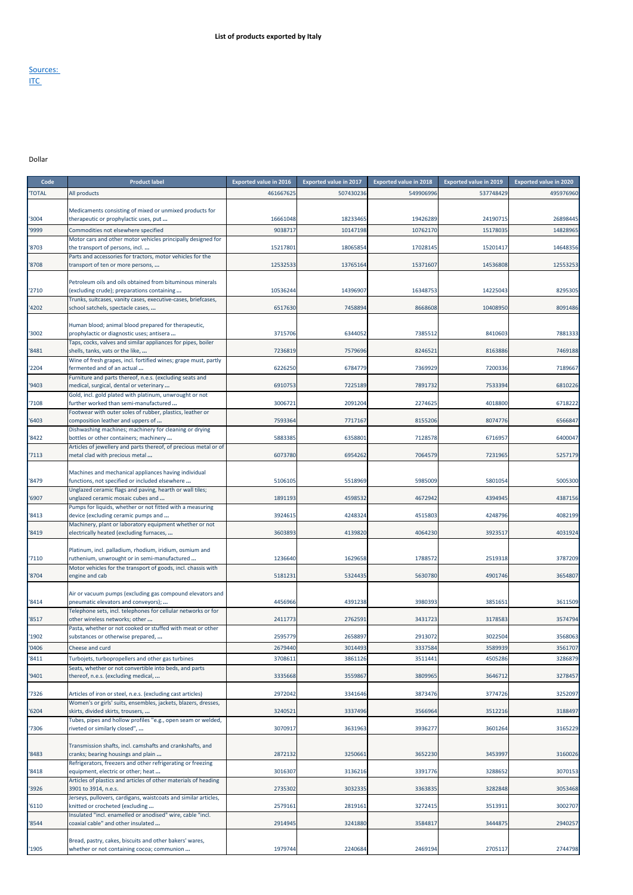# List of products exported by Italy

Sources:
ITC

Dollar

| Code | Product label | Exported value in 2016 | Exported value in 2017 | Exported value in 2018 | Exported value in 2019 | Exported value in 2020 |
|---|---|---|---|---|---|---|
| 'TOTAL | All products | 461667625 | 507430236 | 549906996 | 537748429 | 495976960 |
| '3004 | Medicaments consisting of mixed or unmixed products for therapeutic or prophylactic uses, put ... | 16661048 | 18233465 | 19426289 | 24190715 | 26898445 |
| '9999 | Commodities not elsewhere specified | 9038717 | 10147198 | 10762170 | 15178035 | 14828965 |
| '8703 | Motor cars and other motor vehicles principally designed for the transport of persons, incl. ... | 15217801 | 18065854 | 17028145 | 15201417 | 14648356 |
| '8708 | Parts and accessories for tractors, motor vehicles for the transport of ten or more persons, ... | 12532533 | 13765164 | 15371607 | 14536808 | 12553253 |
| '2710 | Petroleum oils and oils obtained from bituminous minerals (excluding crude); preparations containing ... | 10536244 | 14396907 | 16348753 | 14225043 | 8295305 |
| '4202 | Trunks, suitcases, vanity cases, executive-cases, briefcases, school satchels, spectacle cases, ... | 6517630 | 7458894 | 8668608 | 10408950 | 8091486 |
| '3002 | Human blood; animal blood prepared for therapeutic, prophylactic or diagnostic uses; antisera ... | 3715706 | 6344052 | 7385512 | 8410603 | 7881333 |
| '8481 | Taps, cocks, valves and similar appliances for pipes, boiler shells, tanks, vats or the like, ... | 7236819 | 7579696 | 8246521 | 8163886 | 7469188 |
| '2204 | Wine of fresh grapes, incl. fortified wines; grape must, partly fermented and of an actual ... | 6226250 | 6784779 | 7369929 | 7200336 | 7189667 |
| '9403 | Furniture and parts thereof, n.e.s. (excluding seats and medical, surgical, dental or veterinary ... | 6910753 | 7225189 | 7891732 | 7533394 | 6810226 |
| '7108 | Gold, incl. gold plated with platinum, unwrought or not further worked than semi-manufactured ... | 3006721 | 2091204 | 2274625 | 4018800 | 6718222 |
| '6403 | Footwear with outer soles of rubber, plastics, leather or composition leather and uppers of ... | 7593364 | 7717167 | 8155206 | 8074776 | 6566847 |
| '8422 | Dishwashing machines; machinery for cleaning or drying bottles or other containers; machinery ... | 5883385 | 6358801 | 7128578 | 6716957 | 6400047 |
| '7113 | Articles of jewellery and parts thereof, of precious metal or of metal clad with precious metal ... | 6073780 | 6954262 | 7064579 | 7231965 | 5257179 |
| '8479 | Machines and mechanical appliances having individual functions, not specified or included elsewhere ... | 5106105 | 5518969 | 5985009 | 5801054 | 5005300 |
| '6907 | Unglazed ceramic flags and paving, hearth or wall tiles; unglazed ceramic mosaic cubes and ... | 1891193 | 4598532 | 4672942 | 4394945 | 4387156 |
| '8413 | Pumps for liquids, whether or not fitted with a measuring device (excluding ceramic pumps and ... | 3924615 | 4248324 | 4515803 | 4248796 | 4082199 |
| '8419 | Machinery, plant or laboratory equipment whether or not electrically heated (excluding furnaces, ... | 3603893 | 4139820 | 4064230 | 3923517 | 4031924 |
| '7110 | Platinum, incl. palladium, rhodium, iridium, osmium and ruthenium, unwrought or in semi-manufactured ... | 1236640 | 1629658 | 1788572 | 2519318 | 3787209 |
| '8704 | Motor vehicles for the transport of goods, incl. chassis with engine and cab | 5181231 | 5324435 | 5630780 | 4901746 | 3654807 |
| '8414 | Air or vacuum pumps (excluding gas compound elevators and pneumatic elevators and conveyors); ... | 4456966 | 4391238 | 3980393 | 3851651 | 3611509 |
| '8517 | Telephone sets, incl. telephones for cellular networks or for other wireless networks; other ... | 2411773 | 2762591 | 3431723 | 3178583 | 3574794 |
| '1902 | Pasta, whether or not cooked or stuffed with meat or other substances or otherwise prepared, ... | 2595779 | 2658897 | 2913072 | 3022504 | 3568063 |
| '0406 | Cheese and curd | 2679440 | 3014493 | 3337584 | 3589939 | 3561707 |
| '8411 | Turbojets, turbopropellers and other gas turbines | 3708611 | 3861126 | 3511441 | 4505286 | 3286879 |
| '9401 | Seats, whether or not convertible into beds, and parts thereof, n.e.s. (excluding medical, ... | 3335668 | 3559867 | 3809965 | 3646712 | 3278457 |
| '7326 | Articles of iron or steel, n.e.s. (excluding cast articles) | 2972042 | 3341646 | 3873476 | 3774726 | 3252097 |
| '6204 | Women's or girls' suits, ensembles, jackets, blazers, dresses, skirts, divided skirts, trousers, ... | 3240521 | 3337496 | 3566964 | 3512216 | 3188497 |
| '7306 | Tubes, pipes and hollow profiles "e.g., open seam or welded, riveted or similarly closed", ... | 3070917 | 3631963 | 3936277 | 3601264 | 3165229 |
| '8483 | Transmission shafts, incl. camshafts and crankshafts, and cranks; bearing housings and plain ... | 2872132 | 3250661 | 3652230 | 3453997 | 3160026 |
| '8418 | Refrigerators, freezers and other refrigerating or freezing equipment, electric or other; heat ... | 3016307 | 3136216 | 3391776 | 3288652 | 3070153 |
| '3926 | Articles of plastics and articles of other materials of heading 3901 to 3914, n.e.s. | 2735302 | 3032335 | 3363835 | 3282848 | 3053468 |
| '6110 | Jerseys, pullovers, cardigans, waistcoats and similar articles, knitted or crocheted (excluding ... | 2579161 | 2819161 | 3272415 | 3513911 | 3002707 |
| '8544 | Insulated "incl. enamelled or anodised" wire, cable "incl. coaxial cable" and other insulated ... | 2914945 | 3241880 | 3584817 | 3444875 | 2940257 |
| '1905 | Bread, pastry, cakes, biscuits and other bakers' wares, whether or not containing cocoa; communion ... | 1979744 | 2240684 | 2469194 | 2705117 | 2744798 |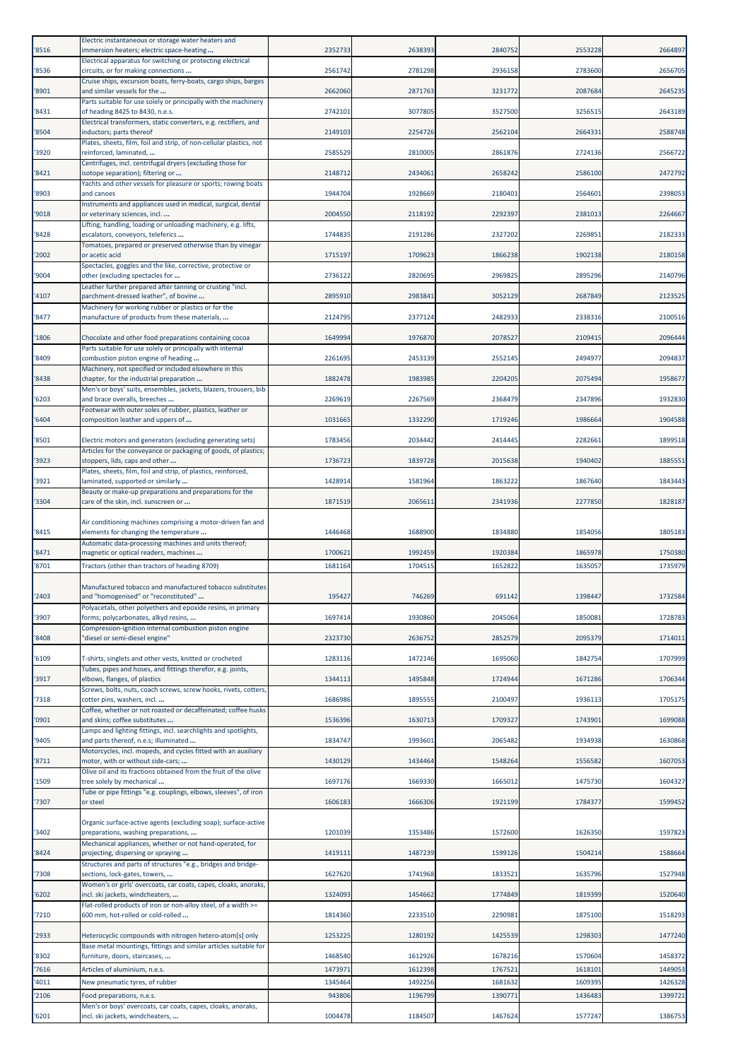| | | | | | | |
|---|---|---|---|---|---|---|
| '8516 | Electric instantaneous or storage water heaters and immersion heaters; electric space-heating ... | 2352733 | 2638393 | 2840752 | 2553228 | 2664897 |
| '8536 | Electrical apparatus for switching or protecting electrical circuits, or for making connections ... | 2561742 | 2781298 | 2936158 | 2783600 | 2656705 |
| '8901 | Cruise ships, excursion boats, ferry-boats, cargo ships, barges and similar vessels for the ... | 2662060 | 2871763 | 3231772 | 2087684 | 2645235 |
| '8431 | Parts suitable for use solely or principally with the machinery of heading 8425 to 8430, n.e.s. | 2742101 | 3077805 | 3527500 | 3256515 | 2643189 |
| '8504 | Electrical transformers, static converters, e.g. rectifiers, and inductors; parts thereof | 2149103 | 2254726 | 2562104 | 2664331 | 2588748 |
| '3920 | Plates, sheets, film, foil and strip, of non-cellular plastics, not reinforced, laminated, ... | 2585529 | 2810005 | 2861876 | 2724136 | 2566722 |
| '8421 | Centrifuges, incl. centrifugal dryers (excluding those for isotope separation); filtering or ... | 2148712 | 2434061 | 2658242 | 2586100 | 2472792 |
| '8903 | Yachts and other vessels for pleasure or sports; rowing boats and canoes | 1944704 | 1928669 | 2180401 | 2564601 | 2398053 |
| '9018 | Instruments and appliances used in medical, surgical, dental or veterinary sciences, incl. ... | 2004550 | 2118192 | 2292397 | 2381013 | 2264667 |
| '8428 | Lifting, handling, loading or unloading machinery, e.g. lifts, escalators, conveyors, teleferics ... | 1744835 | 2191286 | 2327202 | 2269851 | 2182333 |
| '2002 | Tomatoes, prepared or preserved otherwise than by vinegar or acetic acid | 1715197 | 1709623 | 1866238 | 1902138 | 2180158 |
| '9004 | Spectacles, goggles and the like, corrective, protective or other (excluding spectacles for ... | 2736122 | 2820695 | 2969825 | 2895296 | 2140796 |
| '4107 | Leather further prepared after tanning or crusting "incl. parchment-dressed leather", of bovine ... | 2895910 | 2983841 | 3052129 | 2687849 | 2123525 |
| '8477 | Machinery for working rubber or plastics or for the manufacture of products from these materials, ... | 2124795 | 2377124 | 2482933 | 2338316 | 2100516 |
| '1806 | Chocolate and other food preparations containing cocoa | 1649994 | 1976870 | 2078527 | 2109415 | 2096444 |
| '8409 | Parts suitable for use solely or principally with internal combustion piston engine of heading ... | 2261695 | 2453139 | 2552145 | 2494977 | 2094837 |
| '8438 | Machinery, not specified or included elsewhere in this chapter, for the industrial preparation ... | 1882478 | 1983985 | 2204205 | 2075494 | 1958677 |
| '6203 | Men's or boys' suits, ensembles, jackets, blazers, trousers, bib and brace overalls, breeches ... | 2269619 | 2267569 | 2368479 | 2347896 | 1932830 |
| '6404 | Footwear with outer soles of rubber, plastics, leather or composition leather and uppers of ... | 1031665 | 1332290 | 1719246 | 1986664 | 1904588 |
| '8501 | Electric motors and generators (excluding generating sets) | 1783456 | 2034442 | 2414445 | 2282661 | 1899518 |
| '3923 | Articles for the conveyance or packaging of goods, of plastics; stoppers, lids, caps and other ... | 1736723 | 1839728 | 2015638 | 1940402 | 1885551 |
| '3921 | Plates, sheets, film, foil and strip, of plastics, reinforced, laminated, supported or similarly ... | 1428914 | 1581964 | 1863222 | 1867640 | 1843443 |
| '3304 | Beauty or make-up preparations and preparations for the care of the skin, incl. sunscreen or ... | 1871519 | 2065611 | 2341936 | 2277850 | 1828187 |
| '8415 | Air conditioning machines comprising a motor-driven fan and elements for changing the temperature ... | 1446468 | 1688900 | 1834880 | 1854056 | 1805183 |
| '8471 | Automatic data-processing machines and units thereof; magnetic or optical readers, machines ... | 1700621 | 1992459 | 1920384 | 1865978 | 1750380 |
| '8701 | Tractors (other than tractors of heading 8709) | 1681164 | 1704515 | 1652822 | 1635057 | 1735979 |
| '2403 | Manufactured tobacco and manufactured tobacco substitutes and "homogenised" or "reconstituted" ... | 195427 | 746269 | 691142 | 1398447 | 1732584 |
| '3907 | Polyacetals, other polyethers and epoxide resins, in primary forms; polycarbonates, alkyd resins, ... | 1697414 | 1930860 | 2045064 | 1850081 | 1728783 |
| '8408 | Compression-ignition internal combustion piston engine "diesel or semi-diesel engine" | 2323730 | 2636752 | 2852579 | 2095379 | 1714011 |
| '6109 | T-shirts, singlets and other vests, knitted or crocheted | 1283116 | 1472146 | 1695060 | 1842754 | 1707999 |
| '3917 | Tubes, pipes and hoses, and fittings therefor, e.g. joints, elbows, flanges, of plastics | 1344113 | 1495848 | 1724944 | 1671286 | 1706344 |
| '7318 | Screws, bolts, nuts, coach screws, screw hooks, rivets, cotters, cotter pins, washers, incl. ... | 1686986 | 1895555 | 2100497 | 1936113 | 1705175 |
| '0901 | Coffee, whether or not roasted or decaffeinated; coffee husks and skins; coffee substitutes ... | 1536396 | 1630713 | 1709327 | 1743901 | 1699088 |
| '9405 | Lamps and lighting fittings, incl. searchlights and spotlights, and parts thereof, n.e.s; illuminated ... | 1834747 | 1993601 | 2065482 | 1934938 | 1630868 |
| '8711 | Motorcycles, incl. mopeds, and cycles fitted with an auxiliary motor, with or without side-cars; ... | 1430129 | 1434464 | 1548264 | 1556582 | 1607053 |
| '1509 | Olive oil and its fractions obtained from the fruit of the olive tree solely by mechanical ... | 1697176 | 1669330 | 1665012 | 1475730 | 1604327 |
| '7307 | Tube or pipe fittings "e.g. couplings, elbows, sleeves", of iron or steel | 1606183 | 1666306 | 1921199 | 1784377 | 1599452 |
| '3402 | Organic surface-active agents (excluding soap); surface-active preparations, washing preparations, ... | 1201039 | 1353486 | 1572600 | 1626350 | 1597823 |
| '8424 | Mechanical appliances, whether or not hand-operated, for projecting, dispersing or spraying ... | 1419111 | 1487239 | 1599126 | 1504214 | 1588664 |
| '7308 | Structures and parts of structures "e.g., bridges and bridge-sections, lock-gates, towers, ... | 1627620 | 1741968 | 1833521 | 1635796 | 1527948 |
| '6202 | Women's or girls' overcoats, car coats, capes, cloaks, anoraks, incl. ski jackets, windcheaters, ... | 1324093 | 1454662 | 1774849 | 1819399 | 1520640 |
| '7210 | Flat-rolled products of iron or non-alloy steel, of a width >= 600 mm, hot-rolled or cold-rolled ... | 1814360 | 2233510 | 2290981 | 1875100 | 1518293 |
| '2933 | Heterocyclic compounds with nitrogen hetero-atom[s] only | 1253225 | 1280192 | 1425539 | 1298303 | 1477240 |
| '8302 | Base metal mountings, fittings and similar articles suitable for furniture, doors, staircases, ... | 1468540 | 1612926 | 1678216 | 1570604 | 1458372 |
| '7616 | Articles of aluminium, n.e.s. | 1473971 | 1612398 | 1767521 | 1618101 | 1449053 |
| '4011 | New pneumatic tyres, of rubber | 1345464 | 1492256 | 1681632 | 1609395 | 1426328 |
| '2106 | Food preparations, n.e.s. | 943806 | 1196799 | 1390771 | 1436483 | 1399721 |
| '6201 | Men's or boys' overcoats, car coats, capes, cloaks, anoraks, incl. ski jackets, windcheaters, ... | 1004478 | 1184507 | 1467624 | 1577247 | 1386753 |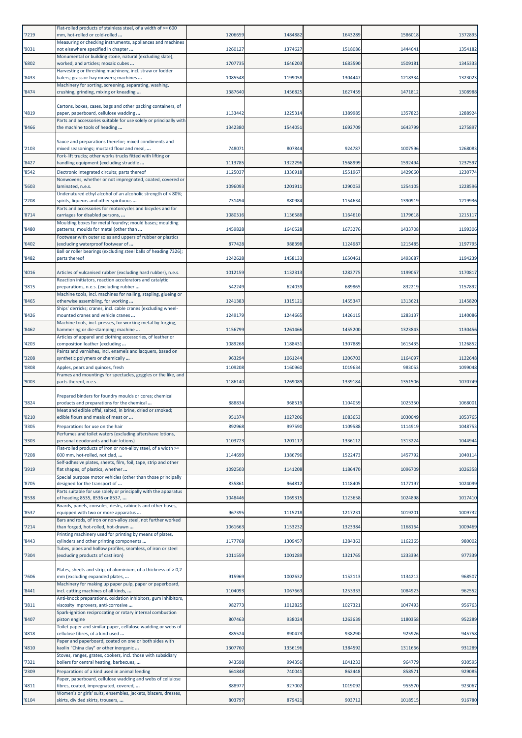| '7219 | Flat-rolled products of stainless steel, of a width of >= 600 mm, hot-rolled or cold-rolled ... | 1206659 | 1484882 | 1643289 | 1586018 | 1372895 |
|---|---|---|---|---|---|---|
| '9031 | Measuring or checking instruments, appliances and machines not elsewhere specified in chapter ... | 1260127 | 1374627 | 1518086 | 1444641 | 1354182 |
| '6802 | Monumental or building stone, natural (excluding slate), worked, and articles; mosaic cubes ... | 1707735 | 1646203 | 1683590 | 1509181 | 1345333 |
| '8433 | Harvesting or threshing machinery, incl. straw or fodder balers; grass or hay mowers; machines ... | 1085548 | 1199058 | 1304447 | 1218334 | 1323023 |
| '8474 | Machinery for sorting, screening, separating, washing, crushing, grinding, mixing or kneading ... | 1387640 | 1456825 | 1627459 | 1471812 | 1308988 |
| '4819 | Cartons, boxes, cases, bags and other packing containers, of paper, paperboard, cellulose wadding ... | 1133442 | 1225314 | 1389985 | 1357823 | 1288924 |
| '8466 | Parts and accessories suitable for use solely or principally with the machine tools of heading ... | 1342380 | 1544051 | 1692709 | 1643799 | 1275897 |
| '2103 | Sauce and preparations therefor; mixed condiments and mixed seasonings; mustard flour and meal, ... | 748071 | 807844 | 924787 | 1007596 | 1268083 |
| '8427 | Fork-lift trucks; other works trucks fitted with lifting or handling equipment (excluding straddle ... | 1113785 | 1322296 | 1568999 | 1592494 | 1237597 |
| '8542 | Electronic integrated circuits; parts thereof | 1125037 | 1336918 | 1551967 | 1429660 | 1230774 |
| '5603 | Nonwovens, whether or not impregnated, coated, covered or laminated, n.e.s. | 1096093 | 1201911 | 1290053 | 1254105 | 1228596 |
| '2208 | Undenatured ethyl alcohol of an alcoholic strength of < 80%; spirits, liqueurs and other spirituous ... | 731494 | 880984 | 1154634 | 1390919 | 1219936 |
| '8714 | Parts and accessories for motorcycles and bicycles and for carriages for disabled persons, ... | 1080316 | 1136588 | 1164610 | 1179618 | 1215117 |
| '8480 | Moulding boxes for metal foundry; mould bases; moulding patterns; moulds for metal (other than ... | 1459828 | 1640528 | 1673276 | 1433708 | 1199306 |
| '6402 | Footwear with outer soles and uppers of rubber or plastics (excluding waterproof footwear of ... | 877428 | 988398 | 1124687 | 1215485 | 1197795 |
| '8482 | Ball or roller bearings (excluding steel balls of heading 7326); parts thereof | 1242628 | 1458133 | 1650461 | 1493687 | 1194239 |
| '4016 | Articles of vulcanised rubber (excluding hard rubber), n.e.s. | 1012159 | 1132313 | 1282775 | 1199067 | 1170817 |
| '3815 | Reaction initiators, reaction accelerators and catalytic preparations, n.e.s. (excluding rubber ... | 542249 | 624039 | 689865 | 832219 | 1157892 |
| '8465 | Machine tools, incl. machines for nailing, stapling, glueing or otherwise assembling, for working ... | 1241383 | 1315121 | 1455347 | 1313621 | 1145820 |
| '8426 | Ships' derricks; cranes, incl. cable cranes (excluding wheel-mounted cranes and vehicle cranes ... | 1249179 | 1244665 | 1426115 | 1283137 | 1140086 |
| '8462 | Machine tools, incl. presses, for working metal by forging, hammering or die-stamping; machine ... | 1156799 | 1261466 | 1455200 | 1323843 | 1130456 |
| '4203 | Articles of apparel and clothing accessories, of leather or composition leather (excluding ... | 1089268 | 1188431 | 1307889 | 1615435 | 1126852 |
| '3208 | Paints and varnishes, incl. enamels and lacquers, based on synthetic polymers or chemically ... | 963294 | 1061244 | 1206703 | 1164097 | 1122648 |
| '0808 | Apples, pears and quinces, fresh | 1109208 | 1160960 | 1019634 | 983053 | 1099048 |
| '9003 | Frames and mountings for spectacles, goggles or the like, and parts thereof, n.e.s. | 1186140 | 1269089 | 1339184 | 1351506 | 1070749 |
| '3824 | Prepared binders for foundry moulds or cores; chemical products and preparations for the chemical ... | 888834 | 968519 | 1104059 | 1025350 | 1068001 |
| '0210 | Meat and edible offal, salted, in brine, dried or smoked; edible flours and meals of meat or ... | 951374 | 1027206 | 1083653 | 1030049 | 1053765 |
| '3305 | Preparations for use on the hair | 892968 | 997590 | 1109588 | 1114919 | 1048753 |
| '3303 | Perfumes and toilet waters (excluding aftershave lotions, personal deodorants and hair lotions) | 1103723 | 1201117 | 1336112 | 1313224 | 1044944 |
| '7208 | Flat-rolled products of iron or non-alloy steel, of a width >= 600 mm, hot-rolled, not clad, ... | 1144699 | 1386796 | 1522473 | 1457792 | 1040114 |
| '3919 | Self-adhesive plates, sheets, film, foil, tape, strip and other flat shapes, of plastics, whether ... | 1092503 | 1141208 | 1186470 | 1096709 | 1026358 |
| '8705 | Special purpose motor vehicles (other than those principally designed for the transport of ... | 835861 | 964812 | 1118405 | 1177197 | 1024099 |
| '8538 | Parts suitable for use solely or principally with the apparatus of heading 8535, 8536 or 8537, ... | 1048446 | 1069315 | 1123658 | 1024898 | 1017410 |
| '8537 | Boards, panels, consoles, desks, cabinets and other bases, equipped with two or more apparatus ... | 967395 | 1115218 | 1217231 | 1019201 | 1009732 |
| '7214 | Bars and rods, of iron or non-alloy steel, not further worked than forged, hot-rolled, hot-drawn ... | 1061663 | 1153232 | 1323384 | 1168164 | 1009469 |
| '8443 | Printing machinery used for printing by means of plates, cylinders and other printing components ... | 1177768 | 1309457 | 1284363 | 1162365 | 980002 |
| '7304 | Tubes, pipes and hollow profiles, seamless, of iron or steel (excluding products of cast iron) | 1011559 | 1001289 | 1321765 | 1233394 | 977339 |
| '7606 | Plates, sheets and strip, of aluminium, of a thickness of > 0,2 mm (excluding expanded plates, ... | 915969 | 1002632 | 1152113 | 1134212 | 968507 |
| '8441 | Machinery for making up paper pulp, paper or paperboard, incl. cutting machines of all kinds, ... | 1104093 | 1067663 | 1253333 | 1084923 | 962552 |
| '3811 | Anti-knock preparations, oxidation inhibitors, gum inhibitors, viscosity improvers, anti-corrosive ... | 982773 | 1012825 | 1027321 | 1047493 | 956763 |
| '8407 | Spark-ignition reciprocating or rotary internal combustion piston engine | 807463 | 938024 | 1263639 | 1180358 | 952289 |
| '4818 | Toilet paper and similar paper, cellulose wadding or webs of cellulose fibres, of a kind used ... | 885524 | 890473 | 938290 | 925926 | 945758 |
| '4810 | Paper and paperboard, coated on one or both sides with kaolin "China clay" or other inorganic ... | 1307760 | 1356196 | 1384592 | 1311666 | 931289 |
| '7321 | Stoves, ranges, grates, cookers, incl. those with subsidiary boilers for central heating, barbecues, ... | 943598 | 994356 | 1041233 | 964779 | 930595 |
| '2309 | Preparations of a kind used in animal feeding | 661848 | 740041 | 862448 | 858571 | 929085 |
| '4811 | Paper, paperboard, cellulose wadding and webs of cellulose fibres, coated, impregnated, covered, ... | 888977 | 927002 | 1019092 | 955570 | 923067 |
| '6104 | Women's or girls' suits, ensembles, jackets, blazers, dresses, skirts, divided skirts, trousers, ... | 803797 | 879421 | 903712 | 1018515 | 916780 |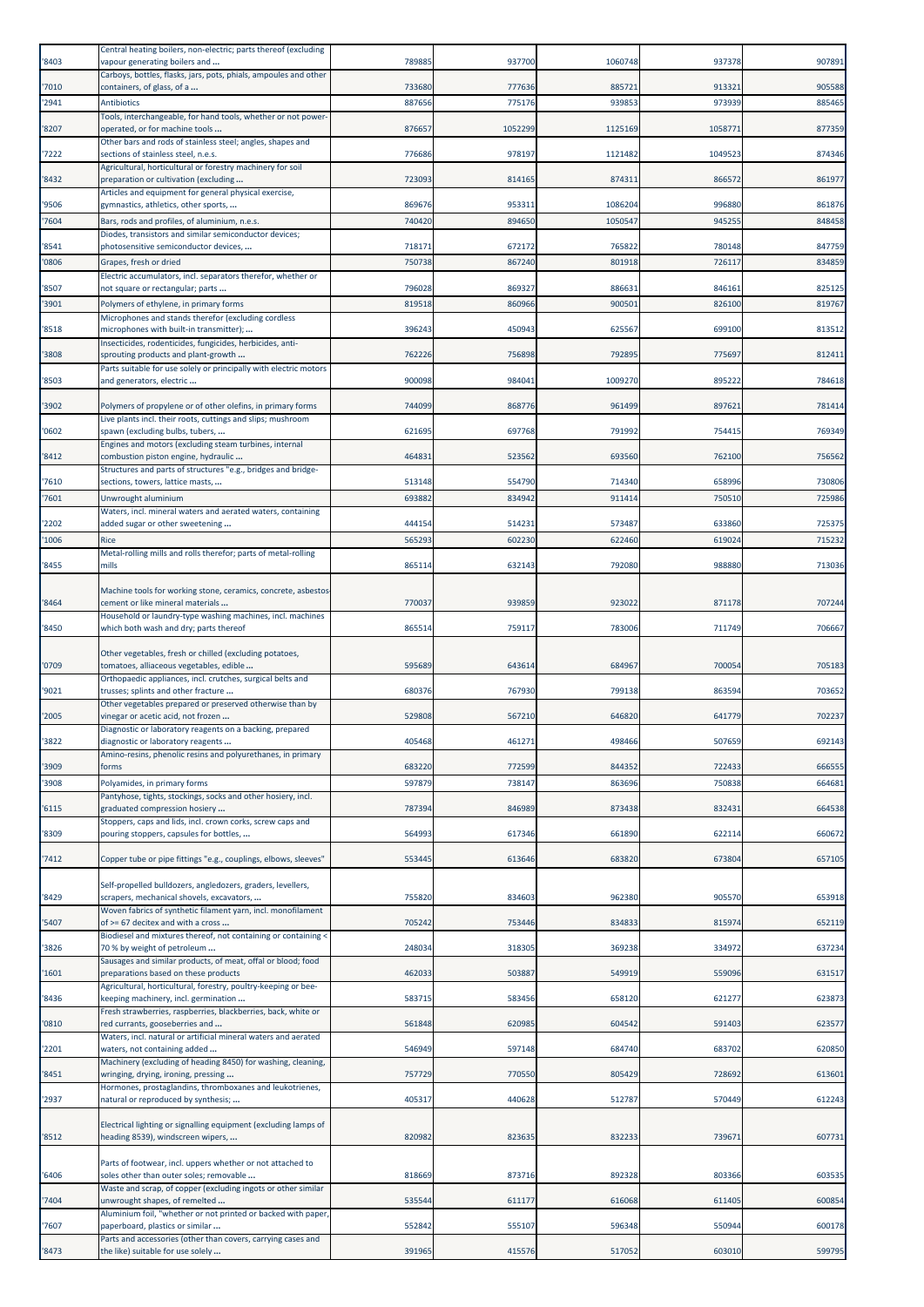| '8403 | Central heating boilers, non-electric; parts thereof (excluding vapour generating boilers and ... | 789885 | 937700 | 1060748 | 937378 | 907891 |
|---|---|---|---|---|---|---|
| '7010 | Carboys, bottles, flasks, jars, pots, phials, ampoules and other containers, of glass, of a ... | 733680 | 777636 | 885721 | 913321 | 905588 |
| '2941 | Antibiotics | 887656 | 775176 | 939853 | 973939 | 885465 |
| '8207 | Tools, interchangeable, for hand tools, whether or not power-operated, or for machine tools ... | 876657 | 1052299 | 1125169 | 1058771 | 877359 |
| '7222 | Other bars and rods of stainless steel; angles, shapes and sections of stainless steel, n.e.s. | 776686 | 978197 | 1121482 | 1049523 | 874346 |
| '8432 | Agricultural, horticultural or forestry machinery for soil preparation or cultivation (excluding ... | 723093 | 814165 | 874311 | 866572 | 861977 |
| '9506 | Articles and equipment for general physical exercise, gymnastics, athletics, other sports, ... | 869676 | 953311 | 1086204 | 996880 | 861876 |
| '7604 | Bars, rods and profiles, of aluminium, n.e.s. | 740420 | 894650 | 1050547 | 945255 | 848458 |
| '8541 | Diodes, transistors and similar semiconductor devices; photosensitive semiconductor devices, ... | 718171 | 672172 | 765822 | 780148 | 847759 |
| '0806 | Grapes, fresh or dried | 750738 | 867240 | 801918 | 726117 | 834859 |
| '8507 | Electric accumulators, incl. separators therefor, whether or not square or rectangular; parts ... | 796028 | 869327 | 886631 | 846161 | 825125 |
| '3901 | Polymers of ethylene, in primary forms | 819518 | 860966 | 900501 | 826100 | 819767 |
| '8518 | Microphones and stands therefor (excluding cordless microphones with built-in transmitter); ... | 396243 | 450943 | 625567 | 699100 | 813512 |
| '3808 | Insecticides, rodenticides, fungicides, herbicides, anti-sprouting products and plant-growth ... | 762226 | 756898 | 792895 | 775697 | 812411 |
| '8503 | Parts suitable for use solely or principally with electric motors and generators, electric ... | 900098 | 984041 | 1009270 | 895222 | 784618 |
| '3902 | Polymers of propylene or of other olefins, in primary forms | 744099 | 868776 | 961499 | 897621 | 781414 |
| '0602 | Live plants incl. their roots, cuttings and slips; mushroom spawn (excluding bulbs, tubers, ... | 621695 | 697768 | 791992 | 754415 | 769349 |
| '8412 | Engines and motors (excluding steam turbines, internal combustion piston engine, hydraulic ... | 464831 | 523562 | 693560 | 762100 | 756562 |
| '7610 | Structures and parts of structures "e.g., bridges and bridge-sections, towers, lattice masts, ... | 513148 | 554790 | 714340 | 658996 | 730806 |
| '7601 | Unwrought aluminium | 693882 | 834942 | 911414 | 750510 | 725986 |
| '2202 | Waters, incl. mineral waters and aerated waters, containing added sugar or other sweetening ... | 444154 | 514231 | 573487 | 633860 | 725375 |
| '1006 | Rice | 565293 | 602230 | 622460 | 619024 | 715232 |
| '8455 | Metal-rolling mills and rolls therefor; parts of metal-rolling mills | 865114 | 632143 | 792080 | 988880 | 713036 |
| '8464 | Machine tools for working stone, ceramics, concrete, asbestos-cement or like mineral materials ... | 770037 | 939859 | 923022 | 871178 | 707244 |
| '8450 | Household or laundry-type washing machines, incl. machines which both wash and dry; parts thereof | 865514 | 759117 | 783006 | 711749 | 706667 |
| '0709 | Other vegetables, fresh or chilled (excluding potatoes, tomatoes, alliaceous vegetables, edible ... | 595689 | 643614 | 684967 | 700054 | 705183 |
| '9021 | Orthopaedic appliances, incl. crutches, surgical belts and trusses; splints and other fracture ... | 680376 | 767930 | 799138 | 863594 | 703652 |
| '2005 | Other vegetables prepared or preserved otherwise than by vinegar or acetic acid, not frozen ... | 529808 | 567210 | 646820 | 641779 | 702237 |
| '3822 | Diagnostic or laboratory reagents on a backing, prepared diagnostic or laboratory reagents ... | 405468 | 461271 | 498466 | 507659 | 692143 |
| '3909 | Amino-resins, phenolic resins and polyurethanes, in primary forms | 683220 | 772599 | 844352 | 722433 | 666555 |
| '3908 | Polyamides, in primary forms | 597879 | 738147 | 863696 | 750838 | 664681 |
| '6115 | Pantyhose, tights, stockings, socks and other hosiery, incl. graduated compression hosiery ... | 787394 | 846989 | 873438 | 832431 | 664538 |
| '8309 | Stoppers, caps and lids, incl. crown corks, screw caps and pouring stoppers, capsules for bottles, ... | 564993 | 617346 | 661890 | 622114 | 660672 |
| '7412 | Copper tube or pipe fittings "e.g., couplings, elbows, sleeves" | 553445 | 613646 | 683820 | 673804 | 657105 |
| '8429 | Self-propelled bulldozers, angledozers, graders, levellers, scrapers, mechanical shovels, excavators, ... | 755820 | 834603 | 962380 | 905570 | 653918 |
| '5407 | Woven fabrics of synthetic filament yarn, incl. monofilament of >= 67 decitex and with a cross ... | 705242 | 753446 | 834833 | 815974 | 652119 |
| '3826 | Biodiesel and mixtures thereof, not containing or containing < 70 % by weight of petroleum ... | 248034 | 318305 | 369238 | 334972 | 637234 |
| '1601 | Sausages and similar products, of meat, offal or blood; food preparations based on these products | 462033 | 503887 | 549919 | 559096 | 631517 |
| '8436 | Agricultural, horticultural, forestry, poultry-keeping or bee-keeping machinery, incl. germination ... | 583715 | 583456 | 658120 | 621277 | 623873 |
| '0810 | Fresh strawberries, raspberries, blackberries, back, white or red currants, gooseberries and ... | 561848 | 620985 | 604542 | 591403 | 623577 |
| '2201 | Waters, incl. natural or artificial mineral waters and aerated waters, not containing added ... | 546949 | 597148 | 684740 | 683702 | 620850 |
| '8451 | Machinery (excluding of heading 8450) for washing, cleaning, wringing, drying, ironing, pressing ... | 757729 | 770550 | 805429 | 728692 | 613601 |
| '2937 | Hormones, prostaglandins, thromboxanes and leukotrienes, natural or reproduced by synthesis; ... | 405317 | 440628 | 512787 | 570449 | 612243 |
| '8512 | Electrical lighting or signalling equipment (excluding lamps of heading 8539), windscreen wipers, ... | 820982 | 823635 | 832233 | 739671 | 607731 |
| '6406 | Parts of footwear, incl. uppers whether or not attached to soles other than outer soles; removable ... | 818669 | 873716 | 892328 | 803366 | 603535 |
| '7404 | Waste and scrap, of copper (excluding ingots or other similar unwrought shapes, of remelted ... | 535544 | 611177 | 616068 | 611405 | 600854 |
| '7607 | Aluminium foil, "whether or not printed or backed with paper, paperboard, plastics or similar ... | 552842 | 555107 | 596348 | 550944 | 600178 |
| '8473 | Parts and accessories (other than covers, carrying cases and the like) suitable for use solely ... | 391965 | 415576 | 517052 | 603010 | 599795 |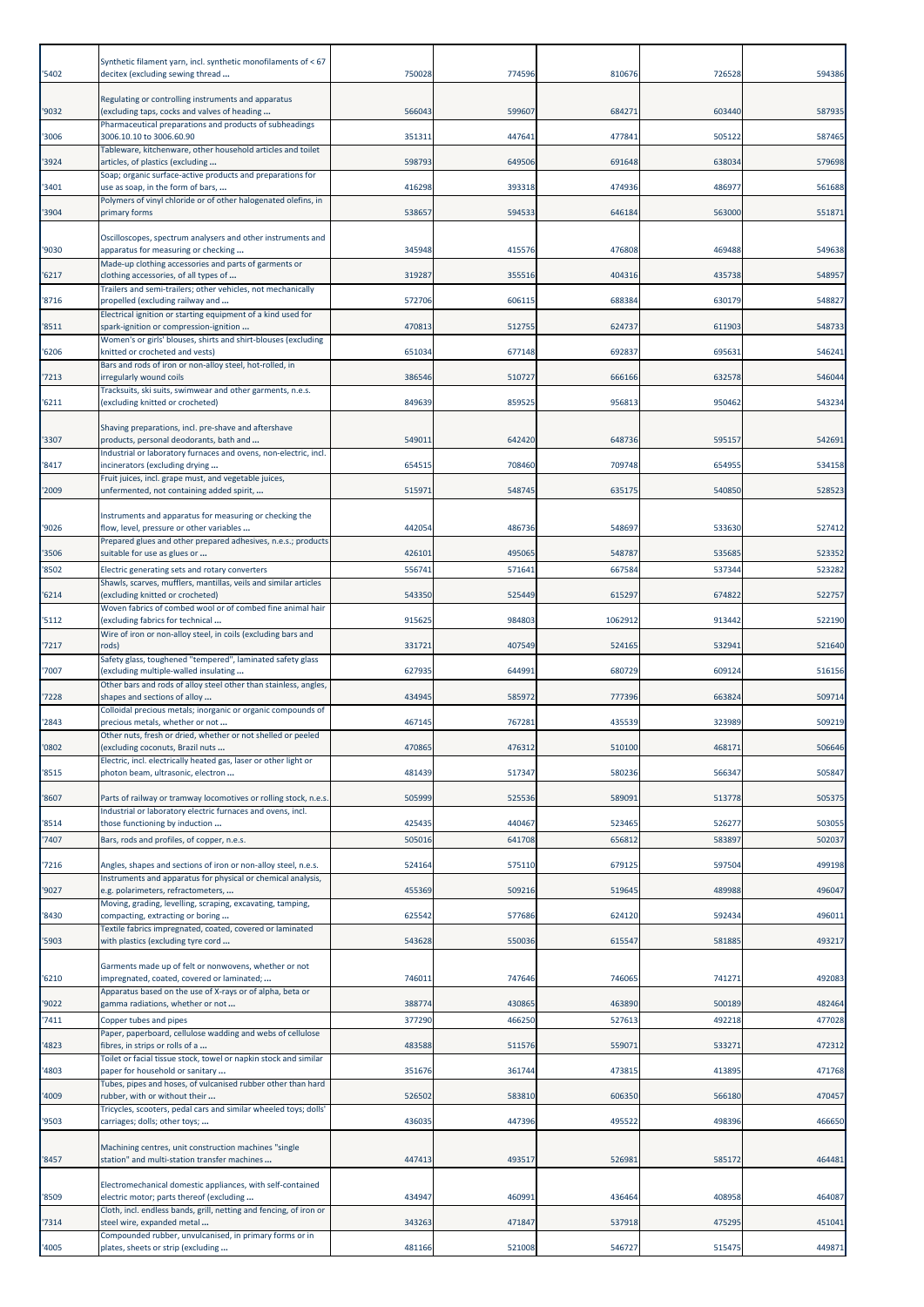| | | | | | | |
|---|---|---|---|---|---|---|
| '5402 | Synthetic filament yarn, incl. synthetic monofilaments of < 67 decitex (excluding sewing thread ... | 750028 | 774596 | 810676 | 726528 | 594386 |
| '9032 | Regulating or controlling instruments and apparatus (excluding taps, cocks and valves of heading ... | 566043 | 599607 | 684271 | 603440 | 587935 |
| '3006 | Pharmaceutical preparations and products of subheadings 3006.10.10 to 3006.60.90 | 351311 | 447641 | 477841 | 505122 | 587465 |
| '3924 | Tableware, kitchenware, other household articles and toilet articles, of plastics (excluding ... | 598793 | 649506 | 691648 | 638034 | 579698 |
| '3401 | Soap; organic surface-active products and preparations for use as soap, in the form of bars, ... | 416298 | 393318 | 474936 | 486977 | 561688 |
| '3904 | Polymers of vinyl chloride or of other halogenated olefins, in primary forms | 538657 | 594533 | 646184 | 563000 | 551871 |
| '9030 | Oscilloscopes, spectrum analysers and other instruments and apparatus for measuring or checking ... | 345948 | 415576 | 476808 | 469488 | 549638 |
| '6217 | Made-up clothing accessories and parts of garments or clothing accessories, of all types of ... | 319287 | 355516 | 404316 | 435738 | 548957 |
| '8716 | Trailers and semi-trailers; other vehicles, not mechanically propelled (excluding railway and ... | 572706 | 606115 | 688384 | 630179 | 548827 |
| '8511 | Electrical ignition or starting equipment of a kind used for spark-ignition or compression-ignition ... | 470813 | 512755 | 624737 | 611903 | 548733 |
| '6206 | Women's or girls' blouses, shirts and shirt-blouses (excluding knitted or crocheted and vests) | 651034 | 677148 | 692837 | 695631 | 546241 |
| '7213 | Bars and rods of iron or non-alloy steel, hot-rolled, in irregularly wound coils | 386546 | 510727 | 666166 | 632578 | 546044 |
| '6211 | Tracksuits, ski suits, swimwear and other garments, n.e.s. (excluding knitted or crocheted) | 849639 | 859525 | 956813 | 950462 | 543234 |
| '3307 | Shaving preparations, incl. pre-shave and aftershave products, personal deodorants, bath and ... | 549011 | 642420 | 648736 | 595157 | 542691 |
| '8417 | Industrial or laboratory furnaces and ovens, non-electric, incl. incinerators (excluding drying ... | 654515 | 708460 | 709748 | 654955 | 534158 |
| '2009 | Fruit juices, incl. grape must, and vegetable juices, unfermented, not containing added spirit, ... | 515971 | 548745 | 635175 | 540850 | 528523 |
| '9026 | Instruments and apparatus for measuring or checking the flow, level, pressure or other variables ... | 442054 | 486736 | 548697 | 533630 | 527412 |
| '3506 | Prepared glues and other prepared adhesives, n.e.s.; products suitable for use as glues or ... | 426101 | 495065 | 548787 | 535685 | 523352 |
| '8502 | Electric generating sets and rotary converters | 556741 | 571641 | 667584 | 537344 | 523282 |
| '6214 | Shawls, scarves, mufflers, mantillas, veils and similar articles (excluding knitted or crocheted) | 543350 | 525449 | 615297 | 674822 | 522757 |
| '5112 | Woven fabrics of combed wool or of combed fine animal hair (excluding fabrics for technical ... | 915625 | 984803 | 1062912 | 913442 | 522190 |
| '7217 | Wire of iron or non-alloy steel, in coils (excluding bars and rods) | 331721 | 407549 | 524165 | 532941 | 521640 |
| '7007 | Safety glass, toughened "tempered", laminated safety glass (excluding multiple-walled insulating ... | 627935 | 644991 | 680729 | 609124 | 516156 |
| '7228 | Other bars and rods of alloy steel other than stainless, angles, shapes and sections of alloy ... | 434945 | 585972 | 777396 | 663824 | 509714 |
| '2843 | Colloidal precious metals; inorganic or organic compounds of precious metals, whether or not ... | 467145 | 767281 | 435539 | 323989 | 509219 |
| '0802 | Other nuts, fresh or dried, whether or not shelled or peeled (excluding coconuts, Brazil nuts ... | 470865 | 476312 | 510100 | 468171 | 506646 |
| '8515 | Electric, incl. electrically heated gas, laser or other light or photon beam, ultrasonic, electron ... | 481439 | 517347 | 580236 | 566347 | 505847 |
| '8607 | Parts of railway or tramway locomotives or rolling stock, n.e.s. | 505999 | 525536 | 589091 | 513778 | 505375 |
| '8514 | Industrial or laboratory electric furnaces and ovens, incl. those functioning by induction ... | 425435 | 440467 | 523465 | 526277 | 503055 |
| '7407 | Bars, rods and profiles, of copper, n.e.s. | 505016 | 641708 | 656812 | 583897 | 502037 |
| '7216 | Angles, shapes and sections of iron or non-alloy steel, n.e.s. | 524164 | 575110 | 679125 | 597504 | 499198 |
| '9027 | Instruments and apparatus for physical or chemical analysis, e.g. polarimeters, refractometers, ... | 455369 | 509216 | 519645 | 489988 | 496047 |
| '8430 | Moving, grading, levelling, scraping, excavating, tamping, compacting, extracting or boring ... | 625542 | 577686 | 624120 | 592434 | 496011 |
| '5903 | Textile fabrics impregnated, coated, covered or laminated with plastics (excluding tyre cord ... | 543628 | 550036 | 615547 | 581885 | 493217 |
| '6210 | Garments made up of felt or nonwovens, whether or not impregnated, coated, covered or laminated; ... | 746011 | 747646 | 746065 | 741271 | 492083 |
| '9022 | Apparatus based on the use of X-rays or of alpha, beta or gamma radiations, whether or not ... | 388774 | 430865 | 463890 | 500189 | 482464 |
| '7411 | Copper tubes and pipes | 377290 | 466250 | 527613 | 492218 | 477028 |
| '4823 | Paper, paperboard, cellulose wadding and webs of cellulose fibres, in strips or rolls of a ... | 483588 | 511576 | 559071 | 533271 | 472312 |
| '4803 | Toilet or facial tissue stock, towel or napkin stock and similar paper for household or sanitary ... | 351676 | 361744 | 473815 | 413895 | 471768 |
| '4009 | Tubes, pipes and hoses, of vulcanised rubber other than hard rubber, with or without their ... | 526502 | 583810 | 606350 | 566180 | 470457 |
| '9503 | Tricycles, scooters, pedal cars and similar wheeled toys; dolls' carriages; dolls; other toys; ... | 436035 | 447396 | 495522 | 498396 | 466650 |
| '8457 | Machining centres, unit construction machines "single station" and multi-station transfer machines ... | 447413 | 493517 | 526981 | 585172 | 464481 |
| '8509 | Electromechanical domestic appliances, with self-contained electric motor; parts thereof (excluding ... | 434947 | 460991 | 436464 | 408958 | 464087 |
| '7314 | Cloth, incl. endless bands, grill, netting and fencing, of iron or steel wire, expanded metal ... | 343263 | 471847 | 537918 | 475295 | 451041 |
| '4005 | Compounded rubber, unvulcanised, in primary forms or in plates, sheets or strip (excluding ... | 481166 | 521008 | 546727 | 515475 | 449871 |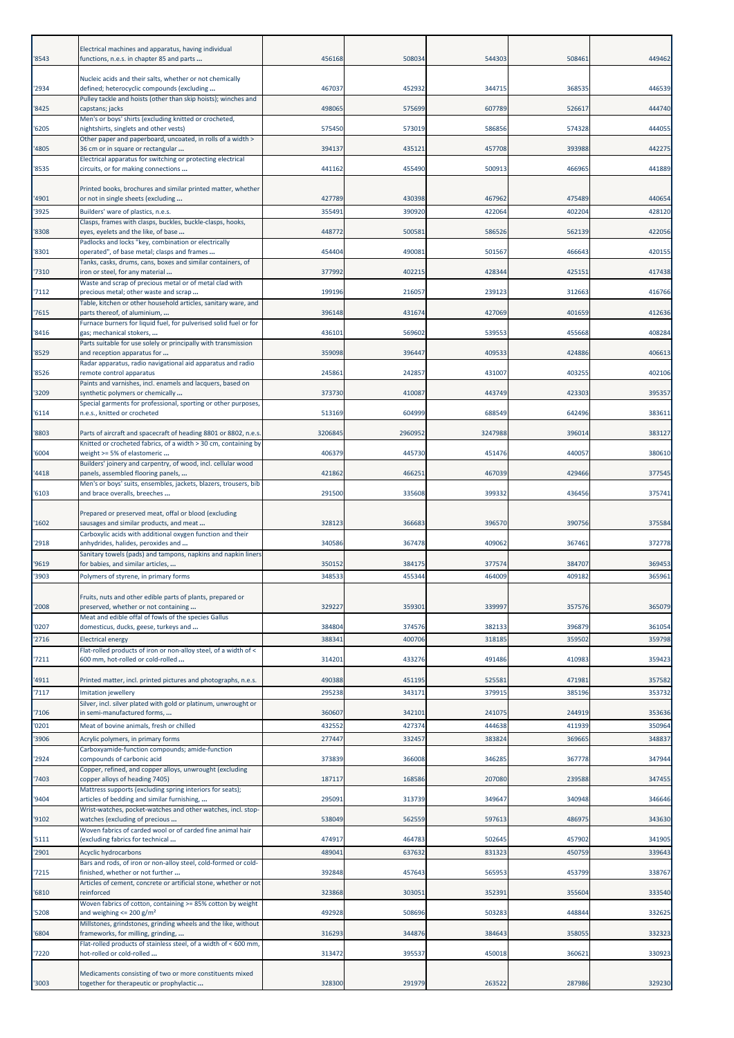| '8543 | Electrical machines and apparatus, having individual functions, n.e.s. in chapter 85 and parts ... | 456168 | 508034 | 544303 | 508461 | 449462 |
|---|---|---|---|---|---|---|
| '2934 | Nucleic acids and their salts, whether or not chemically defined; heterocyclic compounds (excluding ... | 467037 | 452932 | 344715 | 368535 | 446539 |
| '8425 | Pulley tackle and hoists (other than skip hoists); winches and capstans; jacks | 498065 | 575699 | 607789 | 526617 | 444740 |
| '6205 | Men's or boys' shirts (excluding knitted or crocheted, nightshirts, singlets and other vests) | 575450 | 573019 | 586856 | 574328 | 444055 |
| '4805 | Other paper and paperboard, uncoated, in rolls of a width > 36 cm or in square or rectangular ... | 394137 | 435121 | 457708 | 393988 | 442275 |
| '8535 | Electrical apparatus for switching or protecting electrical circuits, or for making connections ... | 441162 | 455490 | 500913 | 466965 | 441889 |
| '4901 | Printed books, brochures and similar printed matter, whether or not in single sheets (excluding ... | 427789 | 430398 | 467962 | 475489 | 440654 |
| '3925 | Builders' ware of plastics, n.e.s. | 355491 | 390920 | 422064 | 402204 | 428120 |
| '8308 | Clasps, frames with clasps, buckles, buckle-clasps, hooks, eyes, eyelets and the like, of base ... | 448772 | 500581 | 586526 | 562139 | 422056 |
| '8301 | Padlocks and locks "key, combination or electrically operated", of base metal; clasps and frames ... | 454404 | 490081 | 501567 | 466643 | 420155 |
| '7310 | Tanks, casks, drums, cans, boxes and similar containers, of iron or steel, for any material ... | 377992 | 402215 | 428344 | 425151 | 417438 |
| '7112 | Waste and scrap of precious metal or of metal clad with precious metal; other waste and scrap ... | 199196 | 216057 | 239123 | 312663 | 416766 |
| '7615 | Table, kitchen or other household articles, sanitary ware, and parts thereof, of aluminium, ... | 396148 | 431674 | 427069 | 401659 | 412636 |
| '8416 | Furnace burners for liquid fuel, for pulverised solid fuel or for gas; mechanical stokers, ... | 436101 | 569602 | 539553 | 455668 | 408284 |
| '8529 | Parts suitable for use solely or principally with transmission and reception apparatus for ... | 359098 | 396447 | 409533 | 424886 | 406613 |
| '8526 | Radar apparatus, radio navigational aid apparatus and radio remote control apparatus | 245861 | 242857 | 431007 | 403255 | 402106 |
| '3209 | Paints and varnishes, incl. enamels and lacquers, based on synthetic polymers or chemically ... | 373730 | 410087 | 443749 | 423303 | 395357 |
| '6114 | Special garments for professional, sporting or other purposes, n.e.s., knitted or crocheted | 513169 | 604999 | 688549 | 642496 | 383611 |
| '8803 | Parts of aircraft and spacecraft of heading 8801 or 8802, n.e.s. | 3206845 | 2960952 | 3247988 | 396014 | 383127 |
| '6004 | Knitted or crocheted fabrics, of a width > 30 cm, containing by weight >= 5% of elastomeric ... | 406379 | 445730 | 451476 | 440057 | 380610 |
| '4418 | Builders' joinery and carpentry, of wood, incl. cellular wood panels, assembled flooring panels, ... | 421862 | 466251 | 467039 | 429466 | 377545 |
| '6103 | Men's or boys' suits, ensembles, jackets, blazers, trousers, bib and brace overalls, breeches ... | 291500 | 335608 | 399332 | 436456 | 375741 |
| '1602 | Prepared or preserved meat, offal or blood (excluding sausages and similar products, and meat ... | 328123 | 366683 | 396570 | 390756 | 375584 |
| '2918 | Carboxylic acids with additional oxygen function and their anhydrides, halides, peroxides and ... | 340586 | 367478 | 409062 | 367461 | 372778 |
| '9619 | Sanitary towels (pads) and tampons, napkins and napkin liners for babies, and similar articles, ... | 350152 | 384175 | 377574 | 384707 | 369453 |
| '3903 | Polymers of styrene, in primary forms | 348533 | 455344 | 464009 | 409182 | 365961 |
| '2008 | Fruits, nuts and other edible parts of plants, prepared or preserved, whether or not containing ... | 329227 | 359301 | 339997 | 357576 | 365079 |
| '0207 | Meat and edible offal of fowls of the species Gallus domesticus, ducks, geese, turkeys and ... | 384804 | 374576 | 382133 | 396879 | 361054 |
| '2716 | Electrical energy | 388341 | 400706 | 318185 | 359502 | 359798 |
| '7211 | Flat-rolled products of iron or non-alloy steel, of a width of < 600 mm, hot-rolled or cold-rolled ... | 314201 | 433276 | 491486 | 410983 | 359423 |
| '4911 | Printed matter, incl. printed pictures and photographs, n.e.s. | 490388 | 451195 | 525581 | 471981 | 357582 |
| '7117 | Imitation jewellery | 295238 | 343171 | 379915 | 385196 | 353732 |
| '7106 | Silver, incl. silver plated with gold or platinum, unwrought or in semi-manufactured forms, ... | 360607 | 342101 | 241075 | 244919 | 353636 |
| '0201 | Meat of bovine animals, fresh or chilled | 432552 | 427374 | 444638 | 411939 | 350964 |
| '3906 | Acrylic polymers, in primary forms | 277447 | 332457 | 383824 | 369665 | 348837 |
| '2924 | Carboxyamide-function compounds; amide-function compounds of carbonic acid | 373839 | 366008 | 346285 | 367778 | 347944 |
| '7403 | Copper, refined, and copper alloys, unwrought (excluding copper alloys of heading 7405) | 187117 | 168586 | 207080 | 239588 | 347455 |
| '9404 | Mattress supports (excluding spring interiors for seats); articles of bedding and similar furnishing, ... | 295091 | 313739 | 349647 | 340948 | 346646 |
| '9102 | Wrist-watches, pocket-watches and other watches, incl. stop-watches (excluding of precious ... | 538049 | 562559 | 597613 | 486975 | 343630 |
| '5111 | Woven fabrics of carded wool or of carded fine animal hair (excluding fabrics for technical ... | 474917 | 464783 | 502645 | 457902 | 341905 |
| '2901 | Acyclic hydrocarbons | 489041 | 637632 | 831323 | 450759 | 339643 |
| '7215 | Bars and rods, of iron or non-alloy steel, cold-formed or cold-finished, whether or not further ... | 392848 | 457643 | 565953 | 453799 | 338767 |
| '6810 | Articles of cement, concrete or artificial stone, whether or not reinforced | 323868 | 303051 | 352391 | 355604 | 333540 |
| '5208 | Woven fabrics of cotton, containing >= 85% cotton by weight and weighing <= 200 g/m² | 492928 | 508696 | 503283 | 448844 | 332625 |
| '6804 | Millstones, grindstones, grinding wheels and the like, without frameworks, for milling, grinding, ... | 316293 | 344876 | 384643 | 358055 | 332323 |
| '7220 | Flat-rolled products of stainless steel, of a width of < 600 mm, hot-rolled or cold-rolled ... | 313472 | 395537 | 450018 | 360621 | 330923 |
| '3003 | Medicaments consisting of two or more constituents mixed together for therapeutic or prophylactic ... | 328300 | 291979 | 263522 | 287986 | 329230 |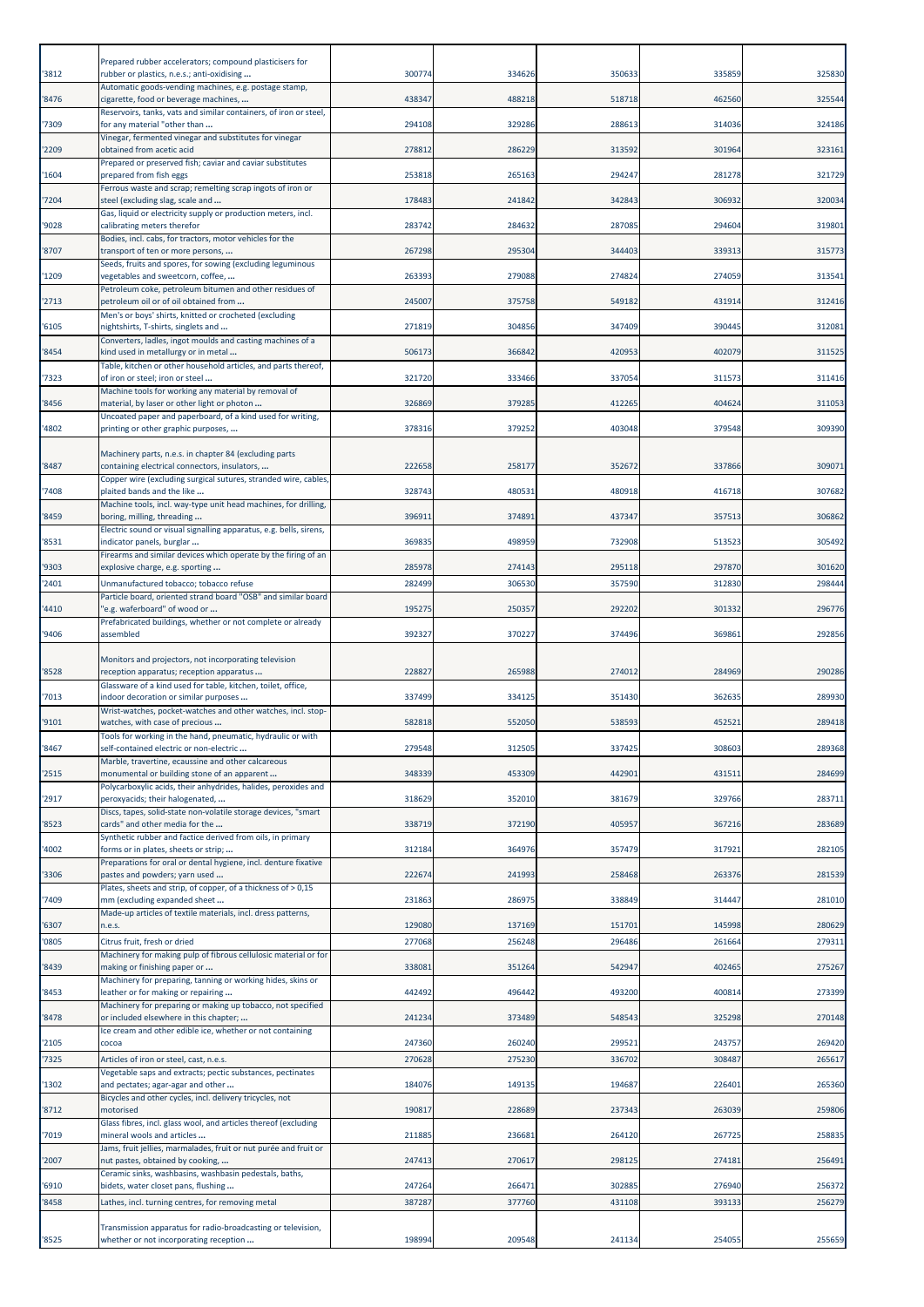| | | | | | | |
|---|---|---|---|---|---|---|
| '3812 | Prepared rubber accelerators; compound plasticisers for rubber or plastics, n.e.s.; anti-oxidising ... | 300774 | 334626 | 350633 | 335859 | 325830 |
| '8476 | Automatic goods-vending machines, e.g. postage stamp, cigarette, food or beverage machines, ... | 438347 | 488218 | 518718 | 462560 | 325544 |
| '7309 | Reservoirs, tanks, vats and similar containers, of iron or steel, for any material "other than ... | 294108 | 329286 | 288613 | 314036 | 324186 |
| '2209 | Vinegar, fermented vinegar and substitutes for vinegar obtained from acetic acid | 278812 | 286229 | 313592 | 301964 | 323161 |
| '1604 | Prepared or preserved fish; caviar and caviar substitutes prepared from fish eggs | 253818 | 265163 | 294247 | 281278 | 321729 |
| '7204 | Ferrous waste and scrap; remelting scrap ingots of iron or steel (excluding slag, scale and ... | 178483 | 241842 | 342843 | 306932 | 320034 |
| '9028 | Gas, liquid or electricity supply or production meters, incl. calibrating meters therefor | 283742 | 284632 | 287085 | 294604 | 319801 |
| '8707 | Bodies, incl. cabs, for tractors, motor vehicles for the transport of ten or more persons, ... | 267298 | 295304 | 344403 | 339313 | 315773 |
| '1209 | Seeds, fruits and spores, for sowing (excluding leguminous vegetables and sweetcorn, coffee, ... | 263393 | 279088 | 274824 | 274059 | 313541 |
| '2713 | Petroleum coke, petroleum bitumen and other residues of petroleum oil or of oil obtained from ... | 245007 | 375758 | 549182 | 431914 | 312416 |
| '6105 | Men's or boys' shirts, knitted or crocheted (excluding nightshirts, T-shirts, singlets and ... | 271819 | 304856 | 347409 | 390445 | 312081 |
| '8454 | Converters, ladles, ingot moulds and casting machines of a kind used in metallurgy or in metal ... | 506173 | 366842 | 420953 | 402079 | 311525 |
| '7323 | Table, kitchen or other household articles, and parts thereof, of iron or steel; iron or steel ... | 321720 | 333466 | 337054 | 311573 | 311416 |
| '8456 | Machine tools for working any material by removal of material, by laser or other light or photon ... | 326869 | 379285 | 412265 | 404624 | 311053 |
| '4802 | Uncoated paper and paperboard, of a kind used for writing, printing or other graphic purposes, ... | 378316 | 379252 | 403048 | 379548 | 309390 |
| '8487 | Machinery parts, n.e.s. in chapter 84 (excluding parts containing electrical connectors, insulators, ... | 222658 | 258177 | 352672 | 337866 | 309071 |
| '7408 | Copper wire (excluding surgical sutures, stranded wire, cables, plaited bands and the like ... | 328743 | 480531 | 480918 | 416718 | 307682 |
| '8459 | Machine tools, incl. way-type unit head machines, for drilling, boring, milling, threading ... | 396911 | 374891 | 437347 | 357513 | 306862 |
| '8531 | Electric sound or visual signalling apparatus, e.g. bells, sirens, indicator panels, burglar ... | 369835 | 498959 | 732908 | 513523 | 305492 |
| '9303 | Firearms and similar devices which operate by the firing of an explosive charge, e.g. sporting ... | 285978 | 274143 | 295118 | 297870 | 301620 |
| '2401 | Unmanufactured tobacco; tobacco refuse | 282499 | 306530 | 357590 | 312830 | 298444 |
| '4410 | Particle board, oriented strand board "OSB" and similar board "e.g. waferboard" of wood or ... | 195275 | 250357 | 292202 | 301332 | 296776 |
| '9406 | Prefabricated buildings, whether or not complete or already assembled | 392327 | 370227 | 374496 | 369861 | 292856 |
| '8528 | Monitors and projectors, not incorporating television reception apparatus; reception apparatus ... | 228827 | 265988 | 274012 | 284969 | 290286 |
| '7013 | Glassware of a kind used for table, kitchen, toilet, office, indoor decoration or similar purposes ... | 337499 | 334125 | 351430 | 362635 | 289930 |
| '9101 | Wrist-watches, pocket-watches and other watches, incl. stop-watches, with case of precious ... | 582818 | 552050 | 538593 | 452521 | 289418 |
| '8467 | Tools for working in the hand, pneumatic, hydraulic or with self-contained electric or non-electric ... | 279548 | 312505 | 337425 | 308603 | 289368 |
| '2515 | Marble, travertine, ecaussine and other calcareous monumental or building stone of an apparent ... | 348339 | 453309 | 442901 | 431511 | 284699 |
| '2917 | Polycarboxylic acids, their anhydrides, halides, peroxides and peroxyacids; their halogenated, ... | 318629 | 352010 | 381679 | 329766 | 283711 |
| '8523 | Discs, tapes, solid-state non-volatile storage devices, "smart cards" and other media for the ... | 338719 | 372190 | 405957 | 367216 | 283689 |
| '4002 | Synthetic rubber and factice derived from oils, in primary forms or in plates, sheets or strip; ... | 312184 | 364976 | 357479 | 317921 | 282105 |
| '3306 | Preparations for oral or dental hygiene, incl. denture fixative pastes and powders; yarn used ... | 222674 | 241993 | 258468 | 263376 | 281539 |
| '7409 | Plates, sheets and strip, of copper, of a thickness of > 0,15 mm (excluding expanded sheet ... | 231863 | 286975 | 338849 | 314447 | 281010 |
| '6307 | Made-up articles of textile materials, incl. dress patterns, n.e.s. | 129080 | 137169 | 151701 | 145998 | 280629 |
| '0805 | Citrus fruit, fresh or dried | 277068 | 256248 | 296486 | 261664 | 279311 |
| '8439 | Machinery for making pulp of fibrous cellulosic material or for making or finishing paper or ... | 338081 | 351264 | 542947 | 402465 | 275267 |
| '8453 | Machinery for preparing, tanning or working hides, skins or leather or for making or repairing ... | 442492 | 496442 | 493200 | 400814 | 273399 |
| '8478 | Machinery for preparing or making up tobacco, not specified or included elsewhere in this chapter; ... | 241234 | 373489 | 548543 | 325298 | 270148 |
| '2105 | Ice cream and other edible ice, whether or not containing cocoa | 247360 | 260240 | 299521 | 243757 | 269420 |
| '7325 | Articles of iron or steel, cast, n.e.s. | 270628 | 275230 | 336702 | 308487 | 265617 |
| '1302 | Vegetable saps and extracts; pectic substances, pectinates and pectates; agar-agar and other ... | 184076 | 149135 | 194687 | 226401 | 265360 |
| '8712 | Bicycles and other cycles, incl. delivery tricycles, not motorised | 190817 | 228689 | 237343 | 263039 | 259806 |
| '7019 | Glass fibres, incl. glass wool, and articles thereof (excluding mineral wools and articles ... | 211885 | 236681 | 264120 | 267725 | 258835 |
| '2007 | Jams, fruit jellies, marmalades, fruit or nut purée and fruit or nut pastes, obtained by cooking, ... | 247413 | 270617 | 298125 | 274181 | 256491 |
| '6910 | Ceramic sinks, washbasins, washbasin pedestals, baths, bidets, water closet pans, flushing ... | 247264 | 266471 | 302885 | 276940 | 256372 |
| '8458 | Lathes, incl. turning centres, for removing metal | 387287 | 377760 | 431108 | 393133 | 256279 |
| '8525 | Transmission apparatus for radio-broadcasting or television, whether or not incorporating reception ... | 198994 | 209548 | 241134 | 254055 | 255659 |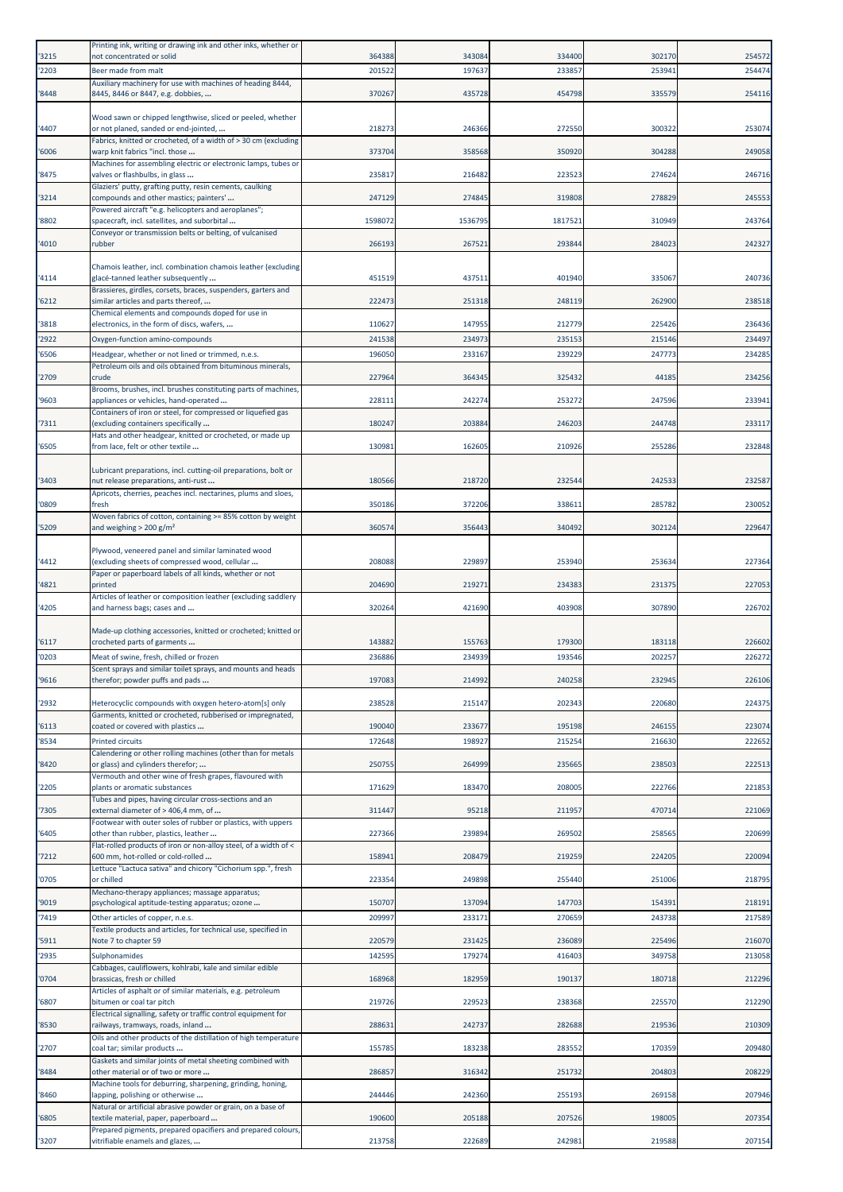| '3215 | Printing ink, writing or drawing ink and other inks, whether or not concentrated or solid | 364388 | 343084 | 334400 | 302170 | 254572 |
|---|---|---|---|---|---|---|
| '2203 | Beer made from malt | 201522 | 197637 | 233857 | 253941 | 254474 |
| '8448 | Auxiliary machinery for use with machines of heading 8444, 8445, 8446 or 8447, e.g. dobbies, ... | 370267 | 435728 | 454798 | 335579 | 254116 |
| '4407 | Wood sawn or chipped lengthwise, sliced or peeled, whether or not planed, sanded or end-jointed, ... | 218273 | 246366 | 272550 | 300322 | 253074 |
| '6006 | Fabrics, knitted or crocheted, of a width of > 30 cm (excluding warp knit fabrics "incl. those ... | 373704 | 358568 | 350920 | 304288 | 249058 |
| '8475 | Machines for assembling electric or electronic lamps, tubes or valves or flashbulbs, in glass ... | 235817 | 216482 | 223523 | 274624 | 246716 |
| '3214 | Glaziers' putty, grafting putty, resin cements, caulking compounds and other mastics; painters' ... | 247129 | 274845 | 319808 | 278829 | 245553 |
| '8802 | Powered aircraft "e.g. helicopters and aeroplanes"; spacecraft, incl. satellites, and suborbital ... | 1598072 | 1536795 | 1817521 | 310949 | 243764 |
| '4010 | Conveyor or transmission belts or belting, of vulcanised rubber | 266193 | 267521 | 293844 | 284023 | 242327 |
| '4114 | Chamois leather, incl. combination chamois leather (excluding glacé-tanned leather subsequently ... | 451519 | 437511 | 401940 | 335067 | 240736 |
| '6212 | Brassieres, girdles, corsets, braces, suspenders, garters and similar articles and parts thereof, ... | 222473 | 251318 | 248119 | 262900 | 238518 |
| '3818 | Chemical elements and compounds doped for use in electronics, in the form of discs, wafers, ... | 110627 | 147955 | 212779 | 225426 | 236436 |
| '2922 | Oxygen-function amino-compounds | 241538 | 234973 | 235153 | 215146 | 234497 |
| '6506 | Headgear, whether or not lined or trimmed, n.e.s. | 196050 | 233167 | 239229 | 247773 | 234285 |
| '2709 | Petroleum oils and oils obtained from bituminous minerals, crude | 227964 | 364345 | 325432 | 44185 | 234256 |
| '9603 | Brooms, brushes, incl. brushes constituting parts of machines, appliances or vehicles, hand-operated ... | 228111 | 242274 | 253272 | 247596 | 233941 |
| '7311 | Containers of iron or steel, for compressed or liquefied gas (excluding containers specifically ... | 180247 | 203884 | 246203 | 244748 | 233117 |
| '6505 | Hats and other headgear, knitted or crocheted, or made up from lace, felt or other textile ... | 130981 | 162605 | 210926 | 255286 | 232848 |
| '3403 | Lubricant preparations, incl. cutting-oil preparations, bolt or nut release preparations, anti-rust ... | 180566 | 218720 | 232544 | 242533 | 232587 |
| '0809 | Apricots, cherries, peaches incl. nectarines, plums and sloes, fresh | 350186 | 372206 | 338611 | 285782 | 230052 |
| '5209 | Woven fabrics of cotton, containing >= 85% cotton by weight and weighing > 200 g/m² | 360574 | 356443 | 340492 | 302124 | 229647 |
| '4412 | Plywood, veneered panel and similar laminated wood (excluding sheets of compressed wood, cellular ... | 208088 | 229897 | 253940 | 253634 | 227364 |
| '4821 | Paper or paperboard labels of all kinds, whether or not printed | 204690 | 219271 | 234383 | 231375 | 227053 |
| '4205 | Articles of leather or composition leather (excluding saddlery and harness bags; cases and ... | 320264 | 421690 | 403908 | 307890 | 226702 |
| '6117 | Made-up clothing accessories, knitted or crocheted; knitted or crocheted parts of garments ... | 143882 | 155763 | 179300 | 183118 | 226602 |
| '0203 | Meat of swine, fresh, chilled or frozen | 236886 | 234939 | 193546 | 202257 | 226272 |
| '9616 | Scent sprays and similar toilet sprays, and mounts and heads therefor; powder puffs and pads ... | 197083 | 214992 | 240258 | 232945 | 226106 |
| '2932 | Heterocyclic compounds with oxygen hetero-atom[s] only | 238528 | 215147 | 202343 | 220680 | 224375 |
| '6113 | Garments, knitted or crocheted, rubberised or impregnated, coated or covered with plastics ... | 190040 | 233677 | 195198 | 246155 | 223074 |
| '8534 | Printed circuits | 172648 | 198927 | 215254 | 216630 | 222652 |
| '8420 | Calendering or other rolling machines (other than for metals or glass) and cylinders therefor; ... | 250755 | 264999 | 235665 | 238503 | 222513 |
| '2205 | Vermouth and other wine of fresh grapes, flavoured with plants or aromatic substances | 171629 | 183470 | 208005 | 222766 | 221853 |
| '7305 | Tubes and pipes, having circular cross-sections and an external diameter of > 406,4 mm, of ... | 311447 | 95218 | 211957 | 470714 | 221069 |
| '6405 | Footwear with outer soles of rubber or plastics, with uppers other than rubber, plastics, leather ... | 227366 | 239894 | 269502 | 258565 | 220699 |
| '7212 | Flat-rolled products of iron or non-alloy steel, of a width of < 600 mm, hot-rolled or cold-rolled ... | 158941 | 208479 | 219259 | 224205 | 220094 |
| '0705 | Lettuce "Lactuca sativa" and chicory "Cichorium spp.", fresh or chilled | 223354 | 249898 | 255440 | 251006 | 218795 |
| '9019 | Mechano-therapy appliances; massage apparatus; psychological aptitude-testing apparatus; ozone ... | 150707 | 137094 | 147703 | 154391 | 218191 |
| '7419 | Other articles of copper, n.e.s. | 209997 | 233171 | 270659 | 243738 | 217589 |
| '5911 | Textile products and articles, for technical use, specified in Note 7 to chapter 59 | 220579 | 231425 | 236089 | 225496 | 216070 |
| '2935 | Sulphonamides | 142595 | 179274 | 416403 | 349758 | 213058 |
| '0704 | Cabbages, cauliflowers, kohlrabi, kale and similar edible brassicas, fresh or chilled | 168968 | 182959 | 190137 | 180718 | 212296 |
| '6807 | Articles of asphalt or of similar materials, e.g. petroleum bitumen or coal tar pitch | 219726 | 229523 | 238368 | 225570 | 212290 |
| '8530 | Electrical signalling, safety or traffic control equipment for railways, tramways, roads, inland ... | 288631 | 242737 | 282688 | 219536 | 210309 |
| '2707 | Oils and other products of the distillation of high temperature coal tar; similar products ... | 155785 | 183238 | 283552 | 170359 | 209480 |
| '8484 | Gaskets and similar joints of metal sheeting combined with other material or of two or more ... | 286857 | 316342 | 251732 | 204803 | 208229 |
| '8460 | Machine tools for deburring, sharpening, grinding, honing, lapping, polishing or otherwise ... | 244446 | 242360 | 255193 | 269158 | 207946 |
| '6805 | Natural or artificial abrasive powder or grain, on a base of textile material, paper, paperboard ... | 190600 | 205188 | 207526 | 198005 | 207354 |
| '3207 | Prepared pigments, prepared opacifiers and prepared colours, vitrifiable enamels and glazes, ... | 213758 | 222689 | 242981 | 219588 | 207154 |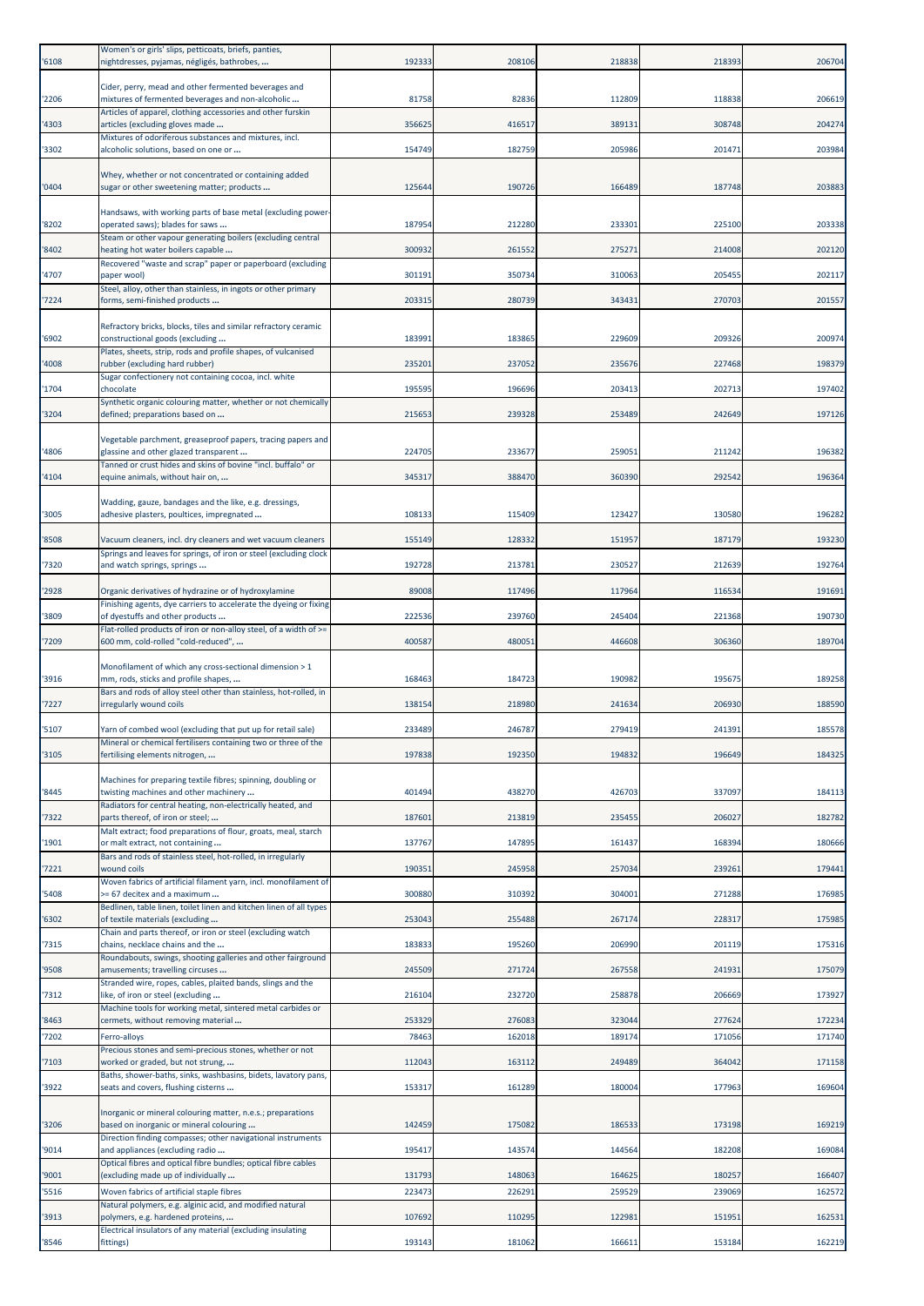| '6108 | Women's or girls' slips, petticoats, briefs, panties, nightdresses, pyjamas, négligés, bathrobes, ... | 192333 | 208106 | 218838 | 218393 | 206704 |
|---|---|---|---|---|---|---|
| '2206 | Cider, perry, mead and other fermented beverages and mixtures of fermented beverages and non-alcoholic ... | 81758 | 82836 | 112809 | 118838 | 206619 |
| '4303 | Articles of apparel, clothing accessories and other furskin articles (excluding gloves made ... | 356625 | 416517 | 389131 | 308748 | 204274 |
| '3302 | Mixtures of odoriferous substances and mixtures, incl. alcoholic solutions, based on one or ... | 154749 | 182759 | 205986 | 201471 | 203984 |
| '0404 | Whey, whether or not concentrated or containing added sugar or other sweetening matter; products ... | 125644 | 190726 | 166489 | 187748 | 203883 |
| '8202 | Handsaws, with working parts of base metal (excluding power-operated saws); blades for saws ... | 187954 | 212280 | 233301 | 225100 | 203338 |
| '8402 | Steam or other vapour generating boilers (excluding central heating hot water boilers capable ... | 300932 | 261552 | 275271 | 214008 | 202120 |
| '4707 | Recovered "waste and scrap" paper or paperboard (excluding paper wool) | 301191 | 350734 | 310063 | 205455 | 202117 |
| '7224 | Steel, alloy, other than stainless, in ingots or other primary forms, semi-finished products ... | 203315 | 280739 | 343431 | 270703 | 201557 |
| '6902 | Refractory bricks, blocks, tiles and similar refractory ceramic constructional goods (excluding ... | 183991 | 183865 | 229609 | 209326 | 200974 |
| '4008 | Plates, sheets, strip, rods and profile shapes, of vulcanised rubber (excluding hard rubber) | 235201 | 237052 | 235676 | 227468 | 198379 |
| '1704 | Sugar confectionery not containing cocoa, incl. white chocolate | 195595 | 196696 | 203413 | 202713 | 197402 |
| '3204 | Synthetic organic colouring matter, whether or not chemically defined; preparations based on ... | 215653 | 239328 | 253489 | 242649 | 197126 |
| '4806 | Vegetable parchment, greaseproof papers, tracing papers and glassine and other glazed transparent ... | 224705 | 233677 | 259051 | 211242 | 196382 |
| '4104 | Tanned or crust hides and skins of bovine "incl. buffalo" or equine animals, without hair on, ... | 345317 | 388470 | 360390 | 292542 | 196364 |
| '3005 | Wadding, gauze, bandages and the like, e.g. dressings, adhesive plasters, poultices, impregnated ... | 108133 | 115409 | 123427 | 130580 | 196282 |
| '8508 | Vacuum cleaners, incl. dry cleaners and wet vacuum cleaners | 155149 | 128332 | 151957 | 187179 | 193230 |
| '7320 | Springs and leaves for springs, of iron or steel (excluding clock and watch springs, springs ... | 192728 | 213781 | 230527 | 212639 | 192764 |
| '2928 | Organic derivatives of hydrazine or of hydroxylamine | 89008 | 117496 | 117964 | 116534 | 191691 |
| '3809 | Finishing agents, dye carriers to accelerate the dyeing or fixing of dyestuffs and other products ... | 222536 | 239760 | 245404 | 221368 | 190730 |
| '7209 | Flat-rolled products of iron or non-alloy steel, of a width of >= 600 mm, cold-rolled "cold-reduced", ... | 400587 | 480051 | 446608 | 306360 | 189704 |
| '3916 | Monofilament of which any cross-sectional dimension > 1 mm, rods, sticks and profile shapes, ... | 168463 | 184723 | 190982 | 195675 | 189258 |
| '7227 | Bars and rods of alloy steel other than stainless, hot-rolled, in irregularly wound coils | 138154 | 218980 | 241634 | 206930 | 188590 |
| '5107 | Yarn of combed wool (excluding that put up for retail sale) | 233489 | 246787 | 279419 | 241391 | 185578 |
| '3105 | Mineral or chemical fertilisers containing two or three of the fertilising elements nitrogen, ... | 197838 | 192350 | 194832 | 196649 | 184325 |
| '8445 | Machines for preparing textile fibres; spinning, doubling or twisting machines and other machinery ... | 401494 | 438270 | 426703 | 337097 | 184113 |
| '7322 | Radiators for central heating, non-electrically heated, and parts thereof, of iron or steel; ... | 187601 | 213819 | 235455 | 206027 | 182782 |
| '1901 | Malt extract; food preparations of flour, groats, meal, starch or malt extract, not containing ... | 137767 | 147895 | 161437 | 168394 | 180666 |
| '7221 | Bars and rods of stainless steel, hot-rolled, in irregularly wound coils | 190351 | 245958 | 257034 | 239261 | 179441 |
| '5408 | Woven fabrics of artificial filament yarn, incl. monofilament of >= 67 decitex and a maximum ... | 300880 | 310392 | 304001 | 271288 | 176985 |
| '6302 | Bedlinen, table linen, toilet linen and kitchen linen of all types of textile materials (excluding ... | 253043 | 255488 | 267174 | 228317 | 175985 |
| '7315 | Chain and parts thereof, or iron or steel (excluding watch chains, necklace chains and the ... | 183833 | 195260 | 206990 | 201119 | 175316 |
| '9508 | Roundabouts, swings, shooting galleries and other fairground amusements; travelling circuses ... | 245509 | 271724 | 267558 | 241931 | 175079 |
| '7312 | Stranded wire, ropes, cables, plaited bands, slings and the like, of iron or steel (excluding ... | 216104 | 232720 | 258878 | 206669 | 173927 |
| '8463 | Machine tools for working metal, sintered metal carbides or cermets, without removing material ... | 253329 | 276083 | 323044 | 277624 | 172234 |
| '7202 | Ferro-alloys | 78463 | 162018 | 189174 | 171056 | 171740 |
| '7103 | Precious stones and semi-precious stones, whether or not worked or graded, but not strung, ... | 112043 | 163112 | 249489 | 364042 | 171158 |
| '3922 | Baths, shower-baths, sinks, washbasins, bidets, lavatory pans, seats and covers, flushing cisterns ... | 153317 | 161289 | 180004 | 177963 | 169604 |
| '3206 | Inorganic or mineral colouring matter, n.e.s.; preparations based on inorganic or mineral colouring ... | 142459 | 175082 | 186533 | 173198 | 169219 |
| '9014 | Direction finding compasses; other navigational instruments and appliances (excluding radio ... | 195417 | 143574 | 144564 | 182208 | 169084 |
| '9001 | Optical fibres and optical fibre bundles; optical fibre cables (excluding made up of individually ... | 131793 | 148063 | 164625 | 180257 | 166407 |
| '5516 | Woven fabrics of artificial staple fibres | 223473 | 226291 | 259529 | 239069 | 162572 |
| '3913 | Natural polymers, e.g. alginic acid, and modified natural polymers, e.g. hardened proteins, ... | 107692 | 110295 | 122981 | 151951 | 162531 |
| '8546 | Electrical insulators of any material (excluding insulating fittings) | 193143 | 181062 | 166611 | 153184 | 162219 |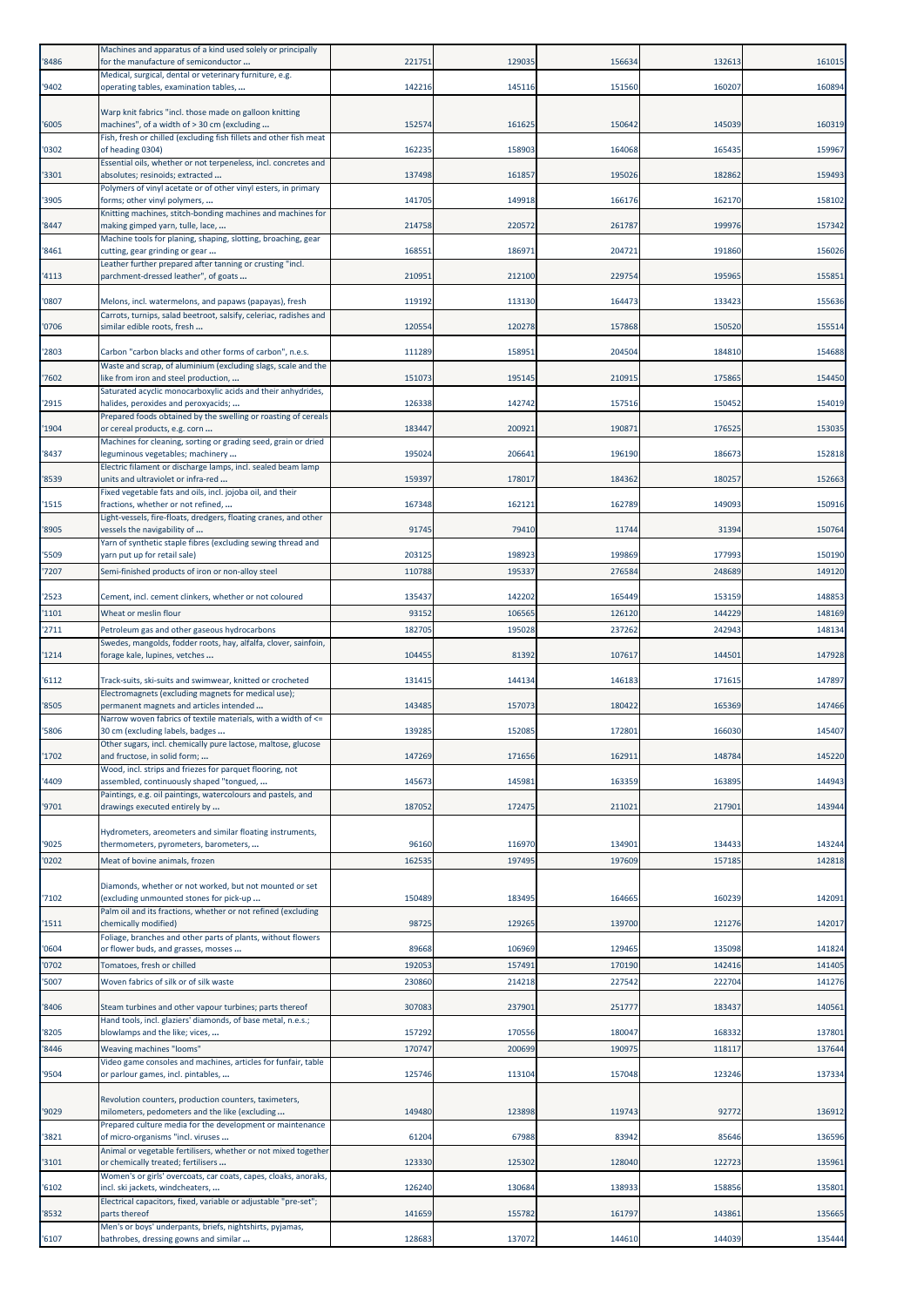| | | | | | | |
|---|---|---|---|---|---|---|
| '8486 | Machines and apparatus of a kind used solely or principally for the manufacture of semiconductor ... | 221751 | 129035 | 156634 | 132613 | 161015 |
| '9402 | Medical, surgical, dental or veterinary furniture, e.g. operating tables, examination tables, ... | 142216 | 145116 | 151560 | 160207 | 160894 |
| '6005 | Warp knit fabrics "incl. those made on galloon knitting machines", of a width of > 30 cm (excluding ... | 152574 | 161625 | 150642 | 145039 | 160319 |
| '0302 | Fish, fresh or chilled (excluding fish fillets and other fish meat of heading 0304) | 162235 | 158903 | 164068 | 165435 | 159967 |
| '3301 | Essential oils, whether or not terpeneless, incl. concretes and absolutes; resinoids; extracted ... | 137498 | 161857 | 195026 | 182862 | 159493 |
| '3905 | Polymers of vinyl acetate or of other vinyl esters, in primary forms; other vinyl polymers, ... | 141705 | 149918 | 166176 | 162170 | 158102 |
| '8447 | Knitting machines, stitch-bonding machines and machines for making gimped yarn, tulle, lace, ... | 214758 | 220572 | 261787 | 199976 | 157342 |
| '8461 | Machine tools for planing, shaping, slotting, broaching, gear cutting, gear grinding or gear ... | 168551 | 186971 | 204721 | 191860 | 156026 |
| '4113 | Leather further prepared after tanning or crusting "incl. parchment-dressed leather", of goats ... | 210951 | 212100 | 229754 | 195965 | 155851 |
| '0807 | Melons, incl. watermelons, and papaws (papayas), fresh | 119192 | 113130 | 164473 | 133423 | 155636 |
| '0706 | Carrots, turnips, salad beetroot, salsify, celeriac, radishes and similar edible roots, fresh ... | 120554 | 120278 | 157868 | 150520 | 155514 |
| '2803 | Carbon "carbon blacks and other forms of carbon", n.e.s. | 111289 | 158951 | 204504 | 184810 | 154688 |
| '7602 | Waste and scrap, of aluminium (excluding slags, scale and the like from iron and steel production, ... | 151073 | 195145 | 210915 | 175865 | 154450 |
| '2915 | Saturated acyclic monocarboxylic acids and their anhydrides, halides, peroxides and peroxyacids; ... | 126338 | 142742 | 157516 | 150452 | 154019 |
| '1904 | Prepared foods obtained by the swelling or roasting of cereals or cereal products, e.g. corn ... | 183447 | 200921 | 190871 | 176525 | 153035 |
| '8437 | Machines for cleaning, sorting or grading seed, grain or dried leguminous vegetables; machinery ... | 195024 | 206641 | 196190 | 186673 | 152818 |
| '8539 | Electric filament or discharge lamps, incl. sealed beam lamp units and ultraviolet or infra-red ... | 159397 | 178017 | 184362 | 180257 | 152663 |
| '1515 | Fixed vegetable fats and oils, incl. jojoba oil, and their fractions, whether or not refined, ... | 167348 | 162121 | 162789 | 149093 | 150916 |
| '8905 | Light-vessels, fire-floats, dredgers, floating cranes, and other vessels the navigability of ... | 91745 | 79410 | 11744 | 31394 | 150764 |
| '5509 | Yarn of synthetic staple fibres (excluding sewing thread and yarn put up for retail sale) | 203125 | 198923 | 199869 | 177993 | 150190 |
| '7207 | Semi-finished products of iron or non-alloy steel | 110788 | 195337 | 276584 | 248689 | 149120 |
| '2523 | Cement, incl. cement clinkers, whether or not coloured | 135437 | 142202 | 165449 | 153159 | 148853 |
| '1101 | Wheat or meslin flour | 93152 | 106565 | 126120 | 144229 | 148169 |
| '2711 | Petroleum gas and other gaseous hydrocarbons | 182705 | 195028 | 237262 | 242943 | 148134 |
| '1214 | Swedes, mangolds, fodder roots, hay, alfalfa, clover, sainfoin, forage kale, lupines, vetches ... | 104455 | 81392 | 107617 | 144501 | 147928 |
| '6112 | Track-suits, ski-suits and swimwear, knitted or crocheted | 131415 | 144134 | 146183 | 171615 | 147897 |
| '8505 | Electromagnets (excluding magnets for medical use); permanent magnets and articles intended ... | 143485 | 157073 | 180422 | 165369 | 147466 |
| '5806 | Narrow woven fabrics of textile materials, with a width of <= 30 cm (excluding labels, badges ... | 139285 | 152085 | 172801 | 166030 | 145407 |
| '1702 | Other sugars, incl. chemically pure lactose, maltose, glucose and fructose, in solid form; ... | 147269 | 171656 | 162911 | 148784 | 145220 |
| '4409 | Wood, incl. strips and friezes for parquet flooring, not assembled, continuously shaped "tongued, ... | 145673 | 145981 | 163359 | 163895 | 144943 |
| '9701 | Paintings, e.g. oil paintings, watercolours and pastels, and drawings executed entirely by ... | 187052 | 172475 | 211021 | 217901 | 143944 |
| '9025 | Hydrometers, areometers and similar floating instruments, thermometers, pyrometers, barometers, ... | 96160 | 116970 | 134901 | 134433 | 143244 |
| '0202 | Meat of bovine animals, frozen | 162535 | 197495 | 197609 | 157185 | 142818 |
| '7102 | Diamonds, whether or not worked, but not mounted or set (excluding unmounted stones for pick-up ... | 150489 | 183495 | 164665 | 160239 | 142091 |
| '1511 | Palm oil and its fractions, whether or not refined (excluding chemically modified) | 98725 | 129265 | 139700 | 121276 | 142017 |
| '0604 | Foliage, branches and other parts of plants, without flowers or flower buds, and grasses, mosses ... | 89668 | 106969 | 129465 | 135098 | 141824 |
| '0702 | Tomatoes, fresh or chilled | 192053 | 157491 | 170190 | 142416 | 141405 |
| '5007 | Woven fabrics of silk or of silk waste | 230860 | 214218 | 227542 | 222704 | 141276 |
| '8406 | Steam turbines and other vapour turbines; parts thereof | 307083 | 237901 | 251777 | 183437 | 140561 |
| '8205 | Hand tools, incl. glaziers' diamonds, of base metal, n.e.s.; blowlamps and the like; vices, ... | 157292 | 170556 | 180047 | 168332 | 137801 |
| '8446 | Weaving machines "looms" | 170747 | 200699 | 190975 | 118117 | 137644 |
| '9504 | Video game consoles and machines, articles for funfair, table or parlour games, incl. pintables, ... | 125746 | 113104 | 157048 | 123246 | 137334 |
| '9029 | Revolution counters, production counters, taximeters, milometers, pedometers and the like (excluding ... | 149480 | 123898 | 119743 | 92772 | 136912 |
| '3821 | Prepared culture media for the development or maintenance of micro-organisms "incl. viruses ... | 61204 | 67988 | 83942 | 85646 | 136596 |
| '3101 | Animal or vegetable fertilisers, whether or not mixed together or chemically treated; fertilisers ... | 123330 | 125302 | 128040 | 122723 | 135961 |
| '6102 | Women's or girls' overcoats, car coats, capes, cloaks, anoraks, incl. ski jackets, windcheaters, ... | 126240 | 130684 | 138933 | 158856 | 135801 |
| '8532 | Electrical capacitors, fixed, variable or adjustable "pre-set"; parts thereof | 141659 | 155782 | 161797 | 143861 | 135665 |
| '6107 | Men's or boys' underpants, briefs, nightshirts, pyjamas, bathrobes, dressing gowns and similar ... | 128683 | 137072 | 144610 | 144039 | 135444 |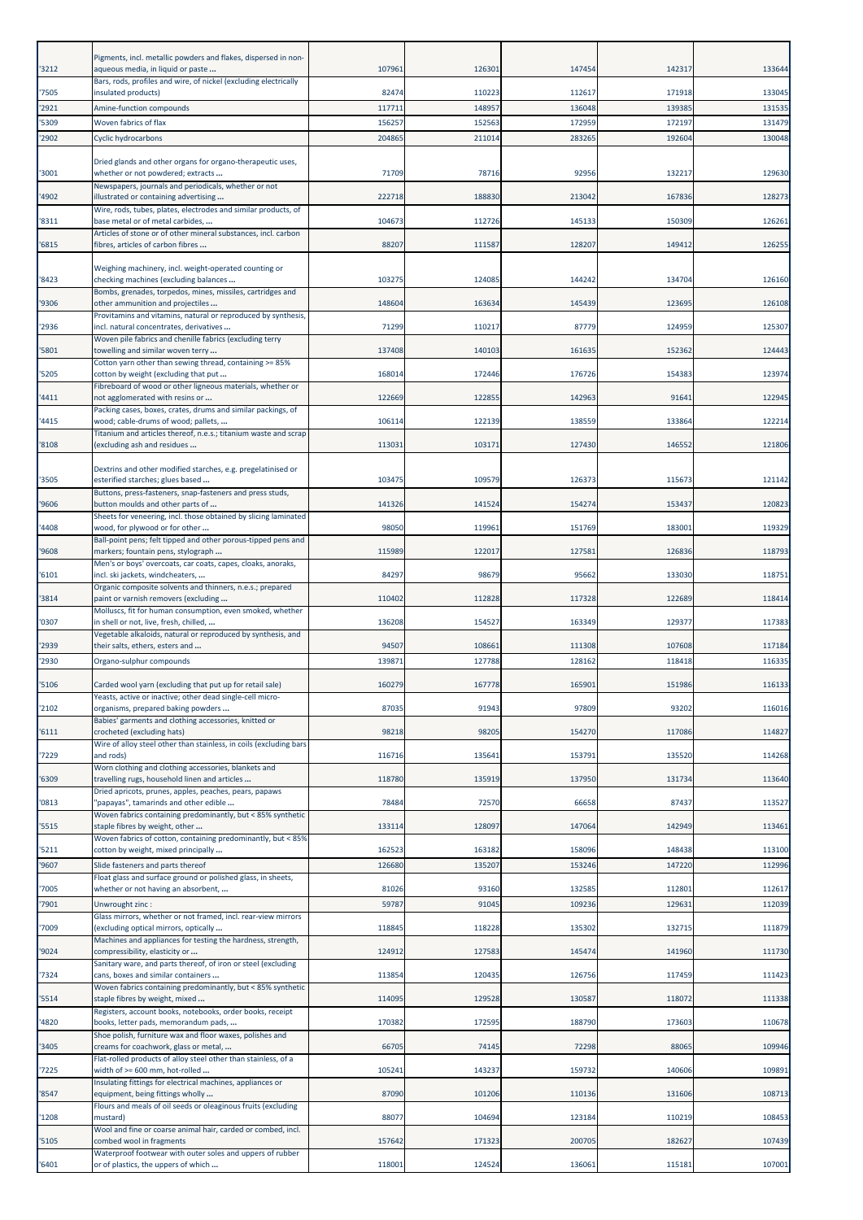| | | | | | | |
|---|---|---|---|---|---|---|
| '3212 | Pigments, incl. metallic powders and flakes, dispersed in non-aqueous media, in liquid or paste ... | 107961 | 126301 | 147454 | 142317 | 133644 |
| '7505 | Bars, rods, profiles and wire, of nickel (excluding electrically insulated products) | 82474 | 110223 | 112617 | 171918 | 133045 |
| '2921 | Amine-function compounds | 117711 | 148957 | 136048 | 139385 | 131535 |
| '5309 | Woven fabrics of flax | 156257 | 152563 | 172959 | 172197 | 131479 |
| '2902 | Cyclic hydrocarbons | 204865 | 211014 | 283265 | 192604 | 130048 |
| '3001 | Dried glands and other organs for organo-therapeutic uses, whether or not powdered; extracts ... | 71709 | 78716 | 92956 | 132217 | 129630 |
| '4902 | Newspapers, journals and periodicals, whether or not illustrated or containing advertising ... | 222718 | 188830 | 213042 | 167836 | 128273 |
| '8311 | Wire, rods, tubes, plates, electrodes and similar products, of base metal or of metal carbides, ... | 104673 | 112726 | 145133 | 150309 | 126261 |
| '6815 | Articles of stone or of other mineral substances, incl. carbon fibres, articles of carbon fibres ... | 88207 | 111587 | 128207 | 149412 | 126255 |
| '8423 | Weighing machinery, incl. weight-operated counting or checking machines (excluding balances ... | 103275 | 124085 | 144242 | 134704 | 126160 |
| '9306 | Bombs, grenades, torpedos, mines, missiles, cartridges and other ammunition and projectiles ... | 148604 | 163634 | 145439 | 123695 | 126108 |
| '2936 | Provitamins and vitamins, natural or reproduced by synthesis, incl. natural concentrates, derivatives ... | 71299 | 110217 | 87779 | 124959 | 125307 |
| '5801 | Woven pile fabrics and chenille fabrics (excluding terry towelling and similar woven terry ... | 137408 | 140103 | 161635 | 152362 | 124443 |
| '5205 | Cotton yarn other than sewing thread, containing >= 85% cotton by weight (excluding that put ... | 168014 | 172446 | 176726 | 154383 | 123974 |
| '4411 | Fibreboard of wood or other ligneous materials, whether or not agglomerated with resins or ... | 122669 | 122855 | 142963 | 91641 | 122945 |
| '4415 | Packing cases, boxes, crates, drums and similar packings, of wood; cable-drums of wood; pallets, ... | 106114 | 122139 | 138559 | 133864 | 122214 |
| '8108 | Titanium and articles thereof, n.e.s.; titanium waste and scrap (excluding ash and residues ... | 113031 | 103171 | 127430 | 146552 | 121806 |
| '3505 | Dextrins and other modified starches, e.g. pregelatinised or esterified starches; glues based ... | 103475 | 109579 | 126373 | 115673 | 121142 |
| '9606 | Buttons, press-fasteners, snap-fasteners and press studs, button moulds and other parts of ... | 141326 | 141524 | 154274 | 153437 | 120823 |
| '4408 | Sheets for veneering, incl. those obtained by slicing laminated wood, for plywood or for other ... | 98050 | 119961 | 151769 | 183001 | 119329 |
| '9608 | Ball-point pens; felt tipped and other porous-tipped pens and markers; fountain pens, stylograph ... | 115989 | 122017 | 127581 | 126836 | 118793 |
| '6101 | Men's or boys' overcoats, car coats, capes, cloaks, anoraks, incl. ski jackets, windcheaters, ... | 84297 | 98679 | 95662 | 133030 | 118751 |
| '3814 | Organic composite solvents and thinners, n.e.s.; prepared paint or varnish removers (excluding ... | 110402 | 112828 | 117328 | 122689 | 118414 |
| '0307 | Molluscs, fit for human consumption, even smoked, whether in shell or not, live, fresh, chilled, ... | 136208 | 154527 | 163349 | 129377 | 117383 |
| '2939 | Vegetable alkaloids, natural or reproduced by synthesis, and their salts, ethers, esters and ... | 94507 | 108661 | 111308 | 107608 | 117184 |
| '2930 | Organo-sulphur compounds | 139871 | 127788 | 128162 | 118418 | 116335 |
| '5106 | Carded wool yarn (excluding that put up for retail sale) | 160279 | 167778 | 165901 | 151986 | 116133 |
| '2102 | Yeasts, active or inactive; other dead single-cell micro-organisms, prepared baking powders ... | 87035 | 91943 | 97809 | 93202 | 116016 |
| '6111 | Babies' garments and clothing accessories, knitted or crocheted (excluding hats) | 98218 | 98205 | 154270 | 117086 | 114827 |
| '7229 | Wire of alloy steel other than stainless, in coils (excluding bars and rods) | 116716 | 135641 | 153791 | 135520 | 114268 |
| '6309 | Worn clothing and clothing accessories, blankets and travelling rugs, household linen and articles ... | 118780 | 135919 | 137950 | 131734 | 113640 |
| '0813 | Dried apricots, prunes, apples, peaches, pears, papaws "papayas", tamarinds and other edible ... | 78484 | 72570 | 66658 | 87437 | 113527 |
| '5515 | Woven fabrics containing predominantly, but < 85% synthetic staple fibres by weight, other ... | 133114 | 128097 | 147064 | 142949 | 113461 |
| '5211 | Woven fabrics of cotton, containing predominantly, but < 85% cotton by weight, mixed principally ... | 162523 | 163182 | 158096 | 148438 | 113100 |
| '9607 | Slide fasteners and parts thereof | 126680 | 135207 | 153246 | 147220 | 112996 |
| '7005 | Float glass and surface ground or polished glass, in sheets, whether or not having an absorbent, ... | 81026 | 93160 | 132585 | 112801 | 112617 |
| '7901 | Unwrought zinc : | 59787 | 91045 | 109236 | 129631 | 112039 |
| '7009 | Glass mirrors, whether or not framed, incl. rear-view mirrors (excluding optical mirrors, optically ... | 118845 | 118228 | 135302 | 132715 | 111879 |
| '9024 | Machines and appliances for testing the hardness, strength, compressibility, elasticity or ... | 124912 | 127583 | 145474 | 141960 | 111730 |
| '7324 | Sanitary ware, and parts thereof, of iron or steel (excluding cans, boxes and similar containers ... | 113854 | 120435 | 126756 | 117459 | 111423 |
| '5514 | Woven fabrics containing predominantly, but < 85% synthetic staple fibres by weight, mixed ... | 114095 | 129528 | 130587 | 118072 | 111338 |
| '4820 | Registers, account books, notebooks, order books, receipt books, letter pads, memorandum pads, ... | 170382 | 172595 | 188790 | 173603 | 110678 |
| '3405 | Shoe polish, furniture wax and floor waxes, polishes and creams for coachwork, glass or metal, ... | 66705 | 74145 | 72298 | 88065 | 109946 |
| '7225 | Flat-rolled products of alloy steel other than stainless, of a width of >= 600 mm, hot-rolled ... | 105241 | 143237 | 159732 | 140606 | 109891 |
| '8547 | Insulating fittings for electrical machines, appliances or equipment, being fittings wholly ... | 87090 | 101206 | 110136 | 131606 | 108713 |
| '1208 | Flours and meals of oil seeds or oleaginous fruits (excluding mustard) | 88077 | 104694 | 123184 | 110219 | 108453 |
| '5105 | Wool and fine or coarse animal hair, carded or combed, incl. combed wool in fragments | 157642 | 171323 | 200705 | 182627 | 107439 |
| '6401 | Waterproof footwear with outer soles and uppers of rubber or of plastics, the uppers of which ... | 118001 | 124524 | 136061 | 115181 | 107001 |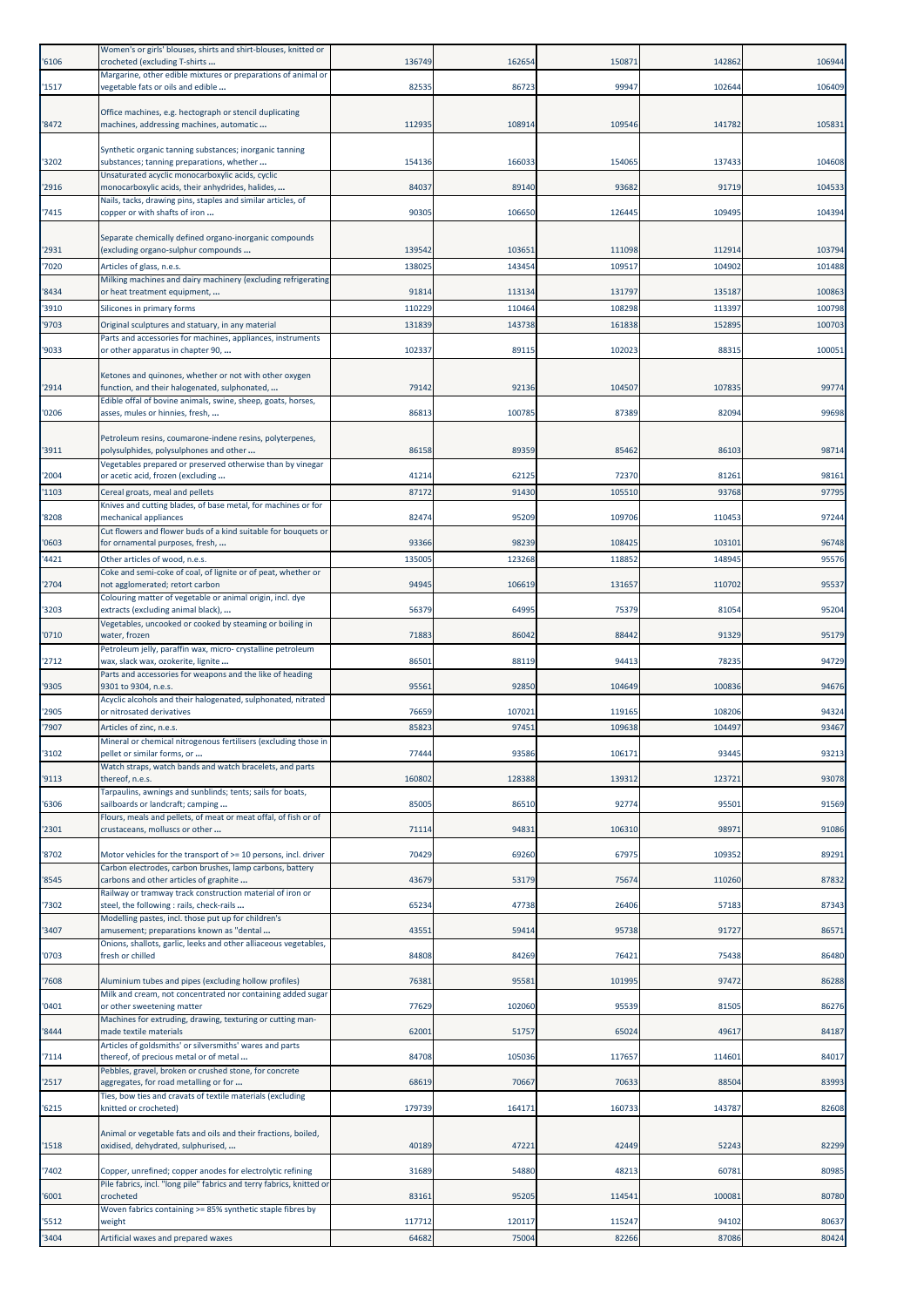| | | | | | | |
|---|---|---|---|---|---|---|
| '6106 | Women's or girls' blouses, shirts and shirt-blouses, knitted or crocheted (excluding T-shirts ... | 136749 | 162654 | 150871 | 142862 | 106944 |
| '1517 | Margarine, other edible mixtures or preparations of animal or vegetable fats or oils and edible ... | 82535 | 86723 | 99947 | 102644 | 106409 |
| '8472 | Office machines, e.g. hectograph or stencil duplicating machines, addressing machines, automatic ... | 112935 | 108914 | 109546 | 141782 | 105831 |
| '3202 | Synthetic organic tanning substances; inorganic tanning substances; tanning preparations, whether ... | 154136 | 166033 | 154065 | 137433 | 104608 |
| '2916 | Unsaturated acyclic monocarboxylic acids, cyclic monocarboxylic acids, their anhydrides, halides, ... | 84037 | 89140 | 93682 | 91719 | 104533 |
| '7415 | Nails, tacks, drawing pins, staples and similar articles, of copper or with shafts of iron ... | 90305 | 106650 | 126445 | 109495 | 104394 |
| '2931 | Separate chemically defined organo-inorganic compounds (excluding organo-sulphur compounds ... | 139542 | 103651 | 111098 | 112914 | 103794 |
| '7020 | Articles of glass, n.e.s. | 138025 | 143454 | 109517 | 104902 | 101488 |
| '8434 | Milking machines and dairy machinery (excluding refrigerating or heat treatment equipment, ... | 91814 | 113134 | 131797 | 135187 | 100863 |
| '3910 | Silicones in primary forms | 110229 | 110464 | 108298 | 113397 | 100798 |
| '9703 | Original sculptures and statuary, in any material | 131839 | 143738 | 161838 | 152895 | 100703 |
| '9033 | Parts and accessories for machines, appliances, instruments or other apparatus in chapter 90, ... | 102337 | 89115 | 102023 | 88315 | 100051 |
| '2914 | Ketones and quinones, whether or not with other oxygen function, and their halogenated, sulphonated, ... | 79142 | 92136 | 104507 | 107835 | 99774 |
| '0206 | Edible offal of bovine animals, swine, sheep, goats, horses, asses, mules or hinnies, fresh, ... | 86813 | 100785 | 87389 | 82094 | 99698 |
| '3911 | Petroleum resins, coumarone-indene resins, polyterpenes, polysulphides, polysulphones and other ... | 86158 | 89359 | 85462 | 86103 | 98714 |
| '2004 | Vegetables prepared or preserved otherwise than by vinegar or acetic acid, frozen (excluding ... | 41214 | 62125 | 72370 | 81261 | 98161 |
| '1103 | Cereal groats, meal and pellets | 87172 | 91430 | 105510 | 93768 | 97795 |
| '8208 | Knives and cutting blades, of base metal, for machines or for mechanical appliances | 82474 | 95209 | 109706 | 110453 | 97244 |
| '0603 | Cut flowers and flower buds of a kind suitable for bouquets or for ornamental purposes, fresh, ... | 93366 | 98239 | 108425 | 103101 | 96748 |
| '4421 | Other articles of wood, n.e.s. | 135005 | 123268 | 118852 | 148945 | 95576 |
| '2704 | Coke and semi-coke of coal, of lignite or of peat, whether or not agglomerated; retort carbon | 94945 | 106619 | 131657 | 110702 | 95537 |
| '3203 | Colouring matter of vegetable or animal origin, incl. dye extracts (excluding animal black), ... | 56379 | 64995 | 75379 | 81054 | 95204 |
| '0710 | Vegetables, uncooked or cooked by steaming or boiling in water, frozen | 71883 | 86042 | 88442 | 91329 | 95179 |
| '2712 | Petroleum jelly, paraffin wax, micro- crystalline petroleum wax, slack wax, ozokerite, lignite ... | 86501 | 88119 | 94413 | 78235 | 94729 |
| '9305 | Parts and accessories for weapons and the like of heading 9301 to 9304, n.e.s. | 95561 | 92850 | 104649 | 100836 | 94676 |
| '2905 | Acyclic alcohols and their halogenated, sulphonated, nitrated or nitrosated derivatives | 76659 | 107021 | 119165 | 108206 | 94324 |
| '7907 | Articles of zinc, n.e.s. | 85823 | 97451 | 109638 | 104497 | 93467 |
| '3102 | Mineral or chemical nitrogenous fertilisers (excluding those in pellet or similar forms, or ... | 77444 | 93586 | 106171 | 93445 | 93213 |
| '9113 | Watch straps, watch bands and watch bracelets, and parts thereof, n.e.s. | 160802 | 128388 | 139312 | 123721 | 93078 |
| '6306 | Tarpaulins, awnings and sunblinds; tents; sails for boats, sailboards or landcraft; camping ... | 85005 | 86510 | 92774 | 95501 | 91569 |
| '2301 | Flours, meals and pellets, of meat or meat offal, of fish or of crustaceans, molluscs or other ... | 71114 | 94831 | 106310 | 98971 | 91086 |
| '8702 | Motor vehicles for the transport of >= 10 persons, incl. driver | 70429 | 69260 | 67975 | 109352 | 89291 |
| '8545 | Carbon electrodes, carbon brushes, lamp carbons, battery carbons and other articles of graphite ... | 43679 | 53179 | 75674 | 110260 | 87832 |
| '7302 | Railway or tramway track construction material of iron or steel, the following : rails, check-rails ... | 65234 | 47738 | 26406 | 57183 | 87343 |
| '3407 | Modelling pastes, incl. those put up for children's amusement; preparations known as "dental ... | 43551 | 59414 | 95738 | 91727 | 86571 |
| '0703 | Onions, shallots, garlic, leeks and other alliaceous vegetables, fresh or chilled | 84808 | 84269 | 76421 | 75438 | 86480 |
| '7608 | Aluminium tubes and pipes (excluding hollow profiles) | 76381 | 95581 | 101995 | 97472 | 86288 |
| '0401 | Milk and cream, not concentrated nor containing added sugar or other sweetening matter | 77629 | 102060 | 95539 | 81505 | 86276 |
| '8444 | Machines for extruding, drawing, texturing or cutting man-made textile materials | 62001 | 51757 | 65024 | 49617 | 84187 |
| '7114 | Articles of goldsmiths' or silversmiths' wares and parts thereof, of precious metal or of metal ... | 84708 | 105036 | 117657 | 114601 | 84017 |
| '2517 | Pebbles, gravel, broken or crushed stone, for concrete aggregates, for road metalling or for ... | 68619 | 70667 | 70633 | 88504 | 83993 |
| '6215 | Ties, bow ties and cravats of textile materials (excluding knitted or crocheted) | 179739 | 164171 | 160733 | 143787 | 82608 |
| '1518 | Animal or vegetable fats and oils and their fractions, boiled, oxidised, dehydrated, sulphurised, ... | 40189 | 47221 | 42449 | 52243 | 82299 |
| '7402 | Copper, unrefined; copper anodes for electrolytic refining | 31689 | 54880 | 48213 | 60781 | 80985 |
| '6001 | Pile fabrics, incl. "long pile" fabrics and terry fabrics, knitted or crocheted | 83161 | 95205 | 114541 | 100081 | 80780 |
| '5512 | Woven fabrics containing >= 85% synthetic staple fibres by weight | 117712 | 120117 | 115247 | 94102 | 80637 |
| '3404 | Artificial waxes and prepared waxes | 64682 | 75004 | 82266 | 87086 | 80424 |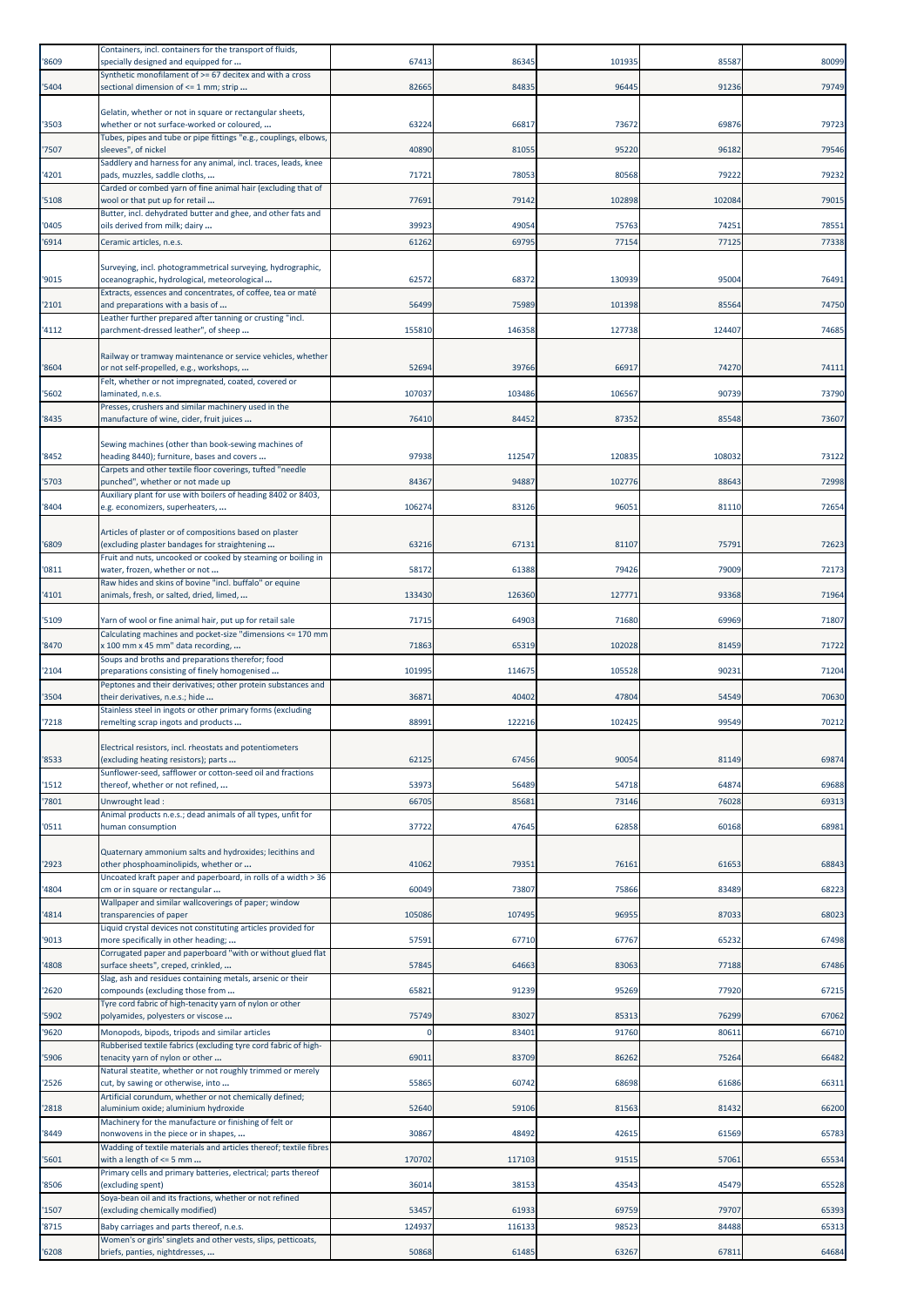| | | | | | | |
|---|---|---|---|---|---|---|
| '8609 | Containers, incl. containers for the transport of fluids, specially designed and equipped for ... | 67413 | 86345 | 101935 | 85587 | 80099 |
| '5404 | Synthetic monofilament of >= 67 decitex and with a cross sectional dimension of <= 1 mm; strip ... | 82665 | 84835 | 96445 | 91236 | 79749 |
| '3503 | Gelatin, whether or not in square or rectangular sheets, whether or not surface-worked or coloured, ... | 63224 | 66817 | 73672 | 69876 | 79723 |
| '7507 | Tubes, pipes and tube or pipe fittings "e.g., couplings, elbows, sleeves", of nickel | 40890 | 81055 | 95220 | 96182 | 79546 |
| '4201 | Saddlery and harness for any animal, incl. traces, leads, knee pads, muzzles, saddle cloths, ... | 71721 | 78053 | 80568 | 79222 | 79232 |
| '5108 | Carded or combed yarn of fine animal hair (excluding that of wool or that put up for retail ... | 77691 | 79142 | 102898 | 102084 | 79015 |
| '0405 | Butter, incl. dehydrated butter and ghee, and other fats and oils derived from milk; dairy ... | 39923 | 49054 | 75763 | 74251 | 78551 |
| '6914 | Ceramic articles, n.e.s. | 61262 | 69795 | 77154 | 77125 | 77338 |
| '9015 | Surveying, incl. photogrammetrical surveying, hydrographic, oceanographic, hydrological, meteorological ... | 62572 | 68372 | 130939 | 95004 | 76491 |
| '2101 | Extracts, essences and concentrates, of coffee, tea or maté and preparations with a basis of ... | 56499 | 75989 | 101398 | 85564 | 74750 |
| '4112 | Leather further prepared after tanning or crusting "incl. parchment-dressed leather", of sheep ... | 155810 | 146358 | 127738 | 124407 | 74685 |
| '8604 | Railway or tramway maintenance or service vehicles, whether or not self-propelled, e.g., workshops, ... | 52694 | 39766 | 66917 | 74270 | 74111 |
| '5602 | Felt, whether or not impregnated, coated, covered or laminated, n.e.s. | 107037 | 103486 | 106567 | 90739 | 73790 |
| '8435 | Presses, crushers and similar machinery used in the manufacture of wine, cider, fruit juices ... | 76410 | 84452 | 87352 | 85548 | 73607 |
| '8452 | Sewing machines (other than book-sewing machines of heading 8440); furniture, bases and covers ... | 97938 | 112547 | 120835 | 108032 | 73122 |
| '5703 | Carpets and other textile floor coverings, tufted "needle punched", whether or not made up | 84367 | 94887 | 102776 | 88643 | 72998 |
| '8404 | Auxiliary plant for use with boilers of heading 8402 or 8403, e.g. economizers, superheaters, ... | 106274 | 83126 | 96051 | 81110 | 72654 |
| '6809 | Articles of plaster or of compositions based on plaster (excluding plaster bandages for straightening ... | 63216 | 67131 | 81107 | 75791 | 72623 |
| '0811 | Fruit and nuts, uncooked or cooked by steaming or boiling in water, frozen, whether or not ... | 58172 | 61388 | 79426 | 79009 | 72173 |
| '4101 | Raw hides and skins of bovine "incl. buffalo" or equine animals, fresh, or salted, dried, limed, ... | 133430 | 126360 | 127771 | 93368 | 71964 |
| '5109 | Yarn of wool or fine animal hair, put up for retail sale | 71715 | 64903 | 71680 | 69969 | 71807 |
| '8470 | Calculating machines and pocket-size "dimensions <= 170 mm x 100 mm x 45 mm" data recording, ... | 71863 | 65319 | 102028 | 81459 | 71722 |
| '2104 | Soups and broths and preparations therefor; food preparations consisting of finely homogenised ... | 101995 | 114675 | 105528 | 90231 | 71204 |
| '3504 | Peptones and their derivatives; other protein substances and their derivatives, n.e.s.; hide ... | 36871 | 40402 | 47804 | 54549 | 70630 |
| '7218 | Stainless steel in ingots or other primary forms (excluding remelting scrap ingots and products ... | 88991 | 122216 | 102425 | 99549 | 70212 |
| '8533 | Electrical resistors, incl. rheostats and potentiometers (excluding heating resistors); parts ... | 62125 | 67456 | 90054 | 81149 | 69874 |
| '1512 | Sunflower-seed, safflower or cotton-seed oil and fractions thereof, whether or not refined, ... | 53973 | 56489 | 54718 | 64874 | 69688 |
| '7801 | Unwrought lead : | 66705 | 85681 | 73146 | 76028 | 69313 |
| '0511 | Animal products n.e.s.; dead animals of all types, unfit for human consumption | 37722 | 47645 | 62858 | 60168 | 68981 |
| '2923 | Quaternary ammonium salts and hydroxides; lecithins and other phosphoaminolipids, whether or ... | 41062 | 79351 | 76161 | 61653 | 68843 |
| '4804 | Uncoated kraft paper and paperboard, in rolls of a width > 36 cm or in square or rectangular ... | 60049 | 73807 | 75866 | 83489 | 68223 |
| '4814 | Wallpaper and similar wallcoverings of paper; window transparencies of paper | 105086 | 107495 | 96955 | 87033 | 68023 |
| '9013 | Liquid crystal devices not constituting articles provided for more specifically in other heading; ... | 57591 | 67710 | 67767 | 65232 | 67498 |
| '4808 | Corrugated paper and paperboard "with or without glued flat surface sheets", creped, crinkled, ... | 57845 | 64663 | 83063 | 77188 | 67486 |
| '2620 | Slag, ash and residues containing metals, arsenic or their compounds (excluding those from ... | 65821 | 91239 | 95269 | 77920 | 67215 |
| '5902 | Tyre cord fabric of high-tenacity yarn of nylon or other polyamides, polyesters or viscose ... | 75749 | 83027 | 85313 | 76299 | 67062 |
| '9620 | Monopods, bipods, tripods and similar articles | 0 | 83401 | 91760 | 80611 | 66710 |
| '5906 | Rubberised textile fabrics (excluding tyre cord fabric of high-tenacity yarn of nylon or other ... | 69011 | 83709 | 86262 | 75264 | 66482 |
| '2526 | Natural steatite, whether or not roughly trimmed or merely cut, by sawing or otherwise, into ... | 55865 | 60742 | 68698 | 61686 | 66311 |
| '2818 | Artificial corundum, whether or not chemically defined; aluminium oxide; aluminium hydroxide | 52640 | 59106 | 81563 | 81432 | 66200 |
| '8449 | Machinery for the manufacture or finishing of felt or nonwovens in the piece or in shapes, ... | 30867 | 48492 | 42615 | 61569 | 65783 |
| '5601 | Wadding of textile materials and articles thereof; textile fibres with a length of <= 5 mm ... | 170702 | 117103 | 91515 | 57061 | 65534 |
| '8506 | Primary cells and primary batteries, electrical; parts thereof (excluding spent) | 36014 | 38153 | 43543 | 45479 | 65528 |
| '1507 | Soya-bean oil and its fractions, whether or not refined (excluding chemically modified) | 53457 | 61933 | 69759 | 79707 | 65393 |
| '8715 | Baby carriages and parts thereof, n.e.s. | 124937 | 116133 | 98523 | 84488 | 65313 |
| '6208 | Women's or girls' singlets and other vests, slips, petticoats, briefs, panties, nightdresses, ... | 50868 | 61485 | 63267 | 67811 | 64684 |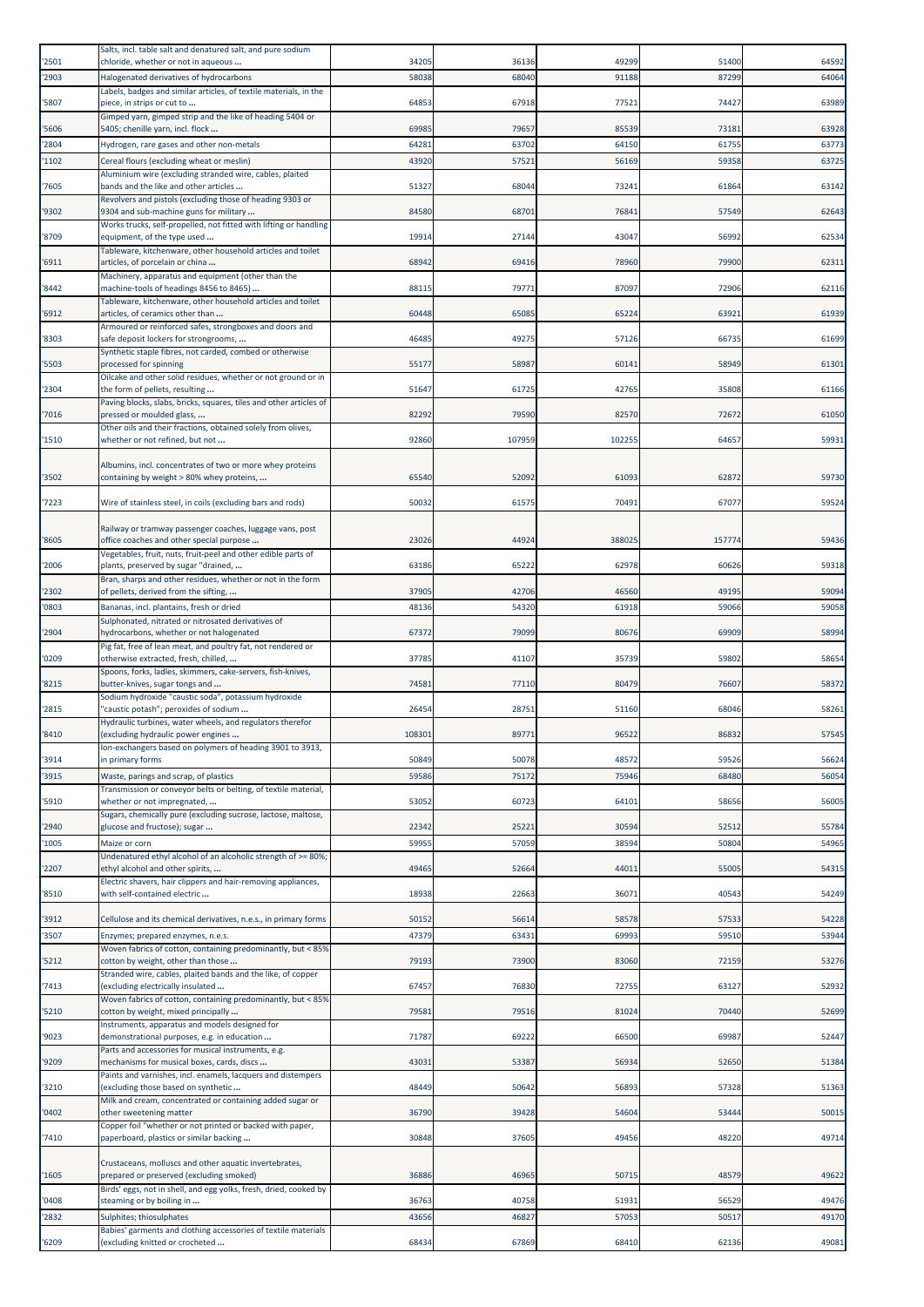| '2501 | Salts, incl. table salt and denatured salt, and pure sodium chloride, whether or not in aqueous ... | 34205 | 36136 | 49299 | 51400 | 64592 |
|---|---|---|---|---|---|---|
| '2903 | Halogenated derivatives of hydrocarbons | 58038 | 68040 | 91188 | 87299 | 64064 |
| '5807 | Labels, badges and similar articles, of textile materials, in the piece, in strips or cut to ... | 64853 | 67918 | 77521 | 74427 | 63989 |
| '5606 | Gimped yarn, gimped strip and the like of heading 5404 or 5405; chenille yarn, incl. flock ... | 69985 | 79657 | 85539 | 73181 | 63928 |
| '2804 | Hydrogen, rare gases and other non-metals | 64281 | 63702 | 64150 | 61755 | 63773 |
| '1102 | Cereal flours (excluding wheat or meslin) | 43920 | 57521 | 56169 | 59358 | 63725 |
| '7605 | Aluminium wire (excluding stranded wire, cables, plaited bands and the like and other articles ... | 51327 | 68044 | 73241 | 61864 | 63142 |
| '9302 | Revolvers and pistols (excluding those of heading 9303 or 9304 and sub-machine guns for military ... | 84580 | 68701 | 76841 | 57549 | 62643 |
| '8709 | Works trucks, self-propelled, not fitted with lifting or handling equipment, of the type used ... | 19914 | 27144 | 43047 | 56992 | 62534 |
| '6911 | Tableware, kitchenware, other household articles and toilet articles, of porcelain or china ... | 68942 | 69416 | 78960 | 79900 | 62311 |
| '8442 | Machinery, apparatus and equipment (other than the machine-tools of headings 8456 to 8465) ... | 88115 | 79771 | 87097 | 72906 | 62116 |
| '6912 | Tableware, kitchenware, other household articles and toilet articles, of ceramics other than ... | 60448 | 65085 | 65224 | 63921 | 61939 |
| '8303 | Armoured or reinforced safes, strongboxes and doors and safe deposit lockers for strongrooms, ... | 46485 | 49275 | 57126 | 66735 | 61699 |
| '5503 | Synthetic staple fibres, not carded, combed or otherwise processed for spinning | 55177 | 58987 | 60141 | 58949 | 61301 |
| '2304 | Oilcake and other solid residues, whether or not ground or in the form of pellets, resulting ... | 51647 | 61725 | 42765 | 35808 | 61166 |
| '7016 | Paving blocks, slabs, bricks, squares, tiles and other articles of pressed or moulded glass, ... | 82292 | 79590 | 82570 | 72672 | 61050 |
| '1510 | Other oils and their fractions, obtained solely from olives, whether or not refined, but not ... | 92860 | 107959 | 102255 | 64657 | 59931 |
| '3502 | Albumins, incl. concentrates of two or more whey proteins containing by weight > 80% whey proteins, ... | 65540 | 52092 | 61093 | 62872 | 59730 |
| '7223 | Wire of stainless steel, in coils (excluding bars and rods) | 50032 | 61575 | 70491 | 67077 | 59524 |
| '8605 | Railway or tramway passenger coaches, luggage vans, post office coaches and other special purpose ... | 23026 | 44924 | 388025 | 157774 | 59436 |
| '2006 | Vegetables, fruit, nuts, fruit-peel and other edible parts of plants, preserved by sugar "drained, ... | 63186 | 65222 | 62978 | 60626 | 59318 |
| '2302 | Bran, sharps and other residues, whether or not in the form of pellets, derived from the sifting, ... | 37905 | 42706 | 46560 | 49195 | 59094 |
| '0803 | Bananas, incl. plantains, fresh or dried | 48136 | 54320 | 61918 | 59066 | 59058 |
| '2904 | Sulphonated, nitrated or nitrosated derivatives of hydrocarbons, whether or not halogenated | 67372 | 79099 | 80676 | 69909 | 58994 |
| '0209 | Pig fat, free of lean meat, and poultry fat, not rendered or otherwise extracted, fresh, chilled, ... | 37785 | 41107 | 35739 | 59802 | 58654 |
| '8215 | Spoons, forks, ladles, skimmers, cake-servers, fish-knives, butter-knives, sugar tongs and ... | 74581 | 77110 | 80479 | 76607 | 58372 |
| '2815 | Sodium hydroxide "caustic soda", potassium hydroxide "caustic potash"; peroxides of sodium ... | 26454 | 28751 | 51160 | 68046 | 58261 |
| '8410 | Hydraulic turbines, water wheels, and regulators therefor (excluding hydraulic power engines ... | 108301 | 89771 | 96522 | 86832 | 57545 |
| '3914 | Ion-exchangers based on polymers of heading 3901 to 3913, in primary forms | 50849 | 50078 | 48572 | 59526 | 56624 |
| '3915 | Waste, parings and scrap, of plastics | 59586 | 75172 | 75946 | 68480 | 56054 |
| '5910 | Transmission or conveyor belts or belting, of textile material, whether or not impregnated, ... | 53052 | 60723 | 64101 | 58656 | 56005 |
| '2940 | Sugars, chemically pure (excluding sucrose, lactose, maltose, glucose and fructose); sugar ... | 22342 | 25221 | 30594 | 52512 | 55784 |
| '1005 | Maize or corn | 59955 | 57059 | 38594 | 50804 | 54965 |
| '2207 | Undenatured ethyl alcohol of an alcoholic strength of >= 80%; ethyl alcohol and other spirits, ... | 49465 | 52664 | 44011 | 55005 | 54315 |
| '8510 | Electric shavers, hair clippers and hair-removing appliances, with self-contained electric ... | 18938 | 22663 | 36071 | 40543 | 54249 |
| '3912 | Cellulose and its chemical derivatives, n.e.s., in primary forms | 50152 | 56614 | 58578 | 57533 | 54228 |
| '3507 | Enzymes; prepared enzymes, n.e.s. | 47379 | 63431 | 69993 | 59510 | 53944 |
| '5212 | Woven fabrics of cotton, containing predominantly, but < 85% cotton by weight, other than those ... | 79193 | 73900 | 83060 | 72159 | 53276 |
| '7413 | Stranded wire, cables, plaited bands and the like, of copper (excluding electrically insulated ... | 67457 | 76830 | 72755 | 63127 | 52932 |
| '5210 | Woven fabrics of cotton, containing predominantly, but < 85% cotton by weight, mixed principally ... | 79581 | 79516 | 81024 | 70440 | 52699 |
| '9023 | Instruments, apparatus and models designed for demonstrational purposes, e.g. in education ... | 71787 | 69222 | 66500 | 69987 | 52447 |
| '9209 | Parts and accessories for musical instruments, e.g. mechanisms for musical boxes, cards, discs ... | 43031 | 53387 | 56934 | 52650 | 51384 |
| '3210 | Paints and varnishes, incl. enamels, lacquers and distempers (excluding those based on synthetic ... | 48449 | 50642 | 56893 | 57328 | 51363 |
| '0402 | Milk and cream, concentrated or containing added sugar or other sweetening matter | 36790 | 39428 | 54604 | 53444 | 50015 |
| '7410 | Copper foil "whether or not printed or backed with paper, paperboard, plastics or similar backing ... | 30848 | 37605 | 49456 | 48220 | 49714 |
| '1605 | Crustaceans, molluscs and other aquatic invertebrates, prepared or preserved (excluding smoked) | 36886 | 46965 | 50715 | 48579 | 49622 |
| '0408 | Birds' eggs, not in shell, and egg yolks, fresh, dried, cooked by steaming or by boiling in ... | 36763 | 40758 | 51931 | 56529 | 49476 |
| '2832 | Sulphites; thiosulphates | 43656 | 46827 | 57053 | 50517 | 49170 |
| '6209 | Babies' garments and clothing accessories of textile materials (excluding knitted or crocheted ... | 68434 | 67869 | 68410 | 62136 | 49081 |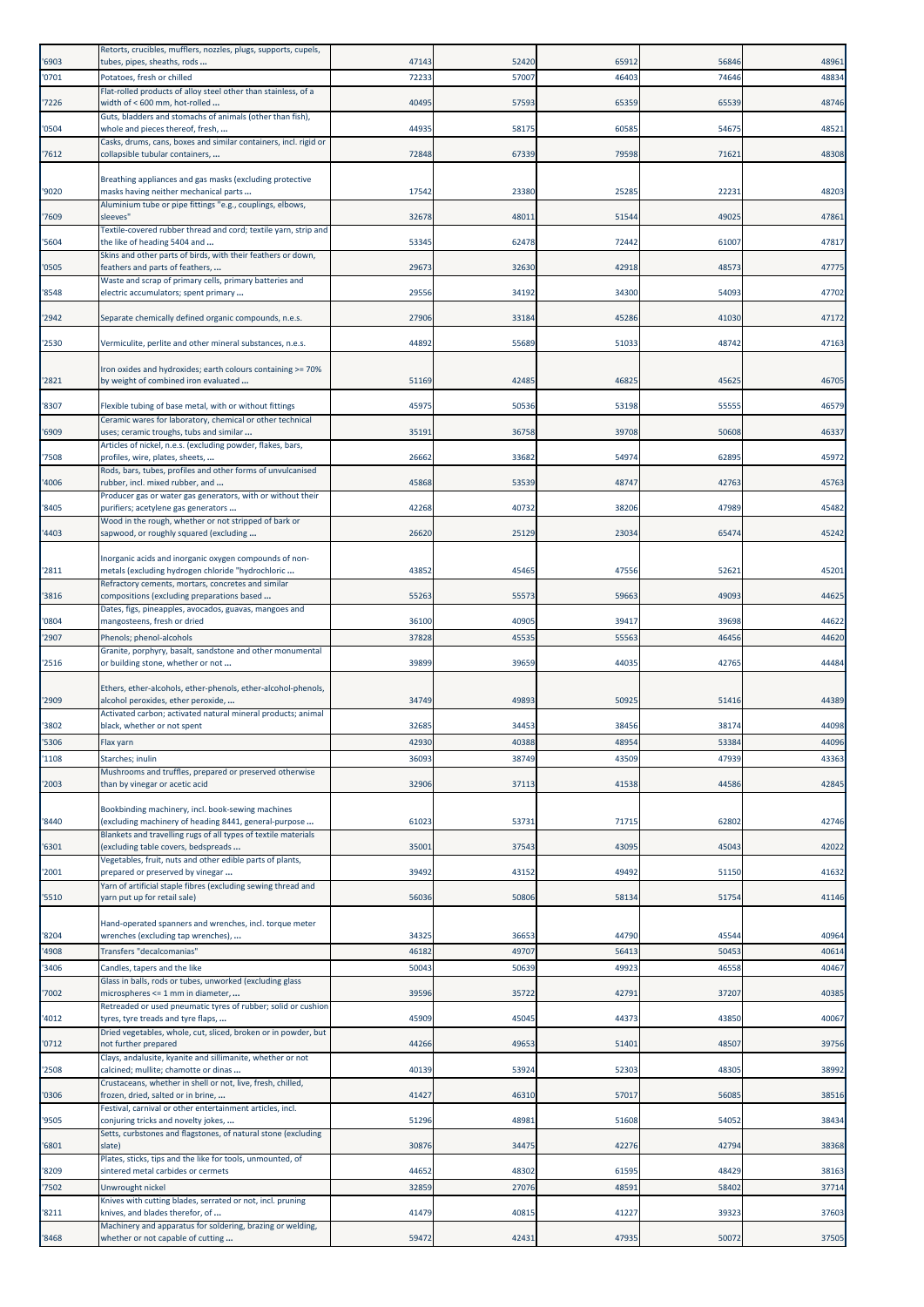| | | | | | | |
|---|---|---|---|---|---|---|
| '6903 | Retorts, crucibles, mufflers, nozzles, plugs, supports, cupels, tubes, pipes, sheaths, rods ... | 47143 | 52420 | 65912 | 56846 | 48961 |
| '0701 | Potatoes, fresh or chilled | 72233 | 57007 | 46403 | 74646 | 48834 |
| '7226 | Flat-rolled products of alloy steel other than stainless, of a width of < 600 mm, hot-rolled ... | 40495 | 57593 | 65359 | 65539 | 48746 |
| '0504 | Guts, bladders and stomachs of animals (other than fish), whole and pieces thereof, fresh, ... | 44935 | 58175 | 60585 | 54675 | 48521 |
| '7612 | Casks, drums, cans, boxes and similar containers, incl. rigid or collapsible tubular containers, ... | 72848 | 67339 | 79598 | 71621 | 48308 |
| '9020 | Breathing appliances and gas masks (excluding protective masks having neither mechanical parts ... | 17542 | 23380 | 25285 | 22231 | 48203 |
| '7609 | Aluminium tube or pipe fittings "e.g., couplings, elbows, sleeves" | 32678 | 48011 | 51544 | 49025 | 47861 |
| '5604 | Textile-covered rubber thread and cord; textile yarn, strip and the like of heading 5404 and ... | 53345 | 62478 | 72442 | 61007 | 47817 |
| '0505 | Skins and other parts of birds, with their feathers or down, feathers and parts of feathers, ... | 29673 | 32630 | 42918 | 48573 | 47775 |
| '8548 | Waste and scrap of primary cells, primary batteries and electric accumulators; spent primary ... | 29556 | 34192 | 34300 | 54093 | 47702 |
| '2942 | Separate chemically defined organic compounds, n.e.s. | 27906 | 33184 | 45286 | 41030 | 47172 |
| '2530 | Vermiculite, perlite and other mineral substances, n.e.s. | 44892 | 55689 | 51033 | 48742 | 47163 |
| '2821 | Iron oxides and hydroxides; earth colours containing >= 70% by weight of combined iron evaluated ... | 51169 | 42485 | 46825 | 45625 | 46705 |
| '8307 | Flexible tubing of base metal, with or without fittings | 45975 | 50536 | 53198 | 55555 | 46579 |
| '6909 | Ceramic wares for laboratory, chemical or other technical uses; ceramic troughs, tubs and similar ... | 35191 | 36758 | 39708 | 50608 | 46337 |
| '7508 | Articles of nickel, n.e.s. (excluding powder, flakes, bars, profiles, wire, plates, sheets, ... | 26662 | 33682 | 54974 | 62895 | 45972 |
| '4006 | Rods, bars, tubes, profiles and other forms of unvulcanised rubber, incl. mixed rubber, and ... | 45868 | 53539 | 48747 | 42763 | 45763 |
| '8405 | Producer gas or water gas generators, with or without their purifiers; acetylene gas generators ... | 42268 | 40732 | 38206 | 47989 | 45482 |
| '4403 | Wood in the rough, whether or not stripped of bark or sapwood, or roughly squared (excluding ... | 26620 | 25129 | 23034 | 65474 | 45242 |
| '2811 | Inorganic acids and inorganic oxygen compounds of non-metals (excluding hydrogen chloride "hydrochloric ... | 43852 | 45465 | 47556 | 52621 | 45201 |
| '3816 | Refractory cements, mortars, concretes and similar compositions (excluding preparations based ... | 55263 | 55573 | 59663 | 49093 | 44625 |
| '0804 | Dates, figs, pineapples, avocados, guavas, mangoes and mangosteens, fresh or dried | 36100 | 40905 | 39417 | 39698 | 44622 |
| '2907 | Phenols; phenol-alcohols | 37828 | 45535 | 55563 | 46456 | 44620 |
| '2516 | Granite, porphyry, basalt, sandstone and other monumental or building stone, whether or not ... | 39899 | 39659 | 44035 | 42765 | 44484 |
| '2909 | Ethers, ether-alcohols, ether-phenols, ether-alcohol-phenols, alcohol peroxides, ether peroxide, ... | 34749 | 49893 | 50925 | 51416 | 44389 |
| '3802 | Activated carbon; activated natural mineral products; animal black, whether or not spent | 32685 | 34453 | 38456 | 38174 | 44098 |
| '5306 | Flax yarn | 42930 | 40388 | 48954 | 53384 | 44096 |
| '1108 | Starches; inulin | 36093 | 38749 | 43509 | 47939 | 43363 |
| '2003 | Mushrooms and truffles, prepared or preserved otherwise than by vinegar or acetic acid | 32906 | 37113 | 41538 | 44586 | 42845 |
| '8440 | Bookbinding machinery, incl. book-sewing machines (excluding machinery of heading 8441, general-purpose ... | 61023 | 53731 | 71715 | 62802 | 42746 |
| '6301 | Blankets and travelling rugs of all types of textile materials (excluding table covers, bedspreads ... | 35001 | 37543 | 43095 | 45043 | 42022 |
| '2001 | Vegetables, fruit, nuts and other edible parts of plants, prepared or preserved by vinegar ... | 39492 | 43152 | 49492 | 51150 | 41632 |
| '5510 | Yarn of artificial staple fibres (excluding sewing thread and yarn put up for retail sale) | 56036 | 50806 | 58134 | 51754 | 41146 |
| '8204 | Hand-operated spanners and wrenches, incl. torque meter wrenches (excluding tap wrenches), ... | 34325 | 36653 | 44790 | 45544 | 40964 |
| '4908 | Transfers "decalcomanias" | 46182 | 49707 | 56413 | 50453 | 40614 |
| '3406 | Candles, tapers and the like | 50043 | 50639 | 49923 | 46558 | 40467 |
| '7002 | Glass in balls, rods or tubes, unworked (excluding glass microspheres <= 1 mm in diameter, ... | 39596 | 35722 | 42791 | 37207 | 40385 |
| '4012 | Retreaded or used pneumatic tyres of rubber; solid or cushion tyres, tyre treads and tyre flaps, ... | 45909 | 45045 | 44373 | 43850 | 40067 |
| '0712 | Dried vegetables, whole, cut, sliced, broken or in powder, but not further prepared | 44266 | 49653 | 51401 | 48507 | 39756 |
| '2508 | Clays, andalusite, kyanite and sillimanite, whether or not calcined; mullite; chamotte or dinas ... | 40139 | 53924 | 52303 | 48305 | 38992 |
| '0306 | Crustaceans, whether in shell or not, live, fresh, chilled, frozen, dried, salted or in brine, ... | 41427 | 46310 | 57017 | 56085 | 38516 |
| '9505 | Festival, carnival or other entertainment articles, incl. conjuring tricks and novelty jokes, ... | 51296 | 48981 | 51608 | 54052 | 38434 |
| '6801 | Setts, curbstones and flagstones, of natural stone (excluding slate) | 30876 | 34475 | 42276 | 42794 | 38368 |
| '8209 | Plates, sticks, tips and the like for tools, unmounted, of sintered metal carbides or cermets | 44652 | 48302 | 61595 | 48429 | 38163 |
| '7502 | Unwrought nickel | 32859 | 27076 | 48591 | 58402 | 37714 |
| '8211 | Knives with cutting blades, serrated or not, incl. pruning knives, and blades therefor, of ... | 41479 | 40815 | 41227 | 39323 | 37603 |
| '8468 | Machinery and apparatus for soldering, brazing or welding, whether or not capable of cutting ... | 59472 | 42431 | 47935 | 50072 | 37505 |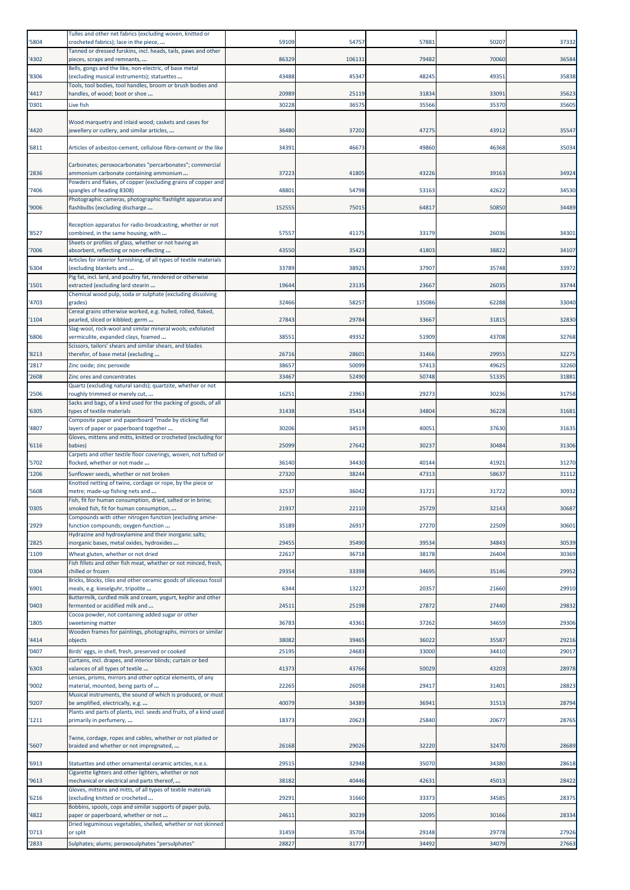| '5804 | Tulles and other net fabrics (excluding woven, knitted or crocheted fabrics); lace in the piece, ... | 59109 | 54757 | 57881 | 50207 | 37332 |
|---|---|---|---|---|---|---|
| '4302 | Tanned or dressed furskins, incl. heads, tails, paws and other pieces, scraps and remnants, ... | 86329 | 106131 | 79482 | 70060 | 36584 |
| '8306 | Bells, gongs and the like, non-electric, of base metal (excluding musical instruments); statuettes ... | 43488 | 45347 | 48245 | 49351 | 35838 |
| '4417 | Tools, tool bodies, tool handles, broom or brush bodies and handles, of wood; boot or shoe ... | 20989 | 25119 | 31834 | 33091 | 35623 |
| '0301 | Live fish | 30228 | 36575 | 35566 | 35370 | 35605 |
| '4420 | Wood marquetry and inlaid wood; caskets and cases for jewellery or cutlery, and similar articles, ... | 36480 | 37202 | 47275 | 43912 | 35547 |
| '6811 | Articles of asbestos-cement, cellulose fibre-cement or the like | 34391 | 46673 | 49860 | 46368 | 35034 |
| '2836 | Carbonates; peroxocarbonates "percarbonates"; commercial ammonium carbonate containing ammonium ... | 37223 | 41805 | 43226 | 39163 | 34924 |
| '7406 | Powders and flakes, of copper (excluding grains of copper and spangles of heading 8308) | 48801 | 54798 | 53163 | 42622 | 34530 |
| '9006 | Photographic cameras, photographic flashlight apparatus and flashbulbs (excluding discharge ... | 152555 | 75015 | 64817 | 50850 | 34489 |
| '8527 | Reception apparatus for radio-broadcasting, whether or not combined, in the same housing, with ... | 57557 | 41175 | 33179 | 26036 | 34301 |
| '7006 | Sheets or profiles of glass, whether or not having an absorbent, reflecting or non-reflecting ... | 43550 | 35423 | 41803 | 38822 | 34107 |
| '6304 | Articles for interior furnishing, of all types of textile materials (excluding blankets and ... | 33789 | 38925 | 37907 | 35748 | 33972 |
| '1501 | Pig fat, incl. lard, and poultry fat, rendered or otherwise extracted (excluding lard stearin ... | 19644 | 23135 | 23667 | 26035 | 33744 |
| '4703 | Chemical wood pulp, soda or sulphate (excluding dissolving grades) | 32466 | 58257 | 135086 | 62288 | 33040 |
| '1104 | Cereal grains otherwise worked, e.g. hulled, rolled, flaked, pearled, sliced or kibbled; germ ... | 27843 | 29784 | 33667 | 31815 | 32830 |
| '6806 | Slag-wool, rock-wool and similar mineral wools; exfoliated vermiculite, expanded clays, foamed ... | 38551 | 49352 | 51909 | 43708 | 32768 |
| '8213 | Scissors, tailors' shears and similar shears, and blades therefor, of base metal (excluding ... | 26716 | 28601 | 31466 | 29955 | 32275 |
| '2817 | Zinc oxide; zinc peroxide | 38657 | 50099 | 57413 | 49625 | 32260 |
| '2608 | Zinc ores and concentrates | 33467 | 52490 | 50748 | 51335 | 31881 |
| '2506 | Quartz (excluding natural sands); quartzite, whether or not roughly trimmed or merely cut, ... | 16251 | 23963 | 29273 | 30236 | 31758 |
| '6305 | Sacks and bags, of a kind used for the packing of goods, of all types of textile materials | 31438 | 35414 | 34804 | 36228 | 31681 |
| '4807 | Composite paper and paperboard "made by sticking flat layers of paper or paperboard together ... | 30206 | 34519 | 40051 | 37630 | 31635 |
| '6116 | Gloves, mittens and mitts, knitted or crocheted (excluding for babies) | 25099 | 27642 | 30237 | 30484 | 31306 |
| '5702 | Carpets and other textile floor coverings, woven, not tufted or flocked, whether or not made ... | 36140 | 34430 | 40144 | 41921 | 31270 |
| '1206 | Sunflower seeds, whether or not broken | 27320 | 38244 | 47313 | 58637 | 31112 |
| '5608 | Knotted netting of twine, cordage or rope, by the piece or metre; made-up fishing nets and ... | 32537 | 36042 | 31721 | 31722 | 30932 |
| '0305 | Fish, fit for human consumption, dried, salted or in brine; smoked fish, fit for human consumption, ... | 21937 | 22110 | 25729 | 32143 | 30687 |
| '2929 | Compounds with other nitrogen function (excluding amine-function compounds; oxygen-function ... | 35189 | 26917 | 27270 | 22509 | 30601 |
| '2825 | Hydrazine and hydroxylamine and their inorganic salts; inorganic bases, metal oxides, hydroxides ... | 29455 | 35490 | 39534 | 34843 | 30539 |
| '1109 | Wheat gluten, whether or not dried | 22617 | 36718 | 38178 | 26404 | 30369 |
| '0304 | Fish fillets and other fish meat, whether or not minced, fresh, chilled or frozen | 29354 | 33398 | 34695 | 35146 | 29952 |
| '6901 | Bricks, blocks, tiles and other ceramic goods of siliceous fossil meals, e.g. kieselguhr, tripolite ... | 6344 | 13227 | 20357 | 21660 | 29910 |
| '0403 | Buttermilk, curdled milk and cream, yogurt, kephir and other fermented or acidified milk and ... | 24511 | 25198 | 27872 | 27440 | 29832 |
| '1805 | Cocoa powder, not containing added sugar or other sweetening matter | 36783 | 43361 | 37262 | 34659 | 29306 |
| '4414 | Wooden frames for paintings, photographs, mirrors or similar objects | 38082 | 39465 | 36022 | 35587 | 29216 |
| '0407 | Birds' eggs, in shell, fresh, preserved or cooked | 25195 | 24683 | 33000 | 34410 | 29017 |
| '6303 | Curtains, incl. drapes, and interior blinds; curtain or bed valances of all types of textile ... | 41373 | 43766 | 50029 | 43203 | 28978 |
| '9002 | Lenses, prisms, mirrors and other optical elements, of any material, mounted, being parts of ... | 22265 | 26058 | 29417 | 31401 | 28823 |
| '9207 | Musical instruments, the sound of which is produced, or must be amplified, electrically, e.g. ... | 40079 | 34389 | 36941 | 31513 | 28794 |
| '1211 | Plants and parts of plants, incl. seeds and fruits, of a kind used primarily in perfumery, ... | 18373 | 20623 | 25840 | 20677 | 28765 |
| '5607 | Twine, cordage, ropes and cables, whether or not plaited or braided and whether or not impregnated, ... | 26168 | 29026 | 32220 | 32470 | 28689 |
| '6913 | Statuettes and other ornamental ceramic articles, n.e.s. | 29515 | 32948 | 35070 | 34380 | 28618 |
| '9613 | Cigarette lighters and other lighters, whether or not mechanical or electrical and parts thereof, ... | 38182 | 40446 | 42631 | 45013 | 28422 |
| '6216 | Gloves, mittens and mitts, of all types of textile materials (excluding knitted or crocheted ... | 29291 | 31660 | 33373 | 34585 | 28375 |
| '4822 | Bobbins, spools, cops and similar supports of paper pulp, paper or paperboard, whether or not ... | 24611 | 30239 | 32095 | 30166 | 28334 |
| '0713 | Dried leguminous vegetables, shelled, whether or not skinned or split | 31459 | 35704 | 29148 | 29778 | 27926 |
| '2833 | Sulphates; alums; peroxosulphates "persulphates" | 28827 | 31777 | 34492 | 34079 | 27663 |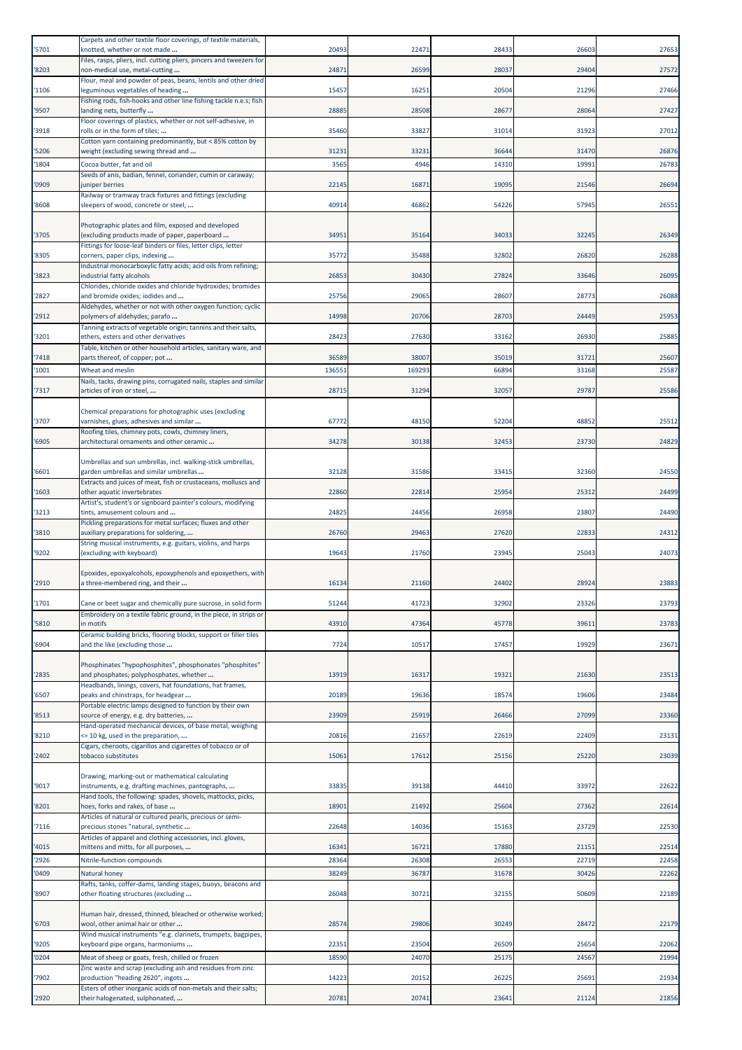| '5701 | Carpets and other textile floor coverings, of textile materials, knotted, whether or not made ... | 20493 | 22471 | 28433 | 26603 | 27653 |
|---|---|---|---|---|---|---|
| '8203 | Files, rasps, pliers, incl. cutting pliers, pincers and tweezers for non-medical use, metal-cutting ... | 24871 | 26599 | 28037 | 29404 | 27572 |
| '1106 | Flour, meal and powder of peas, beans, lentils and other dried leguminous vegetables of heading ... | 15457 | 16251 | 20504 | 21296 | 27466 |
| '9507 | Fishing rods, fish-hooks and other line fishing tackle n.e.s; fish landing nets, butterfly ... | 28885 | 28508 | 28677 | 28064 | 27427 |
| '3918 | Floor coverings of plastics, whether or not self-adhesive, in rolls or in the form of tiles; ... | 35460 | 33827 | 31014 | 31923 | 27012 |
| '5206 | Cotton yarn containing predominantly, but < 85% cotton by weight (excluding sewing thread and ... | 31231 | 33231 | 36644 | 31470 | 26876 |
| '1804 | Cocoa butter, fat and oil | 3565 | 4946 | 14310 | 19991 | 26783 |
| '0909 | Seeds of anis, badian, fennel, coriander, cumin or caraway; juniper berries | 22145 | 16871 | 19095 | 21546 | 26694 |
| '8608 | Railway or tramway track fixtures and fittings (excluding sleepers of wood, concrete or steel, ... | 40914 | 46862 | 54226 | 57945 | 26551 |
| '3705 | Photographic plates and film, exposed and developed (excluding products made of paper, paperboard ... | 34951 | 35164 | 34033 | 32245 | 26349 |
| '8305 | Fittings for loose-leaf binders or files, letter clips, letter corners, paper clips, indexing ... | 35772 | 35488 | 32802 | 26820 | 26288 |
| '3823 | Industrial monocarboxylic fatty acids; acid oils from refining; industrial fatty alcohols | 26853 | 30430 | 27824 | 33646 | 26095 |
| '2827 | Chlorides, chloride oxides and chloride hydroxides; bromides and bromide oxides; iodides and ... | 25756 | 29065 | 28607 | 28773 | 26088 |
| '2912 | Aldehydes, whether or not with other oxygen function; cyclic polymers of aldehydes; parafo ... | 14998 | 20706 | 28703 | 24449 | 25953 |
| '3201 | Tanning extracts of vegetable origin; tannins and their salts, ethers, esters and other derivatives | 28423 | 27630 | 33162 | 26930 | 25885 |
| '7418 | Table, kitchen or other household articles, sanitary ware, and parts thereof, of copper; pot ... | 36589 | 38007 | 35019 | 31721 | 25607 |
| '1001 | Wheat and meslin | 136551 | 169293 | 66894 | 33168 | 25587 |
| '7317 | Nails, tacks, drawing pins, corrugated nails, staples and similar articles of iron or steel, ... | 28715 | 31294 | 32057 | 29787 | 25586 |
| '3707 | Chemical preparations for photographic uses (excluding varnishes, glues, adhesives and similar ... | 67772 | 48150 | 52204 | 48852 | 25512 |
| '6905 | Roofing tiles, chimney pots, cowls, chimney liners, architectural ornaments and other ceramic ... | 34278 | 30138 | 32453 | 23730 | 24829 |
| '6601 | Umbrellas and sun umbrellas, incl. walking-stick umbrellas, garden umbrellas and similar umbrellas ... | 32128 | 31586 | 33415 | 32360 | 24550 |
| '1603 | Extracts and juices of meat, fish or crustaceans, molluscs and other aquatic invertebrates | 22860 | 22814 | 25954 | 25312 | 24499 |
| '3213 | Artist's, student's or signboard painter's colours, modifying tints, amusement colours and ... | 24825 | 24456 | 26958 | 23807 | 24490 |
| '3810 | Pickling preparations for metal surfaces; fluxes and other auxiliary preparations for soldering, ... | 26760 | 29463 | 27620 | 22833 | 24312 |
| '9202 | String musical instruments, e.g. guitars, violins, and harps (excluding with keyboard) | 19643 | 21760 | 23945 | 25043 | 24073 |
| '2910 | Epoxides, epoxyalcohols, epoxyphenols and epoxyethers, with a three-membered ring, and their ... | 16134 | 21160 | 24402 | 28924 | 23883 |
| '1701 | Cane or beet sugar and chemically pure sucrose, in solid form | 51244 | 41723 | 32902 | 23326 | 23793 |
| '5810 | Embroidery on a textile fabric ground, in the piece, in strips or in motifs | 43910 | 47364 | 45778 | 39611 | 23783 |
| '6904 | Ceramic building bricks, flooring blocks, support or filler tiles and the like (excluding those ... | 7724 | 10517 | 17457 | 19929 | 23671 |
| '2835 | Phosphinates "hypophosphites", phosphonates "phosphites" and phosphates; polyphosphates, whether ... | 13919 | 16317 | 19321 | 21630 | 23513 |
| '6507 | Headbands, linings, covers, hat foundations, hat frames, peaks and chinstraps, for headgear ... | 20189 | 19636 | 18574 | 19606 | 23484 |
| '8513 | Portable electric lamps designed to function by their own source of energy, e.g. dry batteries, ... | 23909 | 25919 | 26466 | 27099 | 23360 |
| '8210 | Hand-operated mechanical devices, of base metal, weighing <= 10 kg, used in the preparation, ... | 20816 | 21657 | 22619 | 22409 | 23131 |
| '2402 | Cigars, cheroots, cigarillos and cigarettes of tobacco or of tobacco substitutes | 15061 | 17612 | 25156 | 25220 | 23039 |
| '9017 | Drawing, marking-out or mathematical calculating instruments, e.g. drafting machines, pantographs, ... | 33835 | 39138 | 44410 | 33972 | 22622 |
| '8201 | Hand tools, the following: spades, shovels, mattocks, picks, hoes, forks and rakes, of base ... | 18901 | 21492 | 25604 | 27362 | 22614 |
| '7116 | Articles of natural or cultured pearls, precious or semi-precious stones "natural, synthetic ... | 22648 | 14036 | 15163 | 23729 | 22530 |
| '4015 | Articles of apparel and clothing accessories, incl. gloves, mittens and mitts, for all purposes, ... | 16341 | 16721 | 17880 | 21151 | 22514 |
| '2926 | Nitrile-function compounds | 28364 | 26308 | 26553 | 22719 | 22458 |
| '0409 | Natural honey | 38249 | 36787 | 31678 | 30426 | 22262 |
| '8907 | Rafts, tanks, coffer-dams, landing stages, buoys, beacons and other floating structures (excluding ... | 26048 | 30721 | 32155 | 50609 | 22189 |
| '6703 | Human hair, dressed, thinned, bleached or otherwise worked; wool, other animal hair or other ... | 28574 | 29806 | 30249 | 28472 | 22179 |
| '9205 | Wind musical instruments "e.g. clarinets, trumpets, bagpipes, keyboard pipe organs, harmoniums ... | 22351 | 23504 | 26509 | 25654 | 22062 |
| '0204 | Meat of sheep or goats, fresh, chilled or frozen | 18590 | 24070 | 25175 | 24567 | 21994 |
| '7902 | Zinc waste and scrap (excluding ash and residues from zinc production "heading 2620", ingots ... | 14223 | 20152 | 26225 | 25691 | 21934 |
| '2920 | Esters of other inorganic acids of non-metals and their salts; their halogenated, sulphonated, ... | 20781 | 20741 | 23641 | 21124 | 21856 |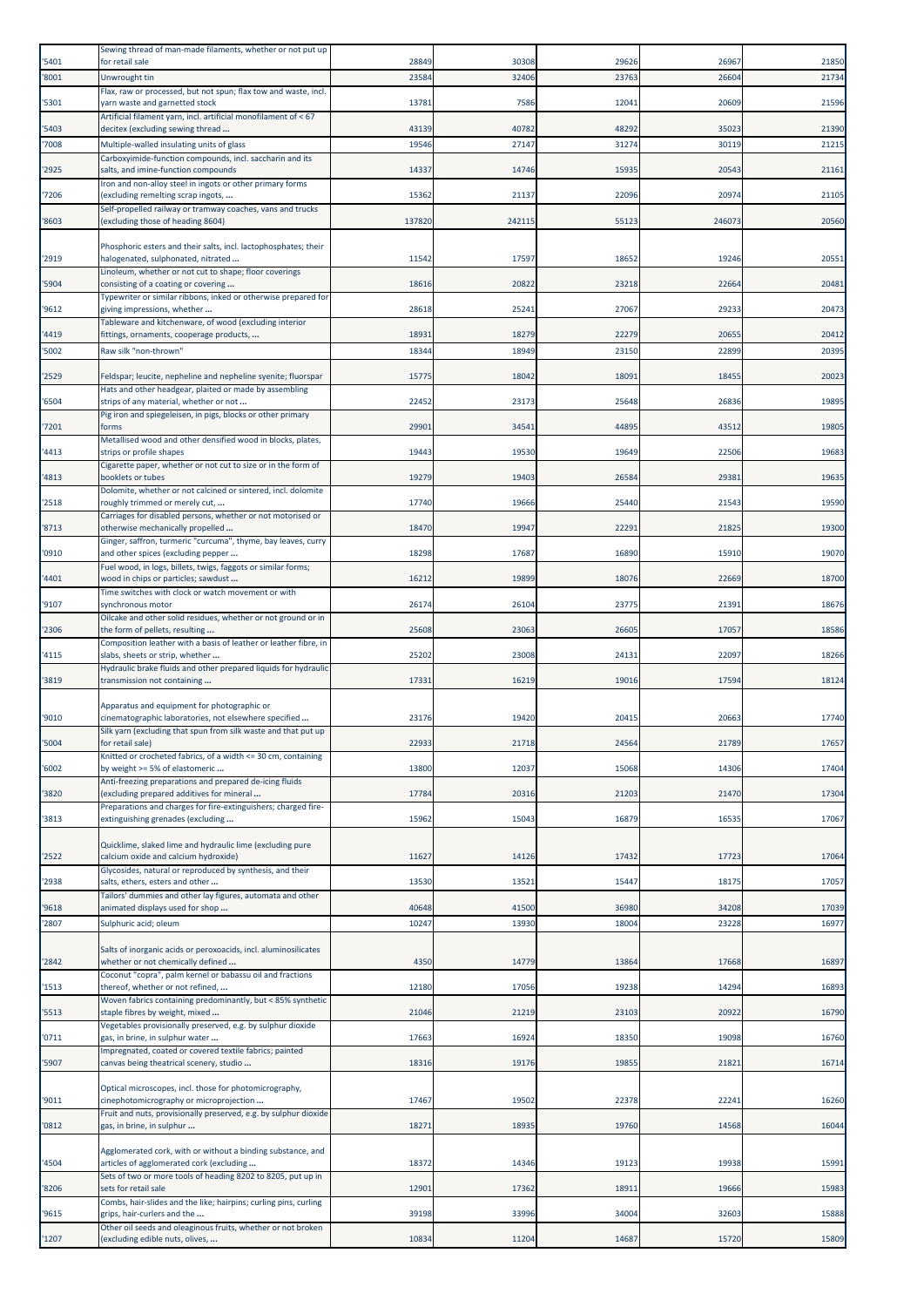| '5401 | Sewing thread of man-made filaments, whether or not put up for retail sale | 28849 | 30308 | 29626 | 26967 | 21850 |
|---|---|---|---|---|---|---|
| '8001 | Unwrought tin | 23584 | 32406 | 23763 | 26604 | 21734 |
| '5301 | Flax, raw or processed, but not spun; flax tow and waste, incl. yarn waste and garnetted stock | 13781 | 7586 | 12041 | 20609 | 21596 |
| '5403 | Artificial filament yarn, incl. artificial monofilament of < 67 decitex (excluding sewing thread ... | 43139 | 40782 | 48292 | 35023 | 21390 |
| '7008 | Multiple-walled insulating units of glass | 19546 | 27147 | 31274 | 30119 | 21215 |
| '2925 | Carboxyimide-function compounds, incl. saccharin and its salts, and imine-function compounds | 14337 | 14746 | 15935 | 20543 | 21161 |
| '7206 | Iron and non-alloy steel in ingots or other primary forms (excluding remelting scrap ingots, ... | 15362 | 21137 | 22096 | 20974 | 21105 |
| '8603 | Self-propelled railway or tramway coaches, vans and trucks (excluding those of heading 8604) | 137820 | 242115 | 55123 | 246073 | 20560 |
| '2919 | Phosphoric esters and their salts, incl. lactophosphates; their halogenated, sulphonated, nitrated ... | 11542 | 17597 | 18652 | 19246 | 20551 |
| '5904 | Linoleum, whether or not cut to shape; floor coverings consisting of a coating or covering ... | 18616 | 20822 | 23218 | 22664 | 20481 |
| '9612 | Typewriter or similar ribbons, inked or otherwise prepared for giving impressions, whether ... | 28618 | 25241 | 27067 | 29233 | 20473 |
| '4419 | Tableware and kitchenware, of wood (excluding interior fittings, ornaments, cooperage products, ... | 18931 | 18279 | 22279 | 20655 | 20412 |
| '5002 | Raw silk "non-thrown" | 18344 | 18949 | 23150 | 22899 | 20395 |
| '2529 | Feldspar; leucite, nepheline and nepheline syenite; fluorspar | 15775 | 18042 | 18091 | 18455 | 20023 |
| '6504 | Hats and other headgear, plaited or made by assembling strips of any material, whether or not ... | 22452 | 23173 | 25648 | 26836 | 19895 |
| '7201 | Pig iron and spiegeleisen, in pigs, blocks or other primary forms | 29901 | 34541 | 44895 | 43512 | 19805 |
| '4413 | Metallised wood and other densified wood in blocks, plates, strips or profile shapes | 19443 | 19530 | 19649 | 22506 | 19683 |
| '4813 | Cigarette paper, whether or not cut to size or in the form of booklets or tubes | 19279 | 19403 | 26584 | 29381 | 19635 |
| '2518 | Dolomite, whether or not calcined or sintered, incl. dolomite roughly trimmed or merely cut, ... | 17740 | 19666 | 25440 | 21543 | 19590 |
| '8713 | Carriages for disabled persons, whether or not motorised or otherwise mechanically propelled ... | 18470 | 19947 | 22291 | 21825 | 19300 |
| '0910 | Ginger, saffron, turmeric "curcuma", thyme, bay leaves, curry and other spices (excluding pepper ... | 18298 | 17687 | 16890 | 15910 | 19070 |
| '4401 | Fuel wood, in logs, billets, twigs, faggots or similar forms; wood in chips or particles; sawdust ... | 16212 | 19899 | 18076 | 22669 | 18700 |
| '9107 | Time switches with clock or watch movement or with synchronous motor | 26174 | 26104 | 23775 | 21391 | 18676 |
| '2306 | Oilcake and other solid residues, whether or not ground or in the form of pellets, resulting ... | 25608 | 23063 | 26605 | 17057 | 18586 |
| '4115 | Composition leather with a basis of leather or leather fibre, in slabs, sheets or strip, whether ... | 25202 | 23008 | 24131 | 22097 | 18266 |
| '3819 | Hydraulic brake fluids and other prepared liquids for hydraulic transmission not containing ... | 17331 | 16219 | 19016 | 17594 | 18124 |
| '9010 | Apparatus and equipment for photographic or cinematographic laboratories, not elsewhere specified ... | 23176 | 19420 | 20415 | 20663 | 17740 |
| '5004 | Silk yarn (excluding that spun from silk waste and that put up for retail sale) | 22933 | 21718 | 24564 | 21789 | 17657 |
| '6002 | Knitted or crocheted fabrics, of a width <= 30 cm, containing by weight >= 5% of elastomeric ... | 13800 | 12037 | 15068 | 14306 | 17404 |
| '3820 | Anti-freezing preparations and prepared de-icing fluids (excluding prepared additives for mineral ... | 17784 | 20316 | 21203 | 21470 | 17304 |
| '3813 | Preparations and charges for fire-extinguishers; charged fire-extinguishing grenades (excluding ... | 15962 | 15043 | 16879 | 16535 | 17067 |
| '2522 | Quicklime, slaked lime and hydraulic lime (excluding pure calcium oxide and calcium hydroxide) | 11627 | 14126 | 17432 | 17723 | 17064 |
| '2938 | Glycosides, natural or reproduced by synthesis, and their salts, ethers, esters and other ... | 13530 | 13521 | 15447 | 18175 | 17057 |
| '9618 | Tailors' dummies and other lay figures, automata and other animated displays used for shop ... | 40648 | 41500 | 36980 | 34208 | 17039 |
| '2807 | Sulphuric acid; oleum | 10247 | 13930 | 18004 | 23228 | 16977 |
| '2842 | Salts of inorganic acids or peroxoacids, incl. aluminosilicates whether or not chemically defined ... | 4350 | 14779 | 13864 | 17668 | 16897 |
| '1513 | Coconut "copra", palm kernel or babassu oil and fractions thereof, whether or not refined, ... | 12180 | 17056 | 19238 | 14294 | 16893 |
| '5513 | Woven fabrics containing predominantly, but < 85% synthetic staple fibres by weight, mixed ... | 21046 | 21219 | 23103 | 20922 | 16790 |
| '0711 | Vegetables provisionally preserved, e.g. by sulphur dioxide gas, in brine, in sulphur water ... | 17663 | 16924 | 18350 | 19098 | 16760 |
| '5907 | Impregnated, coated or covered textile fabrics; painted canvas being theatrical scenery, studio ... | 18316 | 19176 | 19855 | 21821 | 16714 |
| '9011 | Optical microscopes, incl. those for photomicrography, cinephotomicrography or microprojection ... | 17467 | 19502 | 22378 | 22241 | 16260 |
| '0812 | Fruit and nuts, provisionally preserved, e.g. by sulphur dioxide gas, in brine, in sulphur ... | 18271 | 18935 | 19760 | 14568 | 16044 |
| '4504 | Agglomerated cork, with or without a binding substance, and articles of agglomerated cork (excluding ... | 18372 | 14346 | 19123 | 19938 | 15991 |
| '8206 | Sets of two or more tools of heading 8202 to 8205, put up in sets for retail sale | 12901 | 17362 | 18911 | 19666 | 15983 |
| '9615 | Combs, hair-slides and the like; hairpins; curling pins, curling grips, hair-curlers and the ... | 39198 | 33996 | 34004 | 32603 | 15888 |
| '1207 | Other oil seeds and oleaginous fruits, whether or not broken (excluding edible nuts, olives, ... | 10834 | 11204 | 14687 | 15720 | 15809 |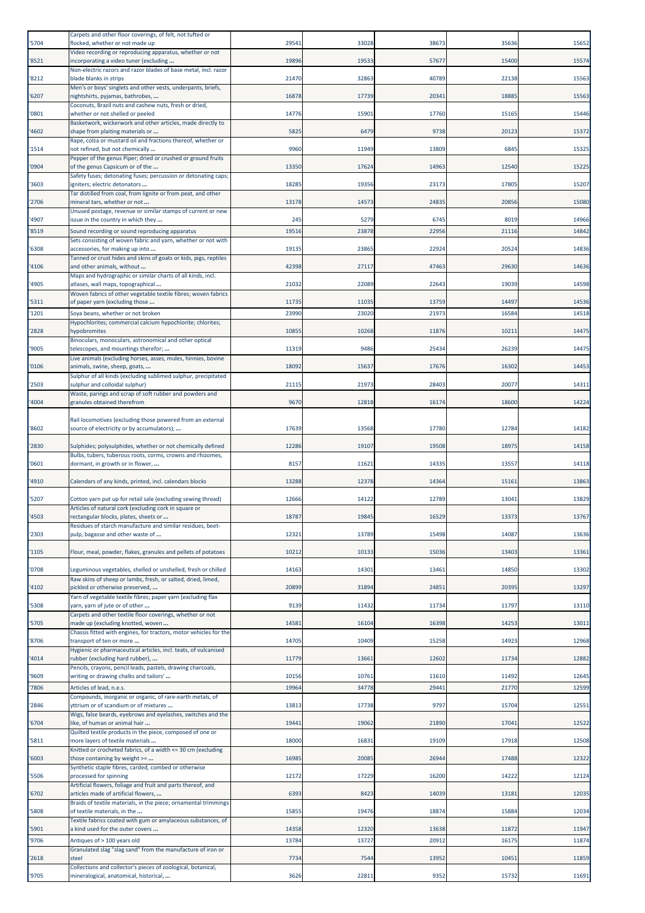| '5704 | Carpets and other floor coverings, of felt, not tufted or flocked, whether or not made up | 29541 | 33028 | 38673 | 35636 | 15652 |
|---|---|---|---|---|---|---|
| '8521 | Video recording or reproducing apparatus, whether or not incorporating a video tuner (excluding ... | 19896 | 19533 | 57677 | 15400 | 15574 |
| '8212 | Non-electric razors and razor blades of base metal, incl. razor blade blanks in strips | 21470 | 32863 | 40789 | 22138 | 15563 |
| '6207 | Men's or boys' singlets and other vests, underpants, briefs, nightshirts, pyjamas, bathrobes, ... | 16878 | 17739 | 20341 | 18885 | 15563 |
| '0801 | Coconuts, Brazil nuts and cashew nuts, fresh or dried, whether or not shelled or peeled | 14776 | 15901 | 17760 | 15165 | 15446 |
| '4602 | Basketwork, wickerwork and other articles, made directly to shape from plaiting materials or ... | 5825 | 6479 | 9738 | 20123 | 15372 |
| '1514 | Rape, colza or mustard oil and fractions thereof, whether or not refined, but not chemically ... | 9960 | 11949 | 13809 | 6845 | 15325 |
| '0904 | Pepper of the genus Piper; dried or crushed or ground fruits of the genus Capsicum or of the ... | 13350 | 17624 | 14963 | 12540 | 15225 |
| '3603 | Safety fuses; detonating fuses; percussion or detonating caps; igniters; electric detonators ... | 18285 | 19356 | 23173 | 17805 | 15207 |
| '2706 | Tar distilled from coal, from lignite or from peat, and other mineral tars, whether or not ... | 13178 | 14573 | 24835 | 20856 | 15080 |
| '4907 | Unused postage, revenue or similar stamps of current or new issue in the country in which they ... | 245 | 5279 | 6745 | 8019 | 14966 |
| '8519 | Sound recording or sound reproducing apparatus | 19516 | 23878 | 22956 | 21116 | 14842 |
| '6308 | Sets consisting of woven fabric and yarn, whether or not with accessories, for making up into ... | 19135 | 23865 | 22924 | 20524 | 14836 |
| '4106 | Tanned or crust hides and skins of goats or kids, pigs, reptiles and other animals, without ... | 42398 | 27117 | 47463 | 29630 | 14636 |
| '4905 | Maps and hydrographic or similar charts of all kinds, incl. atlases, wall maps, topographical ... | 21032 | 22089 | 22643 | 19039 | 14598 |
| '5311 | Woven fabrics of other vegetable textile fibres; woven fabrics of paper yarn (excluding those ... | 11735 | 11035 | 13759 | 14497 | 14536 |
| '1201 | Soya beans, whether or not broken | 23990 | 23020 | 21973 | 16584 | 14518 |
| '2828 | Hypochlorites; commercial calcium hypochlorite; chlorites; hypobromites | 10855 | 10268 | 11876 | 10211 | 14475 |
| '9005 | Binoculars, monoculars, astronomical and other optical telescopes, and mountings therefor; ... | 11319 | 9486 | 25434 | 26239 | 14475 |
| '0106 | Live animals (excluding horses, asses, mules, hinnies, bovine animals, swine, sheep, goats, ... | 18092 | 15637 | 17676 | 16302 | 14453 |
| '2503 | Sulphur of all kinds (excluding sublimed sulphur, precipitated sulphur and colloidal sulphur) | 21115 | 21973 | 28403 | 20077 | 14311 |
| '4004 | Waste, parings and scrap of soft rubber and powders and granules obtained therefrom | 9670 | 12818 | 16174 | 18600 | 14224 |
| '8602 | Rail locomotives (excluding those powered from an external source of electricity or by accumulators); ... | 17639 | 13568 | 17780 | 12784 | 14182 |
| '2830 | Sulphides; polysulphides, whether or not chemically defined | 12286 | 19107 | 19508 | 18975 | 14158 |
| '0601 | Bulbs, tubers, tuberous roots, corms, crowns and rhizomes, dormant, in growth or in flower, ... | 8157 | 11621 | 14335 | 13557 | 14118 |
| '4910 | Calendars of any kinds, printed, incl. calendars blocks | 13288 | 12378 | 14364 | 15161 | 13863 |
| '5207 | Cotton yarn put up for retail sale (excluding sewing thread) | 12666 | 14122 | 12789 | 13041 | 13829 |
| '4503 | Articles of natural cork (excluding cork in square or rectangular blocks, plates, sheets or ... | 18787 | 19845 | 16529 | 13373 | 13767 |
| '2303 | Residues of starch manufacture and similar residues, beet-pulp, bagasse and other waste of ... | 12321 | 13789 | 15498 | 14087 | 13636 |
| '1105 | Flour, meal, powder, flakes, granules and pellets of potatoes | 10212 | 10133 | 15036 | 13403 | 13361 |
| '0708 | Leguminous vegetables, shelled or unshelled, fresh or chilled | 14163 | 14301 | 13461 | 14850 | 13302 |
| '4102 | Raw skins of sheep or lambs, fresh, or salted, dried, limed, pickled or otherwise preserved, ... | 20899 | 31894 | 24851 | 20395 | 13297 |
| '5308 | Yarn of vegetable textile fibres; paper yarn (excluding flax yarn, yarn of jute or of other ... | 9139 | 11432 | 11734 | 11797 | 13110 |
| '5705 | Carpets and other textile floor coverings, whether or not made up (excluding knotted, woven ... | 14581 | 16104 | 16398 | 14253 | 13011 |
| '8706 | Chassis fitted with engines, for tractors, motor vehicles for the transport of ten or more ... | 14705 | 10409 | 15258 | 14923 | 12968 |
| '4014 | Hygienic or pharmaceutical articles, incl. teats, of vulcanised rubber (excluding hard rubber), ... | 11779 | 13661 | 12602 | 11734 | 12882 |
| '9609 | Pencils, crayons, pencil leads, pastels, drawing charcoals, writing or drawing chalks and tailors' ... | 10156 | 10761 | 11610 | 11492 | 12645 |
| '7806 | Articles of lead, n.e.s. | 19964 | 34778 | 29441 | 21770 | 12599 |
| '2846 | Compounds, inorganic or organic, of rare-earth metals, of yttrium or of scandium or of mixtures ... | 13813 | 17738 | 9797 | 15704 | 12551 |
| '6704 | Wigs, false beards, eyebrows and eyelashes, switches and the like, of human or animal hair ... | 19441 | 19062 | 21890 | 17041 | 12522 |
| '5811 | Quilted textile products in the piece, composed of one or more layers of textile materials ... | 18000 | 16831 | 19109 | 17918 | 12508 |
| '6003 | Knitted or crocheted fabrics, of a width <= 30 cm (excluding those containing by weight >= ... | 16985 | 20085 | 26944 | 17488 | 12322 |
| '5506 | Synthetic staple fibres, carded, combed or otherwise processed for spinning | 12172 | 17229 | 16200 | 14222 | 12124 |
| '6702 | Artificial flowers, foliage and fruit and parts thereof, and articles made of artificial flowers, ... | 6393 | 8423 | 14039 | 13181 | 12035 |
| '5808 | Braids of textile materials, in the piece; ornamental trimmings of textile materials, in the ... | 15855 | 19476 | 18874 | 15884 | 12034 |
| '5901 | Textile fabrics coated with gum or amylaceous substances, of a kind used for the outer covers ... | 14358 | 12320 | 13638 | 11872 | 11947 |
| '9706 | Antiques of > 100 years old | 13784 | 13727 | 20912 | 16175 | 11874 |
| '2618 | Granulated slag "slag sand" from the manufacture of iron or steel | 7734 | 7544 | 13952 | 10451 | 11859 |
| '9705 | Collections and collector's pieces of zoological, botanical, mineralogical, anatomical, historical, ... | 3626 | 22811 | 9352 | 15732 | 11691 |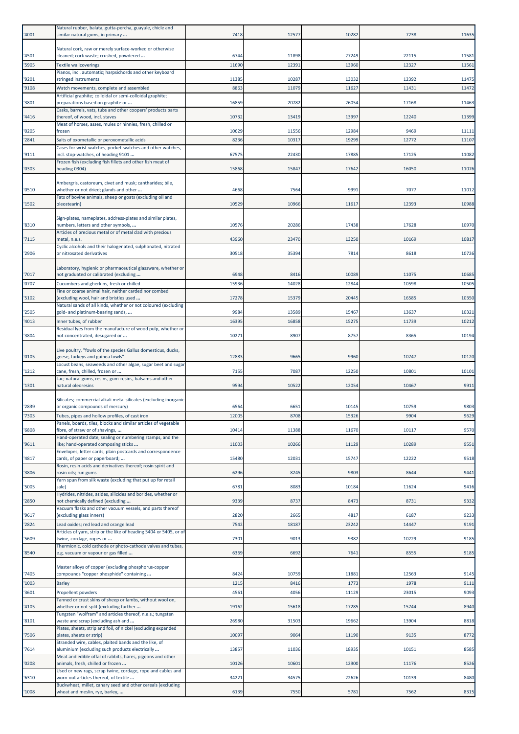| '4001 | Natural rubber, balata, gutta-percha, guayule, chicle and similar natural gums, in primary ... | 7418 | 12577 | 10282 | 7238 | 11635 |
|---|---|---|---|---|---|---|
| '4501 | Natural cork, raw or merely surface-worked or otherwise cleaned; cork waste; crushed, powdered ... | 6744 | 11898 | 27249 | 22115 | 11581 |
| '5905 | Textile wallcoverings | 11690 | 12391 | 13960 | 12327 | 11561 |
| '9201 | Pianos, incl. automatic; harpsichords and other keyboard stringed instruments | 11385 | 10287 | 13032 | 12392 | 11475 |
| '9108 | Watch movements, complete and assembled | 8863 | 11079 | 11627 | 11431 | 11472 |
| '3801 | Artificial graphite; colloidal or semi-colloidal graphite; preparations based on graphite or ... | 16859 | 20782 | 26054 | 17168 | 11463 |
| '4416 | Casks, barrels, vats, tubs and other coopers' products parts thereof, of wood, incl. staves | 10732 | 13419 | 13997 | 12240 | 11399 |
| '0205 | Meat of horses, asses, mules or hinnies, fresh, chilled or frozen | 10629 | 11556 | 12984 | 9469 | 11111 |
| '2841 | Salts of oxometallic or peroxometallic acids | 8236 | 10317 | 19299 | 12772 | 11107 |
| '9111 | Cases for wrist-watches, pocket-watches and other watches, incl. stop-watches, of heading 9101 ... | 67575 | 22430 | 17885 | 17125 | 11082 |
| '0303 | Frozen fish (excluding fish fillets and other fish meat of heading 0304) | 15868 | 15847 | 17642 | 16050 | 11076 |
| '0510 | Ambergris, castoreum, civet and musk; cantharides; bile, whether or not dried; glands and other ... | 4668 | 7564 | 9991 | 7077 | 11012 |
| '1502 | Fats of bovine animals, sheep or goats (excluding oil and oleostearin) | 10529 | 10966 | 11617 | 12393 | 10988 |
| '8310 | Sign-plates, nameplates, address-plates and similar plates, numbers, letters and other symbols, ... | 10576 | 20286 | 17438 | 17628 | 10970 |
| '7115 | Articles of precious metal or of metal clad with precious metal, n.e.s. | 43960 | 23470 | 13250 | 10169 | 10817 |
| '2906 | Cyclic alcohols and their halogenated, sulphonated, nitrated or nitrosated derivatives | 30518 | 35394 | 7814 | 8618 | 10726 |
| '7017 | Laboratory, hygienic or pharmaceutical glassware, whether or not graduated or calibrated (excluding ... | 6948 | 8416 | 10089 | 11075 | 10685 |
| '0707 | Cucumbers and gherkins, fresh or chilled | 15936 | 14028 | 12844 | 10598 | 10505 |
| '5102 | Fine or coarse animal hair, neither carded nor combed (excluding wool, hair and bristles used ... | 17278 | 15379 | 20445 | 16585 | 10350 |
| '2505 | Natural sands of all kinds, whether or not coloured (excluding gold- and platinum-bearing sands, ... | 9984 | 13589 | 15467 | 13637 | 10321 |
| '4013 | Inner tubes, of rubber | 16395 | 16858 | 15275 | 11739 | 10212 |
| '3804 | Residual lyes from the manufacture of wood pulp, whether or not concentrated, desugared or ... | 10271 | 8907 | 8757 | 8365 | 10194 |
| '0105 | Live poultry, "fowls of the species Gallus domesticus, ducks, geese, turkeys and guinea fowls" | 12883 | 9665 | 9960 | 10747 | 10120 |
| '1212 | Locust beans, seaweeds and other algae, sugar beet and sugar cane, fresh, chilled, frozen or ... | 7155 | 7087 | 12250 | 10801 | 10101 |
| '1301 | Lac; natural gums, resins, gum-resins, balsams and other natural oleoresins | 9594 | 10522 | 12054 | 10467 | 9911 |
| '2839 | Silicates; commercial alkali metal silicates (excluding inorganic or organic compounds of mercury) | 6564 | 6651 | 10145 | 10759 | 9803 |
| '7303 | Tubes, pipes and hollow profiles, of cast iron | 12005 | 8708 | 15326 | 9904 | 9629 |
| '6808 | Panels, boards, tiles, blocks and similar articles of vegetable fibre, of straw or of shavings, ... | 10414 | 11388 | 11670 | 10117 | 9570 |
| '9611 | Hand-operated date, sealing or numbering stamps, and the like; hand-operated composing sticks ... | 11003 | 10266 | 11129 | 10289 | 9551 |
| '4817 | Envelopes, letter cards, plain postcards and correspondence cards, of paper or paperboard; ... | 15480 | 12031 | 15747 | 12222 | 9518 |
| '3806 | Rosin, resin acids and derivatives thereof; rosin spirit and rosin oils; run gums | 6296 | 8245 | 9803 | 8644 | 9441 |
| '5005 | Yarn spun from silk waste (excluding that put up for retail sale) | 6781 | 8083 | 10184 | 11624 | 9416 |
| '2850 | Hydrides, nitrides, azides, silicides and borides, whether or not chemically defined (excluding ... | 9339 | 8737 | 8473 | 8731 | 9332 |
| '9617 | Vacuum flasks and other vacuum vessels, and parts thereof (excluding glass inners) | 2820 | 2665 | 4817 | 6187 | 9233 |
| '2824 | Lead oxides; red lead and orange lead | 7542 | 18187 | 23242 | 14447 | 9191 |
| '5609 | Articles of yarn, strip or the like of heading 5404 or 5405, or of twine, cordage, ropes or ... | 7301 | 9013 | 9382 | 10229 | 9185 |
| '8540 | Thermionic, cold cathode or photo-cathode valves and tubes, e.g. vacuum or vapour or gas filled ... | 6369 | 6692 | 7641 | 8555 | 9185 |
| '7405 | Master alloys of copper (excluding phosphorus-copper compounds "copper phosphide" containing ... | 8424 | 10759 | 11881 | 12563 | 9145 |
| '1003 | Barley | 1215 | 8416 | 1773 | 1978 | 9111 |
| '3601 | Propellent powders | 4561 | 4056 | 11129 | 23015 | 9093 |
| '4105 | Tanned or crust skins of sheep or lambs, without wool on, whether or not split (excluding further ... | 19162 | 15618 | 17285 | 15744 | 8940 |
| '8101 | Tungsten "wolfram" and articles thereof, n.e.s.; tungsten waste and scrap (excluding ash and ... | 26980 | 31503 | 19662 | 13904 | 8818 |
| '7506 | Plates, sheets, strip and foil, of nickel (excluding expanded plates, sheets or strip) | 10097 | 9064 | 11190 | 9135 | 8772 |
| '7614 | Stranded wire, cables, plaited bands and the like, of aluminium (excluding such products electrically ... | 13857 | 11036 | 18935 | 10151 | 8585 |
| '0208 | Meat and edible offal of rabbits, hares, pigeons and other animals, fresh, chilled or frozen ... | 10126 | 10601 | 12900 | 11176 | 8526 |
| '6310 | Used or new rags, scrap twine, cordage, rope and cables and worn-out articles thereof, of textile ... | 34221 | 34575 | 22626 | 10139 | 8480 |
| '1008 | Buckwheat, millet, canary seed and other cereals (excluding wheat and meslin, rye, barley, ... | 6139 | 7550 | 5781 | 7562 | 8315 |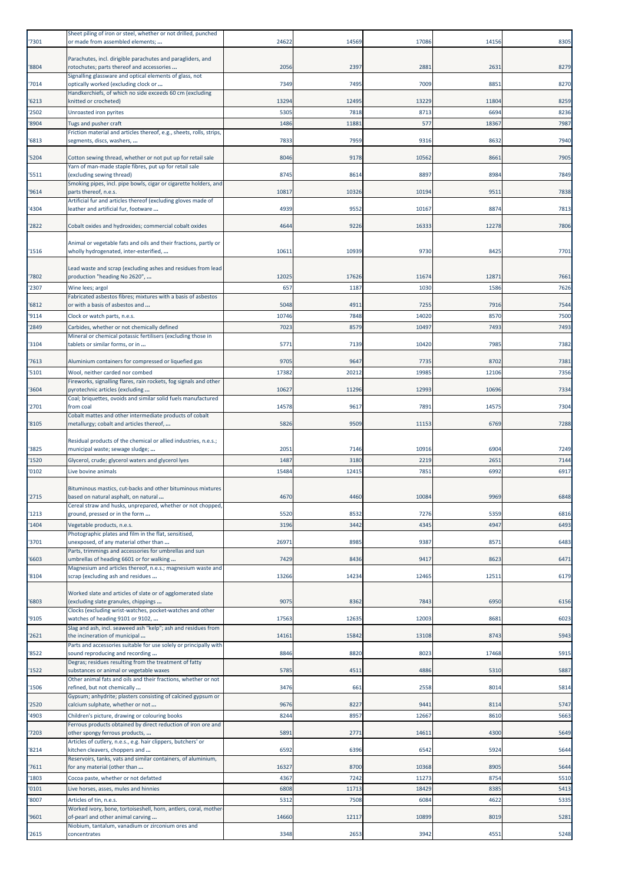| '7301 | Sheet piling of iron or steel, whether or not drilled, punched or made from assembled elements; ... | 24622 | 14569 | 17086 | 14156 | 8305 |
|---|---|---|---|---|---|---|
| '8804 | Parachutes, incl. dirigible parachutes and paragliders, and rotochutes; parts thereof and accessories ... | 2056 | 2397 | 2881 | 2631 | 8279 |
| '7014 | Signalling glassware and optical elements of glass, not optically worked (excluding clock or ... | 7349 | 7495 | 7009 | 8851 | 8270 |
| '6213 | Handkerchiefs, of which no side exceeds 60 cm (excluding knitted or crocheted) | 13294 | 12495 | 13229 | 11804 | 8259 |
| '2502 | Unroasted iron pyrites | 5305 | 7818 | 8713 | 6694 | 8236 |
| '8904 | Tugs and pusher craft | 1486 | 11881 | 577 | 18367 | 7987 |
| '6813 | Friction material and articles thereof, e.g., sheets, rolls, strips, segments, discs, washers, ... | 7833 | 7959 | 9316 | 8632 | 7940 |
| '5204 | Cotton sewing thread, whether or not put up for retail sale | 8046 | 9178 | 10562 | 8661 | 7905 |
| '5511 | Yarn of man-made staple fibres, put up for retail sale (excluding sewing thread) | 8745 | 8614 | 8897 | 8984 | 7849 |
| '9614 | Smoking pipes, incl. pipe bowls, cigar or cigarette holders, and parts thereof, n.e.s. | 10817 | 10326 | 10194 | 9511 | 7838 |
| '4304 | Artificial fur and articles thereof (excluding gloves made of leather and artificial fur, footware ... | 4939 | 9552 | 10167 | 8874 | 7813 |
| '2822 | Cobalt oxides and hydroxides; commercial cobalt oxides | 4644 | 9226 | 16333 | 12278 | 7806 |
| '1516 | Animal or vegetable fats and oils and their fractions, partly or wholly hydrogenated, inter-esterified, ... | 10611 | 10939 | 9730 | 8425 | 7701 |
| '7802 | Lead waste and scrap (excluding ashes and residues from lead production "heading No 2620", ... | 12025 | 17626 | 11674 | 12871 | 7661 |
| '2307 | Wine lees; argol | 657 | 1187 | 1030 | 1586 | 7626 |
| '6812 | Fabricated asbestos fibres; mixtures with a basis of asbestos or with a basis of asbestos and ... | 5048 | 4911 | 7255 | 7916 | 7544 |
| '9114 | Clock or watch parts, n.e.s. | 10746 | 7848 | 14020 | 8570 | 7500 |
| '2849 | Carbides, whether or not chemically defined | 7023 | 8579 | 10497 | 7493 | 7493 |
| '3104 | Mineral or chemical potassic fertilisers (excluding those in tablets or similar forms, or in ... | 5771 | 7139 | 10420 | 7985 | 7382 |
| '7613 | Aluminium containers for compressed or liquefied gas | 9705 | 9647 | 7735 | 8702 | 7381 |
| '5101 | Wool, neither carded nor combed | 17382 | 20212 | 19985 | 12106 | 7356 |
| '3604 | Fireworks, signalling flares, rain rockets, fog signals and other pyrotechnic articles (excluding ... | 10627 | 11296 | 12993 | 10696 | 7334 |
| '2701 | Coal; briquettes, ovoids and similar solid fuels manufactured from coal | 14578 | 9617 | 7891 | 14575 | 7304 |
| '8105 | Cobalt mattes and other intermediate products of cobalt metallurgy; cobalt and articles thereof, ... | 5826 | 9509 | 11153 | 6769 | 7288 |
| '3825 | Residual products of the chemical or allied industries, n.e.s.; municipal waste; sewage sludge; ... | 2051 | 7146 | 10916 | 6904 | 7249 |
| '1520 | Glycerol, crude; glycerol waters and glycerol lyes | 1487 | 3180 | 2219 | 2651 | 7144 |
| '0102 | Live bovine animals | 15484 | 12415 | 7851 | 6992 | 6917 |
| '2715 | Bituminous mastics, cut-backs and other bituminous mixtures based on natural asphalt, on natural ... | 4670 | 4460 | 10084 | 9969 | 6848 |
| '1213 | Cereal straw and husks, unprepared, whether or not chopped, ground, pressed or in the form ... | 5520 | 8532 | 7276 | 5359 | 6816 |
| '1404 | Vegetable products, n.e.s. | 3196 | 3442 | 4345 | 4947 | 6493 |
| '3701 | Photographic plates and film in the flat, sensitised, unexposed, of any material other than ... | 26971 | 8985 | 9387 | 8571 | 6483 |
| '6603 | Parts, trimmings and accessories for umbrellas and sun umbrellas of heading 6601 or for walking ... | 7429 | 8436 | 9417 | 8623 | 6471 |
| '8104 | Magnesium and articles thereof, n.e.s.; magnesium waste and scrap (excluding ash and residues ... | 13266 | 14234 | 12465 | 12511 | 6179 |
| '6803 | Worked slate and articles of slate or of agglomerated slate (excluding slate granules, chippings ... | 9075 | 8362 | 7843 | 6950 | 6156 |
| '9105 | Clocks (excluding wrist-watches, pocket-watches and other watches of heading 9101 or 9102, ... | 17563 | 12635 | 12003 | 8681 | 6023 |
| '2621 | Slag and ash, incl. seaweed ash "kelp"; ash and residues from the incineration of municipal ... | 14161 | 15842 | 13108 | 8743 | 5943 |
| '8522 | Parts and accessories suitable for use solely or principally with sound reproducing and recording ... | 8846 | 8820 | 8023 | 17468 | 5915 |
| '1522 | Degras; residues resulting from the treatment of fatty substances or animal or vegetable waxes | 5785 | 4511 | 4886 | 5310 | 5887 |
| '1506 | Other animal fats and oils and their fractions, whether or not refined, but not chemically ... | 3476 | 661 | 2558 | 8014 | 5814 |
| '2520 | Gypsum; anhydrite; plasters consisting of calcined gypsum or calcium sulphate, whether or not ... | 9676 | 8227 | 9441 | 8114 | 5747 |
| '4903 | Children's picture, drawing or colouring books | 8244 | 8957 | 12667 | 8610 | 5663 |
| '7203 | Ferrous products obtained by direct reduction of iron ore and other spongy ferrous products, ... | 5891 | 2771 | 14611 | 4300 | 5649 |
| '8214 | Articles of cutlery, n.e.s., e.g. hair clippers, butchers' or kitchen cleavers, choppers and ... | 6592 | 6396 | 6542 | 5924 | 5644 |
| '7611 | Reservoirs, tanks, vats and similar containers, of aluminium, for any material (other than ... | 16327 | 8700 | 10368 | 8905 | 5644 |
| '1803 | Cocoa paste, whether or not defatted | 4367 | 7242 | 11273 | 8754 | 5510 |
| '0101 | Live horses, asses, mules and hinnies | 6808 | 11713 | 18429 | 8385 | 5413 |
| '8007 | Articles of tin, n.e.s. | 5312 | 7508 | 6084 | 4622 | 5335 |
| '9601 | Worked ivory, bone, tortoiseshell, horn, antlers, coral, mother-of-pearl and other animal carving ... | 14660 | 12117 | 10899 | 8019 | 5281 |
| '2615 | Niobium, tantalum, vanadium or zirconium ores and concentrates | 3348 | 2653 | 3942 | 4551 | 5248 |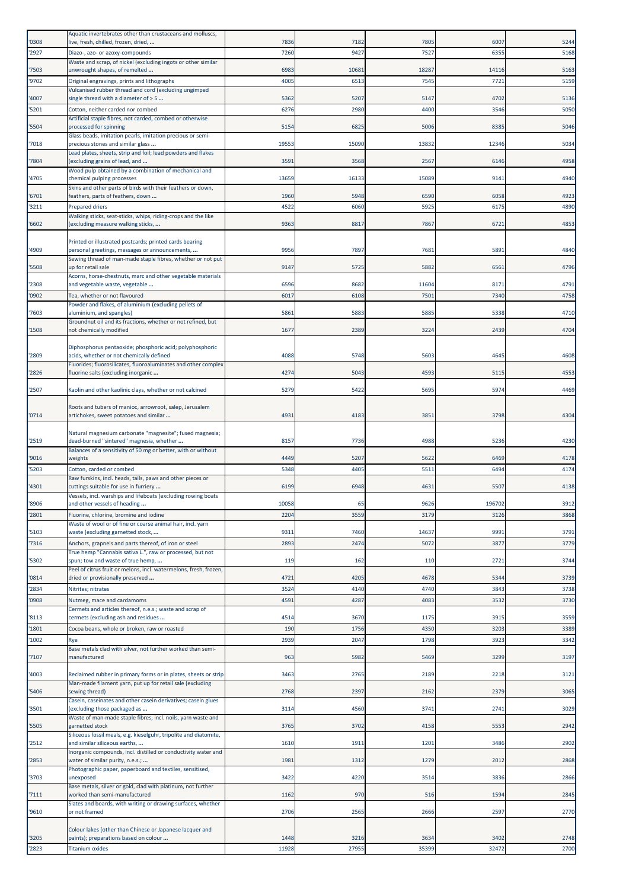| '0308 | Aquatic invertebrates other than crustaceans and molluscs, live, fresh, chilled, frozen, dried, ... | 7836 | 7182 | 7805 | 6007 | 5244 |
|---|---|---|---|---|---|---|
| '2927 | Diazo-, azo- or azoxy-compounds | 7260 | 9427 | 7527 | 6355 | 5168 |
| '7503 | Waste and scrap, of nickel (excluding ingots or other similar unwrought shapes, of remelted ... | 6983 | 10681 | 18287 | 14116 | 5163 |
| '9702 | Original engravings, prints and lithographs | 4005 | 6513 | 7545 | 7721 | 5159 |
| '4007 | Vulcanised rubber thread and cord (excluding ungimped single thread with a diameter of > 5 ... | 5362 | 5207 | 5147 | 4702 | 5136 |
| '5201 | Cotton, neither carded nor combed | 6276 | 2980 | 4400 | 3546 | 5050 |
| '5504 | Artificial staple fibres, not carded, combed or otherwise processed for spinning | 5154 | 6825 | 5006 | 8385 | 5046 |
| '7018 | Glass beads, imitation pearls, imitation precious or semi-precious stones and similar glass ... | 19553 | 15090 | 13832 | 12346 | 5034 |
| '7804 | Lead plates, sheets, strip and foil; lead powders and flakes (excluding grains of lead, and ... | 3591 | 3568 | 2567 | 6146 | 4958 |
| '4705 | Wood pulp obtained by a combination of mechanical and chemical pulping processes | 13659 | 16133 | 15089 | 9141 | 4940 |
| '6701 | Skins and other parts of birds with their feathers or down, feathers, parts of feathers, down ... | 1960 | 5948 | 6590 | 6058 | 4923 |
| '3211 | Prepared driers | 4522 | 6060 | 5925 | 6175 | 4890 |
| '6602 | Walking sticks, seat-sticks, whips, riding-crops and the like (excluding measure walking sticks, ... | 9363 | 8817 | 7867 | 6721 | 4853 |
| '4909 | Printed or illustrated postcards; printed cards bearing personal greetings, messages or announcements, ... | 9956 | 7897 | 7681 | 5891 | 4840 |
| '5508 | Sewing thread of man-made staple fibres, whether or not put up for retail sale | 9147 | 5725 | 5882 | 6561 | 4796 |
| '2308 | Acorns, horse-chestnuts, marc and other vegetable materials and vegetable waste, vegetable ... | 6596 | 8682 | 11604 | 8171 | 4791 |
| '0902 | Tea, whether or not flavoured | 6017 | 6108 | 7501 | 7340 | 4758 |
| '7603 | Powder and flakes, of aluminium (excluding pellets of aluminium, and spangles) | 5861 | 5883 | 5885 | 5338 | 4710 |
| '1508 | Groundnut oil and its fractions, whether or not refined, but not chemically modified | 1677 | 2389 | 3224 | 2439 | 4704 |
| '2809 | Diphosphorus pentaoxide; phosphoric acid; polyphosphoric acids, whether or not chemically defined | 4088 | 5748 | 5603 | 4645 | 4608 |
| '2826 | Fluorides; fluorosilicates, fluoroaluminates and other complex fluorine salts (excluding inorganic ... | 4274 | 5043 | 4593 | 5115 | 4553 |
| '2507 | Kaolin and other kaolinic clays, whether or not calcined | 5279 | 5422 | 5695 | 5974 | 4469 |
| '0714 | Roots and tubers of manioc, arrowroot, salep, Jerusalem artichokes, sweet potatoes and similar ... | 4931 | 4183 | 3851 | 3798 | 4304 |
| '2519 | Natural magnesium carbonate "magnesite"; fused magnesia; dead-burned "sintered" magnesia, whether ... | 8157 | 7736 | 4988 | 5236 | 4230 |
| '9016 | Balances of a sensitivity of 50 mg or better, with or without weights | 4449 | 5207 | 5622 | 6469 | 4178 |
| '5203 | Cotton, carded or combed | 5348 | 4405 | 5511 | 6494 | 4174 |
| '4301 | Raw furskins, incl. heads, tails, paws and other pieces or cuttings suitable for use in furriery ... | 6199 | 6948 | 4631 | 5507 | 4138 |
| '8906 | Vessels, incl. warships and lifeboats (excluding rowing boats and other vessels of heading ... | 10058 | 65 | 9626 | 196702 | 3912 |
| '2801 | Fluorine, chlorine, bromine and iodine | 2204 | 3559 | 3179 | 3126 | 3868 |
| '5103 | Waste of wool or of fine or coarse animal hair, incl. yarn waste (excluding garnetted stock, ... | 9311 | 7460 | 14637 | 9991 | 3791 |
| '7316 | Anchors, grapnels and parts thereof, of iron or steel | 2893 | 2474 | 5072 | 3877 | 3779 |
| '5302 | True hemp "Cannabis sativa L.", raw or processed, but not spun; tow and waste of true hemp, ... | 119 | 162 | 110 | 2721 | 3744 |
| '0814 | Peel of citrus fruit or melons, incl. watermelons, fresh, frozen, dried or provisionally preserved ... | 4721 | 4205 | 4678 | 5344 | 3739 |
| '2834 | Nitrites; nitrates | 3524 | 4140 | 4740 | 3843 | 3738 |
| '0908 | Nutmeg, mace and cardamoms | 4591 | 4287 | 4083 | 3532 | 3730 |
| '8113 | Cermets and articles thereof, n.e.s.; waste and scrap of cermets (excluding ash and residues ... | 4514 | 3670 | 1175 | 3915 | 3559 |
| '1801 | Cocoa beans, whole or broken, raw or roasted | 190 | 1756 | 4350 | 3203 | 3389 |
| '1002 | Rye | 2939 | 2047 | 1798 | 3923 | 3342 |
| '7107 | Base metals clad with silver, not further worked than semi-manufactured | 963 | 5982 | 5469 | 3299 | 3197 |
| '4003 | Reclaimed rubber in primary forms or in plates, sheets or strip | 3463 | 2765 | 2189 | 2218 | 3121 |
| '5406 | Man-made filament yarn, put up for retail sale (excluding sewing thread) | 2768 | 2397 | 2162 | 2379 | 3065 |
| '3501 | Casein, caseinates and other casein derivatives; casein glues (excluding those packaged as ... | 3114 | 4560 | 3741 | 2741 | 3029 |
| '5505 | Waste of man-made staple fibres, incl. noils, yarn waste and garnetted stock | 3765 | 3702 | 4158 | 5553 | 2942 |
| '2512 | Siliceous fossil meals, e.g. kieselguhr, tripolite and diatomite, and similar siliceous earths, ... | 1610 | 1911 | 1201 | 3486 | 2902 |
| '2853 | Inorganic compounds, incl. distilled or conductivity water and water of similar purity, n.e.s.; ... | 1981 | 1312 | 1279 | 2012 | 2868 |
| '3703 | Photographic paper, paperboard and textiles, sensitised, unexposed | 3422 | 4220 | 3514 | 3836 | 2866 |
| '7111 | Base metals, silver or gold, clad with platinum, not further worked than semi-manufactured | 1162 | 970 | 516 | 1594 | 2845 |
| '9610 | Slates and boards, with writing or drawing surfaces, whether or not framed | 2706 | 2565 | 2666 | 2597 | 2770 |
| '3205 | Colour lakes (other than Chinese or Japanese lacquer and paints); preparations based on colour ... | 1448 | 3216 | 3634 | 3402 | 2748 |
| '2823 | Titanium oxides | 11928 | 27955 | 35399 | 32472 | 2700 |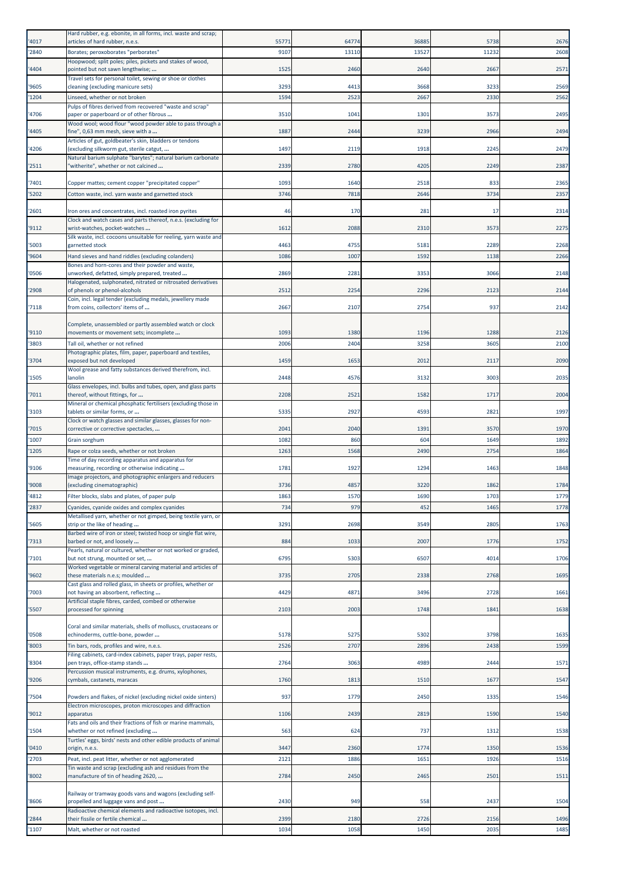| '4017 | Hard rubber, e.g. ebonite, in all forms, incl. waste and scrap; articles of hard rubber, n.e.s. | 55771 | 64774 | 36885 | 5738 | 2676 |
|---|---|---|---|---|---|---|
| '2840 | Borates; peroxoborates "perborates" | 9107 | 13110 | 13527 | 11232 | 2608 |
| '4404 | Hoopwood; split poles; piles, pickets and stakes of wood, pointed but not sawn lengthwise; ... | 1525 | 2460 | 2640 | 2667 | 2571 |
| '9605 | Travel sets for personal toilet, sewing or shoe or clothes cleaning (excluding manicure sets) | 3293 | 4413 | 3668 | 3233 | 2569 |
| '1204 | Linseed, whether or not broken | 1594 | 2523 | 2667 | 2330 | 2562 |
| '4706 | Pulps of fibres derived from recovered "waste and scrap" paper or paperboard or of other fibrous ... | 3510 | 1041 | 1301 | 3573 | 2495 |
| '4405 | Wood wool; wood flour "wood powder able to pass through a fine", 0,63 mm mesh, sieve with a ... | 1887 | 2444 | 3239 | 2966 | 2494 |
| '4206 | Articles of gut, goldbeater's skin, bladders or tendons (excluding silkworm gut, sterile catgut, ... | 1497 | 2119 | 1918 | 2245 | 2479 |
| '2511 | Natural barium sulphate "barytes"; natural barium carbonate "witherite", whether or not calcined ... | 2339 | 2780 | 4205 | 2249 | 2387 |
| '7401 | Copper mattes; cement copper "precipitated copper" | 1093 | 1640 | 2518 | 833 | 2365 |
| '5202 | Cotton waste, incl. yarn waste and garnetted stock | 3746 | 7818 | 2646 | 3734 | 2357 |
| '2601 | Iron ores and concentrates, incl. roasted iron pyrites | 46 | 170 | 281 | 17 | 2314 |
| '9112 | Clock and watch cases and parts thereof, n.e.s. (excluding for wrist-watches, pocket-watches ... | 1612 | 2088 | 2310 | 3573 | 2275 |
| '5003 | Silk waste, incl. cocoons unsuitable for reeling, yarn waste and garnetted stock | 4463 | 4755 | 5181 | 2289 | 2268 |
| '9604 | Hand sieves and hand riddles (excluding colanders) | 1086 | 1007 | 1592 | 1138 | 2266 |
| '0506 | Bones and horn-cores and their powder and waste, unworked, defatted, simply prepared, treated ... | 2869 | 2281 | 3353 | 3066 | 2148 |
| '2908 | Halogenated, sulphonated, nitrated or nitrosated derivatives of phenols or phenol-alcohols | 2512 | 2254 | 2296 | 2123 | 2144 |
| '7118 | Coin, incl. legal tender (excluding medals, jewellery made from coins, collectors' items of ... | 2667 | 2107 | 2754 | 937 | 2142 |
| '9110 | Complete, unassembled or partly assembled watch or clock movements or movement sets; incomplete ... | 1093 | 1380 | 1196 | 1288 | 2126 |
| '3803 | Tall oil, whether or not refined | 2006 | 2404 | 3258 | 3605 | 2100 |
| '3704 | Photographic plates, film, paper, paperboard and textiles, exposed but not developed | 1459 | 1653 | 2012 | 2117 | 2090 |
| '1505 | Wool grease and fatty substances derived therefrom, incl. lanolin | 2448 | 4576 | 3132 | 3003 | 2035 |
| '7011 | Glass envelopes, incl. bulbs and tubes, open, and glass parts thereof, without fittings, for ... | 2208 | 2521 | 1582 | 1717 | 2004 |
| '3103 | Mineral or chemical phosphatic fertilisers (excluding those in tablets or similar forms, or ... | 5335 | 2927 | 4593 | 2821 | 1997 |
| '7015 | Clock or watch glasses and similar glasses, glasses for non-corrective or corrective spectacles, ... | 2041 | 2040 | 1391 | 3570 | 1970 |
| '1007 | Grain sorghum | 1082 | 860 | 604 | 1649 | 1892 |
| '1205 | Rape or colza seeds, whether or not broken | 1263 | 1568 | 2490 | 2754 | 1864 |
| '9106 | Time of day recording apparatus and apparatus for measuring, recording or otherwise indicating ... | 1781 | 1927 | 1294 | 1463 | 1848 |
| '9008 | Image projectors, and photographic enlargers and reducers (excluding cinematographic) | 3736 | 4857 | 3220 | 1862 | 1784 |
| '4812 | Filter blocks, slabs and plates, of paper pulp | 1863 | 1570 | 1690 | 1703 | 1779 |
| '2837 | Cyanides, cyanide oxides and complex cyanides | 734 | 979 | 452 | 1465 | 1778 |
| '5605 | Metallised yarn, whether or not gimped, being textile yarn, or strip or the like of heading ... | 3291 | 2698 | 3549 | 2805 | 1763 |
| '7313 | Barbed wire of iron or steel; twisted hoop or single flat wire, barbed or not, and loosely ... | 884 | 1033 | 2007 | 1776 | 1752 |
| '7101 | Pearls, natural or cultured, whether or not worked or graded, but not strung, mounted or set, ... | 6795 | 5303 | 6507 | 4014 | 1706 |
| '9602 | Worked vegetable or mineral carving material and articles of these materials n.e.s; moulded ... | 3735 | 2705 | 2338 | 2768 | 1695 |
| '7003 | Cast glass and rolled glass, in sheets or profiles, whether or not having an absorbent, reflecting ... | 4429 | 4871 | 3496 | 2728 | 1661 |
| '5507 | Artificial staple fibres, carded, combed or otherwise processed for spinning | 2103 | 2003 | 1748 | 1841 | 1638 |
| '0508 | Coral and similar materials, shells of molluscs, crustaceans or echinoderms, cuttle-bone, powder ... | 5178 | 5275 | 5302 | 3798 | 1635 |
| '8003 | Tin bars, rods, profiles and wire, n.e.s. | 2526 | 2707 | 2896 | 2438 | 1599 |
| '8304 | Filing cabinets, card-index cabinets, paper trays, paper rests, pen trays, office-stamp stands ... | 2764 | 3063 | 4989 | 2444 | 1571 |
| '9206 | Percussion musical instruments, e.g. drums, xylophones, cymbals, castanets, maracas | 1760 | 1813 | 1510 | 1677 | 1547 |
| '7504 | Powders and flakes, of nickel (excluding nickel oxide sinters) | 937 | 1779 | 2450 | 1335 | 1546 |
| '9012 | Electron microscopes, proton microscopes and diffraction apparatus | 1106 | 2439 | 2819 | 1590 | 1540 |
| '1504 | Fats and oils and their fractions of fish or marine mammals, whether or not refined (excluding ... | 563 | 624 | 737 | 1312 | 1538 |
| '0410 | Turtles' eggs, birds' nests and other edible products of animal origin, n.e.s. | 3447 | 2360 | 1774 | 1350 | 1536 |
| '2703 | Peat, incl. peat litter, whether or not agglomerated | 2121 | 1886 | 1651 | 1926 | 1516 |
| '8002 | Tin waste and scrap (excluding ash and residues from the manufacture of tin of heading 2620, ... | 2784 | 2450 | 2465 | 2501 | 1511 |
| '8606 | Railway or tramway goods vans and wagons (excluding self-propelled and luggage vans and post ... | 2430 | 949 | 558 | 2437 | 1504 |
| '2844 | Radioactive chemical elements and radioactive isotopes, incl. their fissile or fertile chemical ... | 2399 | 2180 | 2726 | 2156 | 1496 |
| '1107 | Malt, whether or not roasted | 1034 | 1058 | 1450 | 2035 | 1485 |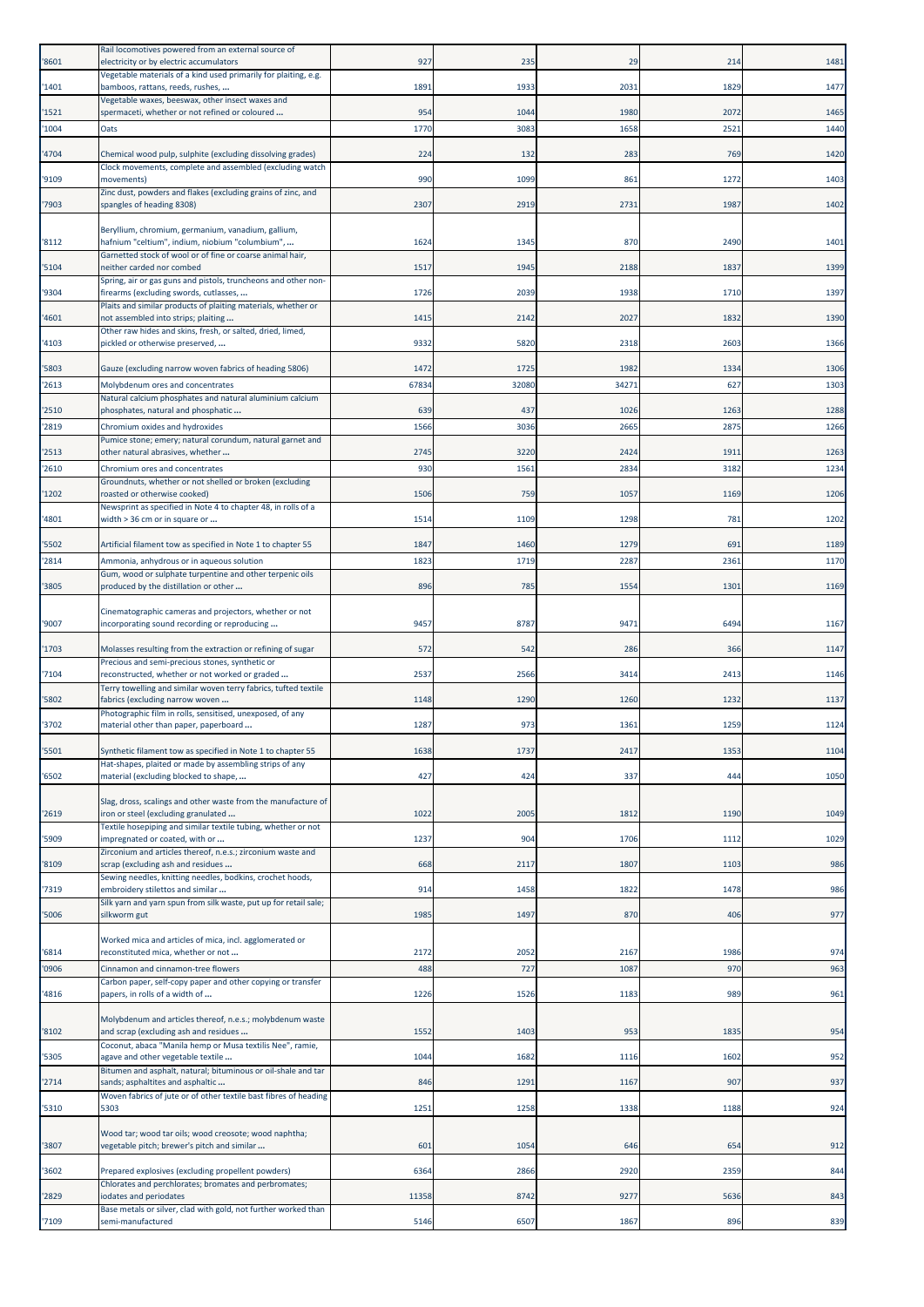| | | | | | | |
|---|---|---|---|---|---|---|
| '8601 | Rail locomotives powered from an external source of electricity or by electric accumulators | 927 | 235 | 29 | 214 | 1481 |
| '1401 | Vegetable materials of a kind used primarily for plaiting, e.g. bamboos, rattans, reeds, rushes, ... | 1891 | 1933 | 2031 | 1829 | 1477 |
| '1521 | Vegetable waxes, beeswax, other insect waxes and spermaceti, whether or not refined or coloured ... | 954 | 1044 | 1980 | 2072 | 1465 |
| '1004 | Oats | 1770 | 3083 | 1658 | 2521 | 1440 |
| '4704 | Chemical wood pulp, sulphite (excluding dissolving grades) | 224 | 132 | 283 | 769 | 1420 |
| '9109 | Clock movements, complete and assembled (excluding watch movements) | 990 | 1099 | 861 | 1272 | 1403 |
| '7903 | Zinc dust, powders and flakes (excluding grains of zinc, and spangles of heading 8308) | 2307 | 2919 | 2731 | 1987 | 1402 |
| '8112 | Beryllium, chromium, germanium, vanadium, gallium, hafnium "celtium", indium, niobium "columbium", ... | 1624 | 1345 | 870 | 2490 | 1401 |
| '5104 | Garnetted stock of wool or of fine or coarse animal hair, neither carded nor combed | 1517 | 1945 | 2188 | 1837 | 1399 |
| '9304 | Spring, air or gas guns and pistols, truncheons and other non-firearms (excluding swords, cutlasses, ... | 1726 | 2039 | 1938 | 1710 | 1397 |
| '4601 | Plaits and similar products of plaiting materials, whether or not assembled into strips; plaiting ... | 1415 | 2142 | 2027 | 1832 | 1390 |
| '4103 | Other raw hides and skins, fresh, or salted, dried, limed, pickled or otherwise preserved, ... | 9332 | 5820 | 2318 | 2603 | 1366 |
| '5803 | Gauze (excluding narrow woven fabrics of heading 5806) | 1472 | 1725 | 1982 | 1334 | 1306 |
| '2613 | Molybdenum ores and concentrates | 67834 | 32080 | 34271 | 627 | 1303 |
| '2510 | Natural calcium phosphates and natural aluminium calcium phosphates, natural and phosphatic ... | 639 | 437 | 1026 | 1263 | 1288 |
| '2819 | Chromium oxides and hydroxides | 1566 | 3036 | 2665 | 2875 | 1266 |
| '2513 | Pumice stone; emery; natural corundum, natural garnet and other natural abrasives, whether ... | 2745 | 3220 | 2424 | 1911 | 1263 |
| '2610 | Chromium ores and concentrates | 930 | 1561 | 2834 | 3182 | 1234 |
| '1202 | Groundnuts, whether or not shelled or broken (excluding roasted or otherwise cooked) | 1506 | 759 | 1057 | 1169 | 1206 |
| '4801 | Newsprint as specified in Note 4 to chapter 48, in rolls of a width > 36 cm or in square or ... | 1514 | 1109 | 1298 | 781 | 1202 |
| '5502 | Artificial filament tow as specified in Note 1 to chapter 55 | 1847 | 1460 | 1279 | 691 | 1189 |
| '2814 | Ammonia, anhydrous or in aqueous solution | 1823 | 1719 | 2287 | 2361 | 1170 |
| '3805 | Gum, wood or sulphate turpentine and other terpenic oils produced by the distillation or other ... | 896 | 785 | 1554 | 1301 | 1169 |
| '9007 | Cinematographic cameras and projectors, whether or not incorporating sound recording or reproducing ... | 9457 | 8787 | 9471 | 6494 | 1167 |
| '1703 | Molasses resulting from the extraction or refining of sugar | 572 | 542 | 286 | 366 | 1147 |
| '7104 | Precious and semi-precious stones, synthetic or reconstructed, whether or not worked or graded ... | 2537 | 2566 | 3414 | 2413 | 1146 |
| '5802 | Terry towelling and similar woven terry fabrics, tufted textile fabrics (excluding narrow woven ... | 1148 | 1290 | 1260 | 1232 | 1137 |
| '3702 | Photographic film in rolls, sensitised, unexposed, of any material other than paper, paperboard ... | 1287 | 973 | 1361 | 1259 | 1124 |
| '5501 | Synthetic filament tow as specified in Note 1 to chapter 55 | 1638 | 1737 | 2417 | 1353 | 1104 |
| '6502 | Hat-shapes, plaited or made by assembling strips of any material (excluding blocked to shape, ... | 427 | 424 | 337 | 444 | 1050 |
| '2619 | Slag, dross, scalings and other waste from the manufacture of iron or steel (excluding granulated ... | 1022 | 2005 | 1812 | 1190 | 1049 |
| '5909 | Textile hosepiping and similar textile tubing, whether or not impregnated or coated, with or ... | 1237 | 904 | 1706 | 1112 | 1029 |
| '8109 | Zirconium and articles thereof, n.e.s.; zirconium waste and scrap (excluding ash and residues ... | 668 | 2117 | 1807 | 1103 | 986 |
| '7319 | Sewing needles, knitting needles, bodkins, crochet hoods, embroidery stilettos and similar ... | 914 | 1458 | 1822 | 1478 | 986 |
| '5006 | Silk yarn and yarn spun from silk waste, put up for retail sale; silkworm gut | 1985 | 1497 | 870 | 406 | 977 |
| '6814 | Worked mica and articles of mica, incl. agglomerated or reconstituted mica, whether or not ... | 2172 | 2052 | 2167 | 1986 | 974 |
| '0906 | Cinnamon and cinnamon-tree flowers | 488 | 727 | 1087 | 970 | 963 |
| '4816 | Carbon paper, self-copy paper and other copying or transfer papers, in rolls of a width of ... | 1226 | 1526 | 1183 | 989 | 961 |
| '8102 | Molybdenum and articles thereof, n.e.s.; molybdenum waste and scrap (excluding ash and residues ... | 1552 | 1403 | 953 | 1835 | 954 |
| '5305 | Coconut, abaca "Manila hemp or Musa textilis Nee", ramie, agave and other vegetable textile ... | 1044 | 1682 | 1116 | 1602 | 952 |
| '2714 | Bitumen and asphalt, natural; bituminous or oil-shale and tar sands; asphaltites and asphaltic ... | 846 | 1291 | 1167 | 907 | 937 |
| '5310 | Woven fabrics of jute or of other textile bast fibres of heading 5303 | 1251 | 1258 | 1338 | 1188 | 924 |
| '3807 | Wood tar; wood tar oils; wood creosote; wood naphtha; vegetable pitch; brewer's pitch and similar ... | 601 | 1054 | 646 | 654 | 912 |
| '3602 | Prepared explosives (excluding propellent powders) | 6364 | 2866 | 2920 | 2359 | 844 |
| '2829 | Chlorates and perchlorates; bromates and perbromates; iodates and periodates | 11358 | 8742 | 9277 | 5636 | 843 |
| '7109 | Base metals or silver, clad with gold, not further worked than semi-manufactured | 5146 | 6507 | 1867 | 896 | 839 |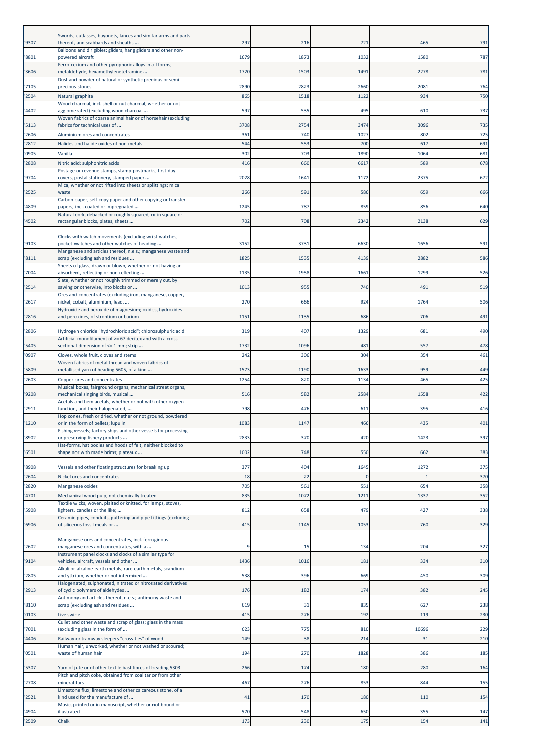| '9307 | Swords, cutlasses, bayonets, lances and similar arms and parts thereof, and scabbards and sheaths ... | 297 | 216 | 721 | 465 | 791 |
|---|---|---|---|---|---|---|
| '8801 | Balloons and dirigibles; gliders, hang gliders and other non-powered aircraft | 1679 | 1873 | 1032 | 1580 | 787 |
| '3606 | Ferro-cerium and other pyrophoric alloys in all forms; metaldehyde, hexamethylenetetramine ... | 1720 | 1503 | 1491 | 2278 | 781 |
| '7105 | Dust and powder of natural or synthetic precious or semi-precious stones | 2890 | 2823 | 2660 | 2081 | 764 |
| '2504 | Natural graphite | 865 | 1518 | 1122 | 934 | 750 |
| '4402 | Wood charcoal, incl. shell or nut charcoal, whether or not agglomerated (excluding wood charcoal ... | 597 | 535 | 495 | 610 | 737 |
| '5113 | Woven fabrics of coarse animal hair or of horsehair (excluding fabrics for technical uses of ... | 3708 | 2754 | 3474 | 3096 | 735 |
| '2606 | Aluminium ores and concentrates | 361 | 740 | 1027 | 802 | 725 |
| '2812 | Halides and halide oxides of non-metals | 544 | 553 | 700 | 617 | 691 |
| '0905 | Vanilla | 302 | 703 | 1890 | 1064 | 681 |
| '2808 | Nitric acid; sulphonitric acids | 416 | 660 | 6617 | 589 | 678 |
| '9704 | Postage or revenue stamps, stamp-postmarks, first-day covers, postal stationery, stamped paper ... | 2028 | 1641 | 1172 | 2375 | 672 |
| '2525 | Mica, whether or not rifted into sheets or splittings; mica waste | 266 | 591 | 586 | 659 | 666 |
| '4809 | Carbon paper, self-copy paper and other copying or transfer papers, incl. coated or impregnated ... | 1245 | 787 | 859 | 856 | 640 |
| '4502 | Natural cork, debacked or roughly squared, or in square or rectangular blocks, plates, sheets ... | 702 | 708 | 2342 | 2138 | 629 |
| '9103 | Clocks with watch movements (excluding wrist-watches, pocket-watches and other watches of heading ... | 3152 | 3731 | 6630 | 1656 | 591 |
| '8111 | Manganese and articles thereof, n.e.s.; manganese waste and scrap (excluding ash and residues ... | 1825 | 1535 | 4139 | 2882 | 586 |
| '7004 | Sheets of glass, drawn or blown, whether or not having an absorbent, reflecting or non-reflecting ... | 1135 | 1958 | 1661 | 1299 | 526 |
| '2514 | Slate, whether or not roughly trimmed or merely cut, by sawing or otherwise, into blocks or ... | 1013 | 955 | 740 | 491 | 519 |
| '2617 | Ores and concentrates (excluding iron, manganese, copper, nickel, cobalt, aluminium, lead, ... | 270 | 666 | 924 | 1764 | 506 |
| '2816 | Hydroxide and peroxide of magnesium; oxides, hydroxides and peroxides, of strontium or barium | 1151 | 1135 | 686 | 706 | 491 |
| '2806 | Hydrogen chloride "hydrochloric acid"; chlorosulphuric acid | 319 | 407 | 1329 | 681 | 490 |
| '5405 | Artificial monofilament of >= 67 decitex and with a cross sectional dimension of <= 1 mm; strip ... | 1732 | 1096 | 481 | 557 | 478 |
| '0907 | Cloves, whole fruit, cloves and stems | 242 | 306 | 304 | 354 | 461 |
| '5809 | Woven fabrics of metal thread and woven fabrics of metallised yarn of heading 5605, of a kind ... | 1573 | 1190 | 1633 | 959 | 449 |
| '2603 | Copper ores and concentrates | 1254 | 820 | 1134 | 465 | 425 |
| '9208 | Musical boxes, fairground organs, mechanical street organs, mechanical singing birds, musical ... | 516 | 582 | 2584 | 1558 | 422 |
| '2911 | Acetals and hemiacetals, whether or not with other oxygen function, and their halogenated, ... | 798 | 476 | 611 | 395 | 416 |
| '1210 | Hop cones, fresh or dried, whether or not ground, powdered or in the form of pellets; lupulin | 1083 | 1147 | 466 | 435 | 401 |
| '8902 | Fishing vessels; factory ships and other vessels for processing or preserving fishery products ... | 2833 | 370 | 420 | 1423 | 397 |
| '6501 | Hat-forms, hat bodies and hoods of felt, neither blocked to shape nor with made brims; plateaux ... | 1002 | 748 | 550 | 662 | 383 |
| '8908 | Vessels and other floating structures for breaking up | 377 | 404 | 1645 | 1272 | 375 |
| '2604 | Nickel ores and concentrates | 18 | 22 | 0 | 1 | 370 |
| '2820 | Manganese oxides | 705 | 561 | 551 | 654 | 358 |
| '4701 | Mechanical wood pulp, not chemically treated | 835 | 1072 | 1211 | 1337 | 352 |
| '5908 | Textile wicks, woven, plaited or knitted, for lamps, stoves, lighters, candles or the like; ... | 812 | 658 | 479 | 427 | 338 |
| '6906 | Ceramic pipes, conduits, guttering and pipe fittings (excluding of siliceous fossil meals or ... | 415 | 1145 | 1053 | 760 | 329 |
| '2602 | Manganese ores and concentrates, incl. ferruginous manganese ores and concentrates, with a ... | 9 | 15 | 134 | 204 | 327 |
| '9104 | Instrument panel clocks and clocks of a similar type for vehicles, aircraft, vessels and other ... | 1436 | 1016 | 181 | 334 | 310 |
| '2805 | Alkali or alkaline-earth metals; rare-earth metals, scandium and yttrium, whether or not intermixed ... | 538 | 396 | 669 | 450 | 309 |
| '2913 | Halogenated, sulphonated, nitrated or nitrosated derivatives of cyclic polymers of aldehydes ... | 176 | 182 | 174 | 382 | 245 |
| '8110 | Antimony and articles thereof, n.e.s.; antimony waste and scrap (excluding ash and residues ... | 619 | 31 | 835 | 627 | 238 |
| '0103 | Live swine | 415 | 276 | 192 | 119 | 230 |
| '7001 | Cullet and other waste and scrap of glass; glass in the mass (excluding glass in the form of ... | 623 | 775 | 810 | 10696 | 229 |
| '4406 | Railway or tramway sleepers "cross-ties" of wood | 149 | 38 | 214 | 31 | 210 |
| '0501 | Human hair, unworked, whether or not washed or scoured; waste of human hair | 194 | 270 | 1828 | 386 | 185 |
| '5307 | Yarn of jute or of other textile bast fibres of heading 5303 | 266 | 174 | 180 | 280 | 164 |
| '2708 | Pitch and pitch coke, obtained from coal tar or from other mineral tars | 467 | 276 | 853 | 844 | 155 |
| '2521 | Limestone flux; limestone and other calcareous stone, of a kind used for the manufacture of ... | 41 | 170 | 180 | 110 | 154 |
| '4904 | Music, printed or in manuscript, whether or not bound or illustrated | 570 | 548 | 650 | 355 | 147 |
| '2509 | Chalk | 173 | 230 | 175 | 154 | 141 |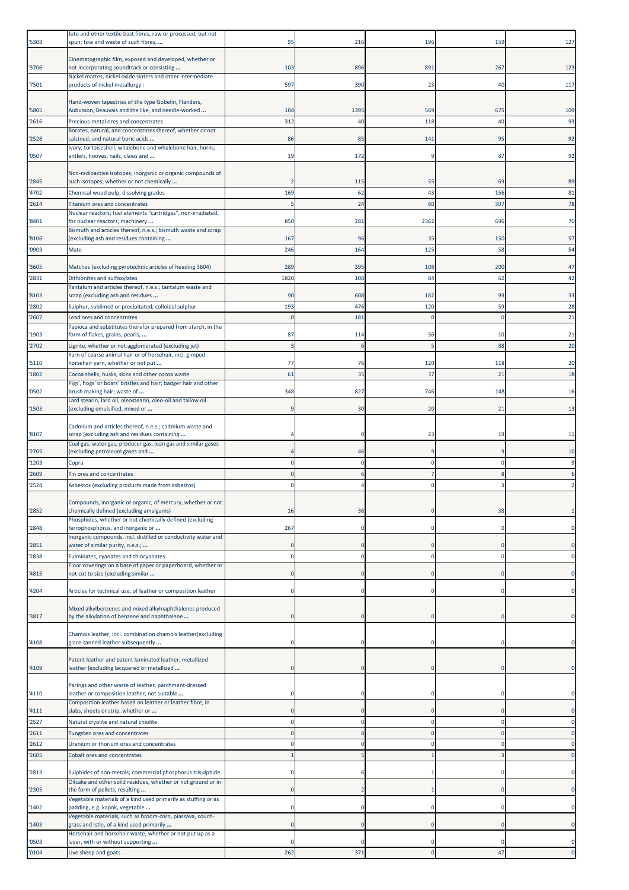| '5303 | Jute and other textile bast fibres, raw or processed, but not spun; tow and waste of such fibres, ... | 95 | 216 | 196 | 159 | 127 |
|---|---|---|---|---|---|---|
| '3706 | Cinematographic film, exposed and developed, whether or not incorporating soundtrack or consisting ... | 103 | 896 | 891 | 267 | 123 |
| '7501 | Nickel mattes, nickel oxide sinters and other intermediate products of nickel metallurgy : | 597 | 390 | 23 | 40 | 117 |
| '5805 | Hand-woven tapestries of the type Gobelin, Flanders, Aubusson, Beauvais and the like, and needle-worked ... | 104 | 1395 | 569 | 675 | 109 |
| '2616 | Precious-metal ores and concentrates | 312 | 40 | 118 | 40 | 93 |
| '2528 | Borates, natural, and concentrates thereof, whether or not calcined, and natural boric acids ... | 86 | 85 | 141 | 95 | 92 |
| '0507 | Ivory, tortoiseshell, whalebone and whalebone hair, horns, antlers, hooves, nails, claws and ... | 19 | 172 | 9 | 87 | 92 |
| '2845 | Non-radioactive isotopes; inorganic or organic compounds of such isotopes, whether or not chemically ... | 2 | 115 | 55 | 69 | 89 |
| '4702 | Chemical wood pulp, dissolving grades | 169 | 62 | 43 | 156 | 81 |
| '2614 | Titanium ores and concentrates | 5 | 24 | 60 | 307 | 78 |
| '8401 | Nuclear reactors; fuel elements "cartridges", non-irradiated, for nuclear reactors; machinery ... | 850 | 281 | 2362 | 696 | 70 |
| '8106 | Bismuth and articles thereof, n.e.s.; bismuth waste and scrap (excluding ash and residues containing ... | 167 | 96 | 35 | 150 | 57 |
| '0903 | Mate | 246 | 164 | 125 | 58 | 54 |
| '3605 | Matches (excluding pyrotechnic articles of heading 3604) | 289 | 395 | 108 | 200 | 47 |
| '2831 | Dithionites and sulfoxylates | 1820 | 108 | 84 | 62 | 42 |
| '8103 | Tantalum and articles thereof, n.e.s.; tantalum waste and scrap (excluding ash and residues ... | 90 | 608 | 182 | 99 | 33 |
| '2802 | Sulphur, sublimed or precipitated; colloidal sulphur | 193 | 476 | 120 | 59 | 28 |
| '2607 | Lead ores and concentrates | 0 | 181 | 0 | 0 | 21 |
| '1903 | Tapioca and substitutes therefor prepared from starch, in the form of flakes, grains, pearls, ... | 87 | 114 | 56 | 10 | 21 |
| '2702 | Lignite, whether or not agglomerated (excluding jet) | 3 | 6 | 5 | 88 | 20 |
| '5110 | Yarn of coarse animal hair or of horsehair, incl. gimped horsehair yarn, whether or not put ... | 77 | 76 | 120 | 118 | 20 |
| '1802 | Cocoa shells, husks, skins and other cocoa waste | 61 | 35 | 37 | 21 | 18 |
| '0502 | Pigs', hogs' or boars' bristles and hair; badger hair and other brush making hair; waste of ... | 348 | 827 | 746 | 148 | 16 |
| '1503 | Lard stearin, lard oil, oleostearin, oleo-oil and tallow oil (excluding emulsified, mixed or ... | 9 | 30 | 20 | 21 | 13 |
| '8107 | Cadmium and articles thereof, n.e.s.; cadmium waste and scrap (excluding ash and residues containing ... | 4 | 0 | 23 | 19 | 11 |
| '2705 | Coal gas, water gas, producer gas, lean gas and similar gases (excluding petroleum gases and ... | 4 | 46 | 9 | 9 | 10 |
| '1203 | Copra | 0 | 0 | 0 | 0 | 9 |
| '2609 | Tin ores and concentrates | 0 | 6 | 7 | 8 | 6 |
| '2524 | Asbestos (excluding products made from asbestos) | 0 | 4 | 0 | 3 | 2 |
| '2852 | Compounds, inorganic or organic, of mercury, whether or not chemically defined (excluding amalgams) | 16 | 36 | 0 | 38 | 1 |
| '2848 | Phosphides, whether or not chemically defined (excluding ferrophosphorus, and inorganic or ... | 267 | 0 | 0 | 0 | 0 |
| '2851 | Inorganic compounds, incl. distilled or conductivity water and water of similar purity, n.e.s.; ... | 0 | 0 | 0 | 0 | 0 |
| '2838 | Fulminates, cyanates and thiocyanates | 0 | 0 | 0 | 0 | 0 |
| '4815 | Floor coverings on a base of paper or paperboard, whether or not cut to size (excluding similar ... | 0 | 0 | 0 | 0 | 0 |
| '4204 | Articles for technical use, of leather or composition leather | 0 | 0 | 0 | 0 | 0 |
| '3817 | Mixed alkylbenzenes and mixed alkylnaphthalenes produced by the alkylation of benzene and naphthalene ... | 0 | 0 | 0 | 0 | 0 |
| '4108 | Chamois leather, incl. combination chamois leather(excluding glace-tanned leather subsequently ... | 0 | 0 | 0 | 0 | 0 |
| '4109 | Patent leather and patent laminated leather; metallized leather (excluding lacquered or metallized ... | 0 | 0 | 0 | 0 | 0 |
| '4110 | Parings and other waste of leather, parchment-dressed leather or composition leather, not suitable ... | 0 | 0 | 0 | 0 | 0 |
| '4111 | Composition leather based on leather or leather fibre, in slabs, sheets or strip, whether or ... | 0 | 0 | 0 | 0 | 0 |
| '2527 | Natural cryolite and natural chiolite | 0 | 0 | 0 | 0 | 0 |
| '2611 | Tungsten ores and concentrates | 0 | 8 | 0 | 0 | 0 |
| '2612 | Uranium or thorium ores and concentrates | 0 | 0 | 0 | 0 | 0 |
| '2605 | Cobalt ores and concentrates | 1 | 5 | 1 | 3 | 0 |
| '2813 | Sulphides of non-metals; commercial phosphorus trisulphide | 0 | 6 | 1 | 0 | 0 |
| '2305 | Oilcake and other solid residues, whether or not ground or in the form of pellets, resulting ... | 0 | 2 | 1 | 0 | 0 |
| '1402 | Vegetable materials of a kind used primarily as stuffing or as padding, e.g. kapok, vegetable ... | 0 | 0 | 0 | 0 | 0 |
| '1403 | Vegetable materials, such as broom-corn, piassava, couch-grass and istle, of a kind used primarily ... | 0 | 0 | 0 | 0 | 0 |
| '0503 | Horsehair and horsehair waste, whether or not put up as a layer, with or without supporting ... | 0 | 0 | 0 | 0 | 0 |
| '0104 | Live sheep and goats | 262 | 371 | 0 | 47 | 0 |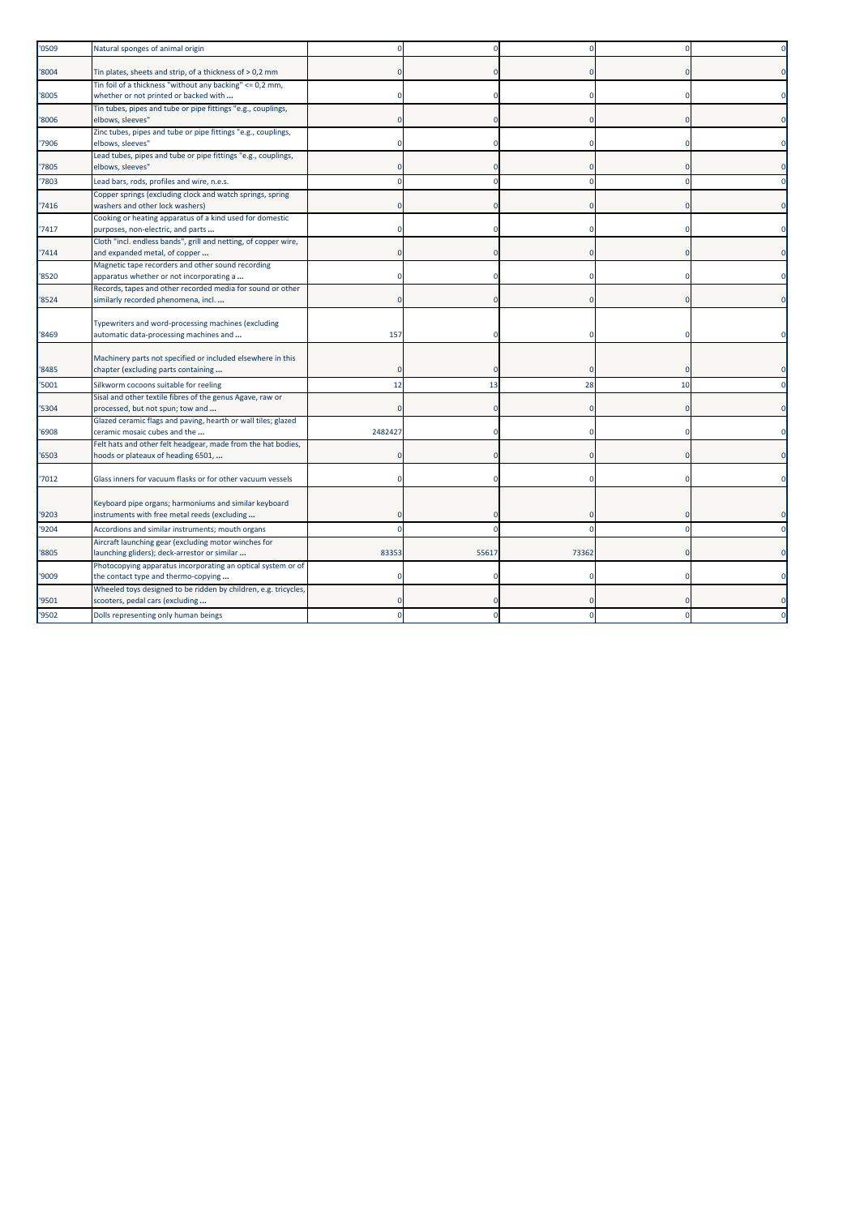| | | | | | | |
|---|---|---|---|---|---|---|
| '0509 | Natural sponges of animal origin | 0 | 0 | 0 | 0 | 0 |
| '8004 | Tin plates, sheets and strip, of a thickness of > 0,2 mm | 0 | 0 | 0 | 0 | 0 |
| '8005 | Tin foil of a thickness "without any backing" <= 0,2 mm, whether or not printed or backed with ... | 0 | 0 | 0 | 0 | 0 |
| '8006 | Tin tubes, pipes and tube or pipe fittings "e.g., couplings, elbows, sleeves" | 0 | 0 | 0 | 0 | 0 |
| '7906 | Zinc tubes, pipes and tube or pipe fittings "e.g., couplings, elbows, sleeves" | 0 | 0 | 0 | 0 | 0 |
| '7805 | Lead tubes, pipes and tube or pipe fittings "e.g., couplings, elbows, sleeves" | 0 | 0 | 0 | 0 | 0 |
| '7803 | Lead bars, rods, profiles and wire, n.e.s. | 0 | 0 | 0 | 0 | 0 |
| '7416 | Copper springs (excluding clock and watch springs, spring washers and other lock washers) | 0 | 0 | 0 | 0 | 0 |
| '7417 | Cooking or heating apparatus of a kind used for domestic purposes, non-electric, and parts ... | 0 | 0 | 0 | 0 | 0 |
| '7414 | Cloth "incl. endless bands", grill and netting, of copper wire, and expanded metal, of copper ... | 0 | 0 | 0 | 0 | 0 |
| '8520 | Magnetic tape recorders and other sound recording apparatus whether or not incorporating a ... | 0 | 0 | 0 | 0 | 0 |
| '8524 | Records, tapes and other recorded media for sound or other similarly recorded phenomena, incl. ... | 0 | 0 | 0 | 0 | 0 |
| '8469 | Typewriters and word-processing machines (excluding automatic data-processing machines and ... | 157 | 0 | 0 | 0 | 0 |
| '8485 | Machinery parts not specified or included elsewhere in this chapter (excluding parts containing ... | 0 | 0 | 0 | 0 | 0 |
| '5001 | Silkworm cocoons suitable for reeling | 12 | 13 | 28 | 10 | 0 |
| '5304 | Sisal and other textile fibres of the genus Agave, raw or processed, but not spun; tow and ... | 0 | 0 | 0 | 0 | 0 |
| '6908 | Glazed ceramic flags and paving, hearth or wall tiles; glazed ceramic mosaic cubes and the ... | 2482427 | 0 | 0 | 0 | 0 |
| '6503 | Felt hats and other felt headgear, made from the hat bodies, hoods or plateaux of heading 6501, ... | 0 | 0 | 0 | 0 | 0 |
| '7012 | Glass inners for vacuum flasks or for other vacuum vessels | 0 | 0 | 0 | 0 | 0 |
| '9203 | Keyboard pipe organs; harmoniums and similar keyboard instruments with free metal reeds (excluding ... | 0 | 0 | 0 | 0 | 0 |
| '9204 | Accordions and similar instruments; mouth organs | 0 | 0 | 0 | 0 | 0 |
| '8805 | Aircraft launching gear (excluding motor winches for launching gliders); deck-arrestor or similar ... | 83353 | 55617 | 73362 | 0 | 0 |
| '9009 | Photocopying apparatus incorporating an optical system or of the contact type and thermo-copying ... | 0 | 0 | 0 | 0 | 0 |
| '9501 | Wheeled toys designed to be ridden by children, e.g. tricycles, scooters, pedal cars (excluding ... | 0 | 0 | 0 | 0 | 0 |
| '9502 | Dolls representing only human beings | 0 | 0 | 0 | 0 | 0 |